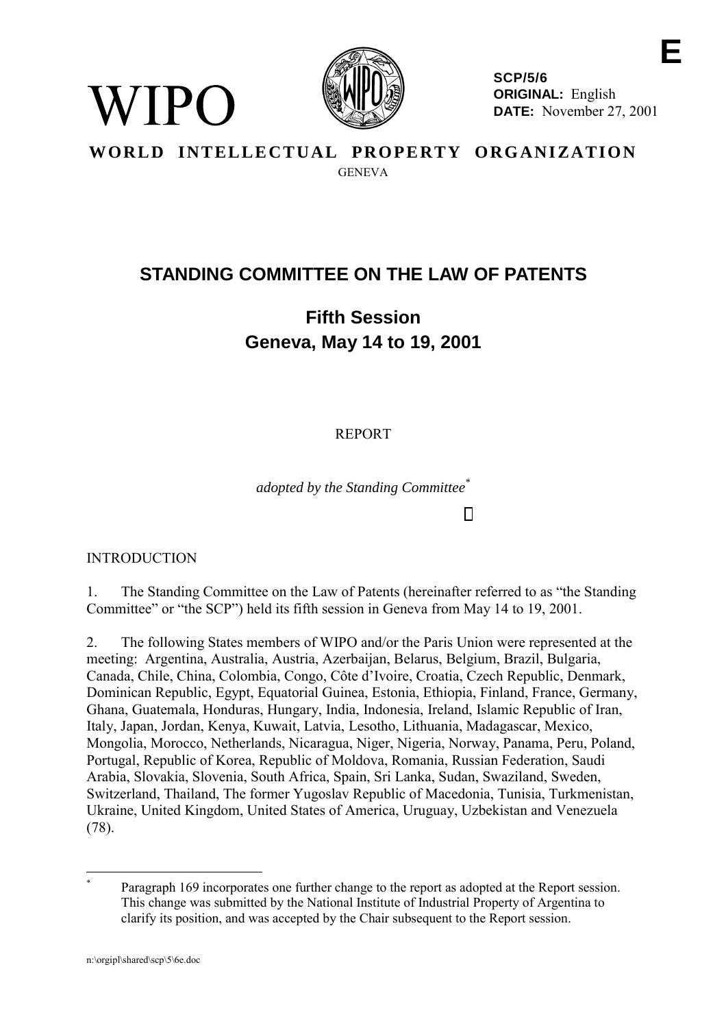**SCP/5/6**
**ORIGINAL:** English
**DATE:** November 27, 2001

E

WIPO

**WORLD INTELLECTUAL PROPERTY ORGANIZATION**

GENEVA

# STANDING COMMITTEE ON THE LAW OF PATENTS

## Fifth Session
## Geneva, May 14 to 19, 2001

REPORT

*adopted by the Standing Committee*[*]

INTRODUCTION

1. The Standing Committee on the Law of Patents (hereinafter referred to as "the Standing Committee" or "the SCP") held its fifth session in Geneva from May 14 to 19, 2001.

2. The following States members of WIPO and/or the Paris Union were represented at the meeting: Argentina, Australia, Austria, Azerbaijan, Belarus, Belgium, Brazil, Bulgaria, Canada, Chile, China, Colombia, Congo, Côte d'Ivoire, Croatia, Czech Republic, Denmark, Dominican Republic, Egypt, Equatorial Guinea, Estonia, Ethiopia, Finland, France, Germany, Ghana, Guatemala, Honduras, Hungary, India, Indonesia, Ireland, Islamic Republic of Iran, Italy, Japan, Jordan, Kenya, Kuwait, Latvia, Lesotho, Lithuania, Madagascar, Mexico, Mongolia, Morocco, Netherlands, Nicaragua, Niger, Nigeria, Norway, Panama, Peru, Poland, Portugal, Republic of Korea, Republic of Moldova, Romania, Russian Federation, Saudi Arabia, Slovakia, Slovenia, South Africa, Spain, Sri Lanka, Sudan, Swaziland, Sweden, Switzerland, Thailand, The former Yugoslav Republic of Macedonia, Tunisia, Turkmenistan, Ukraine, United Kingdom, United States of America, Uruguay, Uzbekistan and Venezuela (78).

[*] Paragraph 169 incorporates one further change to the report as adopted at the Report session. This change was submitted by the National Institute of Industrial Property of Argentina to clarify its position, and was accepted by the Chair subsequent to the Report session.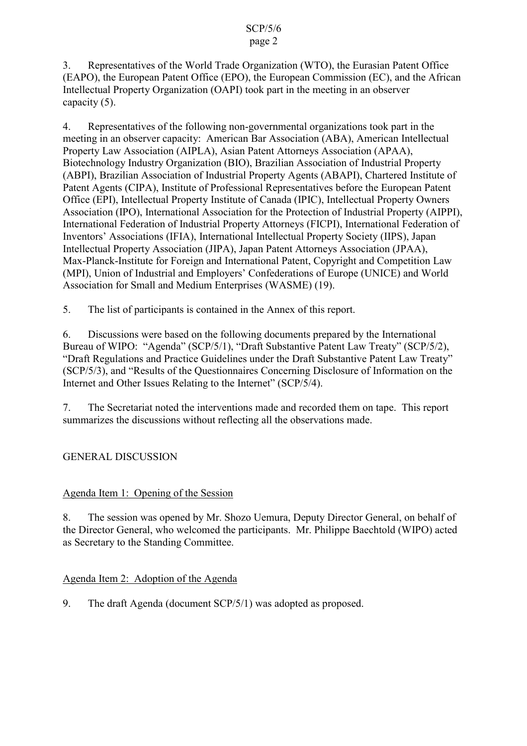3. Representatives of the World Trade Organization (WTO), the Eurasian Patent Office (EAPO), the European Patent Office (EPO), the European Commission (EC), and the African Intellectual Property Organization (OAPI) took part in the meeting in an observer capacity (5).

4. Representatives of the following non-governmental organizations took part in the meeting in an observer capacity: American Bar Association (ABA), American Intellectual Property Law Association (AIPLA), Asian Patent Attorneys Association (APAA), Biotechnology Industry Organization (BIO), Brazilian Association of Industrial Property (ABPI), Brazilian Association of Industrial Property Agents (ABAPI), Chartered Institute of Patent Agents (CIPA), Institute of Professional Representatives before the European Patent Office (EPI), Intellectual Property Institute of Canada (IPIC), Intellectual Property Owners Association (IPO), International Association for the Protection of Industrial Property (AIPPI), International Federation of Industrial Property Attorneys (FICPI), International Federation of Inventors' Associations (IFIA), International Intellectual Property Society (IIPS), Japan Intellectual Property Association (JIPA), Japan Patent Attorneys Association (JPAA), Max-Planck-Institute for Foreign and International Patent, Copyright and Competition Law (MPI), Union of Industrial and Employers' Confederations of Europe (UNICE) and World Association for Small and Medium Enterprises (WASME) (19).

5. The list of participants is contained in the Annex of this report.

6. Discussions were based on the following documents prepared by the International Bureau of WIPO: "Agenda" (SCP/5/1), "Draft Substantive Patent Law Treaty" (SCP/5/2), "Draft Regulations and Practice Guidelines under the Draft Substantive Patent Law Treaty" (SCP/5/3), and "Results of the Questionnaires Concerning Disclosure of Information on the Internet and Other Issues Relating to the Internet" (SCP/5/4).

7. The Secretariat noted the interventions made and recorded them on tape. This report summarizes the discussions without reflecting all the observations made.

## GENERAL DISCUSSION

### Agenda Item 1: Opening of the Session

8. The session was opened by Mr. Shozo Uemura, Deputy Director General, on behalf of the Director General, who welcomed the participants. Mr. Philippe Baechtold (WIPO) acted as Secretary to the Standing Committee.

### Agenda Item 2: Adoption of the Agenda

9. The draft Agenda (document SCP/5/1) was adopted as proposed.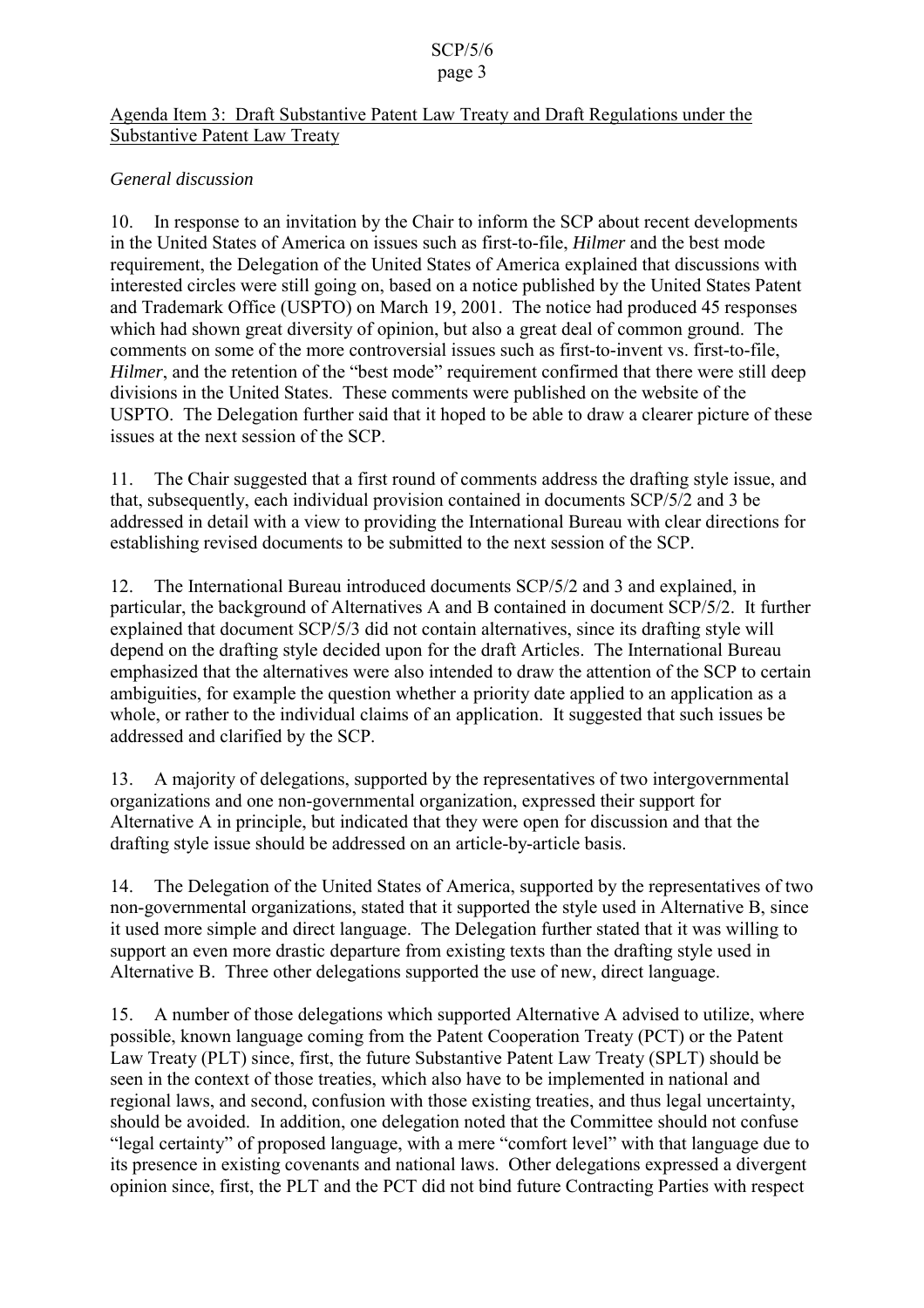Agenda Item 3: Draft Substantive Patent Law Treaty and Draft Regulations under the Substantive Patent Law Treaty

*General discussion*

10. In response to an invitation by the Chair to inform the SCP about recent developments in the United States of America on issues such as first-to-file, *Hilmer* and the best mode requirement, the Delegation of the United States of America explained that discussions with interested circles were still going on, based on a notice published by the United States Patent and Trademark Office (USPTO) on March 19, 2001. The notice had produced 45 responses which had shown great diversity of opinion, but also a great deal of common ground. The comments on some of the more controversial issues such as first-to-invent vs. first-to-file, *Hilmer*, and the retention of the "best mode" requirement confirmed that there were still deep divisions in the United States. These comments were published on the website of the USPTO. The Delegation further said that it hoped to be able to draw a clearer picture of these issues at the next session of the SCP.

11. The Chair suggested that a first round of comments address the drafting style issue, and that, subsequently, each individual provision contained in documents SCP/5/2 and 3 be addressed in detail with a view to providing the International Bureau with clear directions for establishing revised documents to be submitted to the next session of the SCP.

12. The International Bureau introduced documents SCP/5/2 and 3 and explained, in particular, the background of Alternatives A and B contained in document SCP/5/2. It further explained that document SCP/5/3 did not contain alternatives, since its drafting style will depend on the drafting style decided upon for the draft Articles. The International Bureau emphasized that the alternatives were also intended to draw the attention of the SCP to certain ambiguities, for example the question whether a priority date applied to an application as a whole, or rather to the individual claims of an application. It suggested that such issues be addressed and clarified by the SCP.

13. A majority of delegations, supported by the representatives of two intergovernmental organizations and one non-governmental organization, expressed their support for Alternative A in principle, but indicated that they were open for discussion and that the drafting style issue should be addressed on an article-by-article basis.

14. The Delegation of the United States of America, supported by the representatives of two non-governmental organizations, stated that it supported the style used in Alternative B, since it used more simple and direct language. The Delegation further stated that it was willing to support an even more drastic departure from existing texts than the drafting style used in Alternative B. Three other delegations supported the use of new, direct language.

15. A number of those delegations which supported Alternative A advised to utilize, where possible, known language coming from the Patent Cooperation Treaty (PCT) or the Patent Law Treaty (PLT) since, first, the future Substantive Patent Law Treaty (SPLT) should be seen in the context of those treaties, which also have to be implemented in national and regional laws, and second, confusion with those existing treaties, and thus legal uncertainty, should be avoided. In addition, one delegation noted that the Committee should not confuse "legal certainty" of proposed language, with a mere "comfort level" with that language due to its presence in existing covenants and national laws. Other delegations expressed a divergent opinion since, first, the PLT and the PCT did not bind future Contracting Parties with respect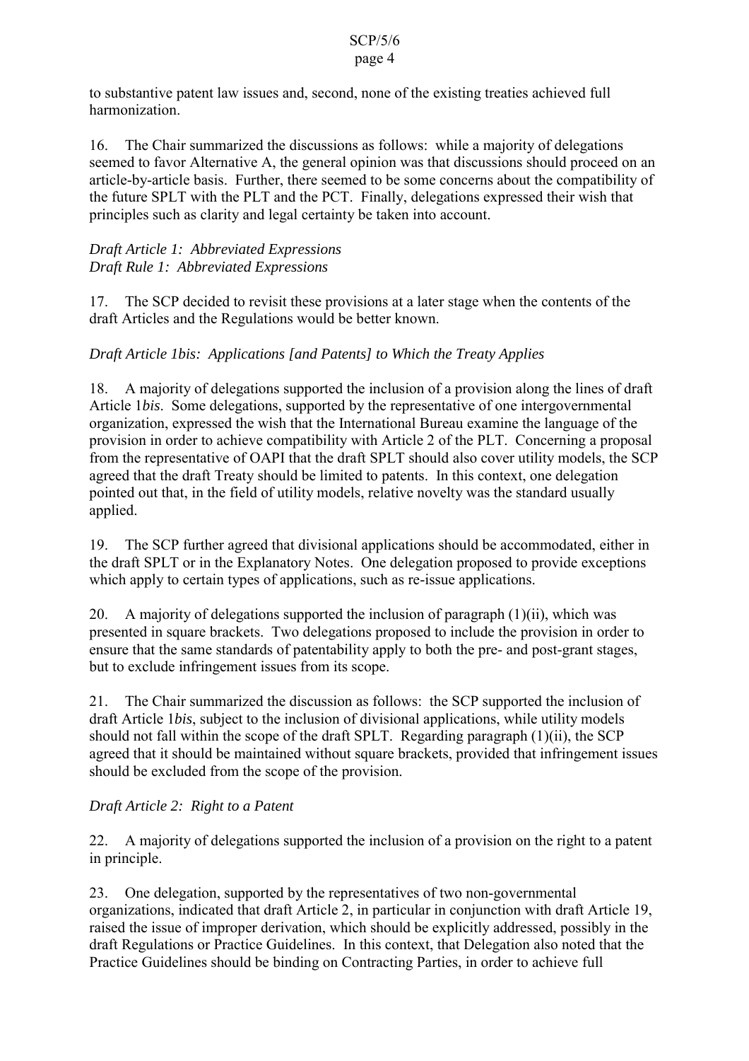to substantive patent law issues and, second, none of the existing treaties achieved full harmonization.

16. The Chair summarized the discussions as follows: while a majority of delegations seemed to favor Alternative A, the general opinion was that discussions should proceed on an article-by-article basis. Further, there seemed to be some concerns about the compatibility of the future SPLT with the PLT and the PCT. Finally, delegations expressed their wish that principles such as clarity and legal certainty be taken into account.

*Draft Article 1: Abbreviated Expressions*
*Draft Rule 1: Abbreviated Expressions*

17. The SCP decided to revisit these provisions at a later stage when the contents of the draft Articles and the Regulations would be better known.

*Draft Article 1bis: Applications [and Patents] to Which the Treaty Applies*

18. A majority of delegations supported the inclusion of a provision along the lines of draft Article 1*bis*. Some delegations, supported by the representative of one intergovernmental organization, expressed the wish that the International Bureau examine the language of the provision in order to achieve compatibility with Article 2 of the PLT. Concerning a proposal from the representative of OAPI that the draft SPLT should also cover utility models, the SCP agreed that the draft Treaty should be limited to patents. In this context, one delegation pointed out that, in the field of utility models, relative novelty was the standard usually applied.

19. The SCP further agreed that divisional applications should be accommodated, either in the draft SPLT or in the Explanatory Notes. One delegation proposed to provide exceptions which apply to certain types of applications, such as re-issue applications.

20. A majority of delegations supported the inclusion of paragraph (1)(ii), which was presented in square brackets. Two delegations proposed to include the provision in order to ensure that the same standards of patentability apply to both the pre- and post-grant stages, but to exclude infringement issues from its scope.

21. The Chair summarized the discussion as follows: the SCP supported the inclusion of draft Article 1*bis*, subject to the inclusion of divisional applications, while utility models should not fall within the scope of the draft SPLT. Regarding paragraph (1)(ii), the SCP agreed that it should be maintained without square brackets, provided that infringement issues should be excluded from the scope of the provision.

*Draft Article 2: Right to a Patent*

22. A majority of delegations supported the inclusion of a provision on the right to a patent in principle.

23. One delegation, supported by the representatives of two non-governmental organizations, indicated that draft Article 2, in particular in conjunction with draft Article 19, raised the issue of improper derivation, which should be explicitly addressed, possibly in the draft Regulations or Practice Guidelines. In this context, that Delegation also noted that the Practice Guidelines should be binding on Contracting Parties, in order to achieve full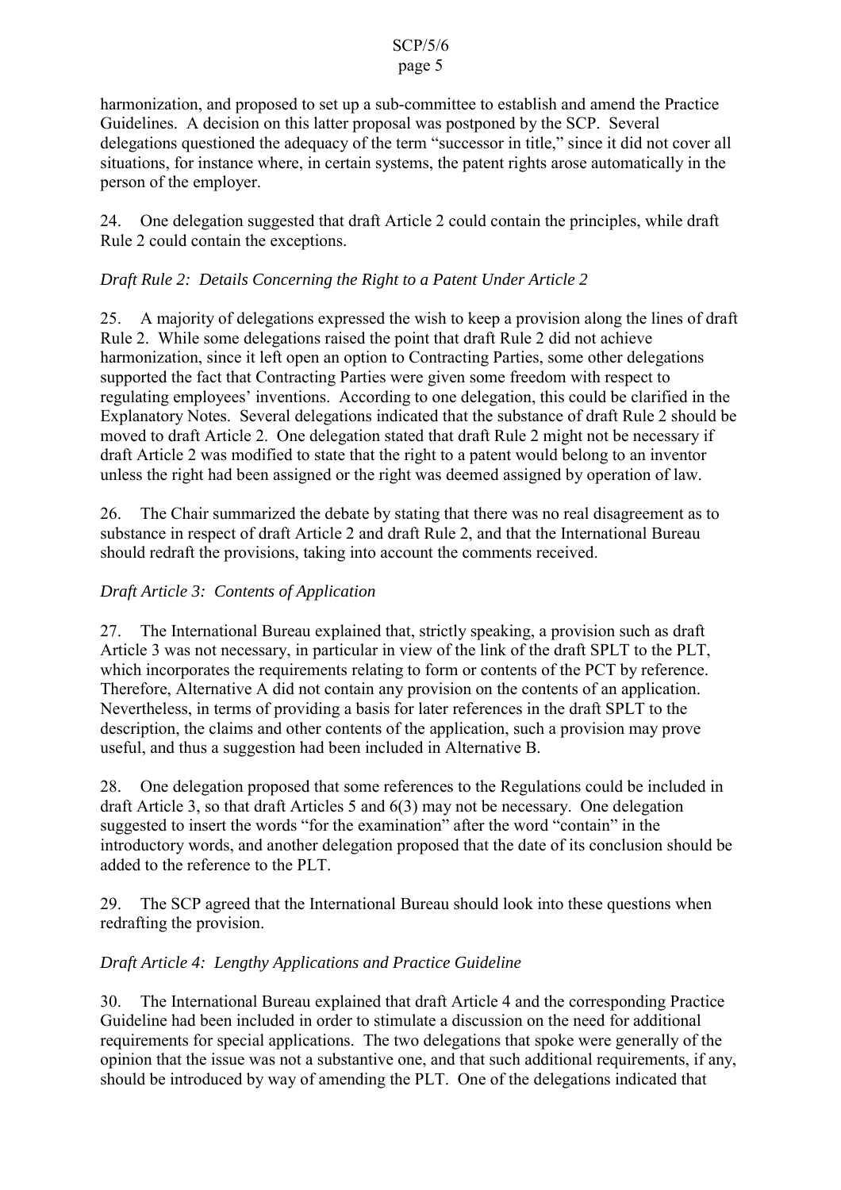harmonization, and proposed to set up a sub-committee to establish and amend the Practice Guidelines. A decision on this latter proposal was postponed by the SCP. Several delegations questioned the adequacy of the term "successor in title," since it did not cover all situations, for instance where, in certain systems, the patent rights arose automatically in the person of the employer.

24. One delegation suggested that draft Article 2 could contain the principles, while draft Rule 2 could contain the exceptions.

*Draft Rule 2: Details Concerning the Right to a Patent Under Article 2*

25. A majority of delegations expressed the wish to keep a provision along the lines of draft Rule 2. While some delegations raised the point that draft Rule 2 did not achieve harmonization, since it left open an option to Contracting Parties, some other delegations supported the fact that Contracting Parties were given some freedom with respect to regulating employees' inventions. According to one delegation, this could be clarified in the Explanatory Notes. Several delegations indicated that the substance of draft Rule 2 should be moved to draft Article 2. One delegation stated that draft Rule 2 might not be necessary if draft Article 2 was modified to state that the right to a patent would belong to an inventor unless the right had been assigned or the right was deemed assigned by operation of law.

26. The Chair summarized the debate by stating that there was no real disagreement as to substance in respect of draft Article 2 and draft Rule 2, and that the International Bureau should redraft the provisions, taking into account the comments received.

*Draft Article 3: Contents of Application*

27. The International Bureau explained that, strictly speaking, a provision such as draft Article 3 was not necessary, in particular in view of the link of the draft SPLT to the PLT, which incorporates the requirements relating to form or contents of the PCT by reference. Therefore, Alternative A did not contain any provision on the contents of an application. Nevertheless, in terms of providing a basis for later references in the draft SPLT to the description, the claims and other contents of the application, such a provision may prove useful, and thus a suggestion had been included in Alternative B.

28. One delegation proposed that some references to the Regulations could be included in draft Article 3, so that draft Articles 5 and 6(3) may not be necessary. One delegation suggested to insert the words "for the examination" after the word "contain" in the introductory words, and another delegation proposed that the date of its conclusion should be added to the reference to the PLT.

29. The SCP agreed that the International Bureau should look into these questions when redrafting the provision.

*Draft Article 4: Lengthy Applications and Practice Guideline*

30. The International Bureau explained that draft Article 4 and the corresponding Practice Guideline had been included in order to stimulate a discussion on the need for additional requirements for special applications. The two delegations that spoke were generally of the opinion that the issue was not a substantive one, and that such additional requirements, if any, should be introduced by way of amending the PLT. One of the delegations indicated that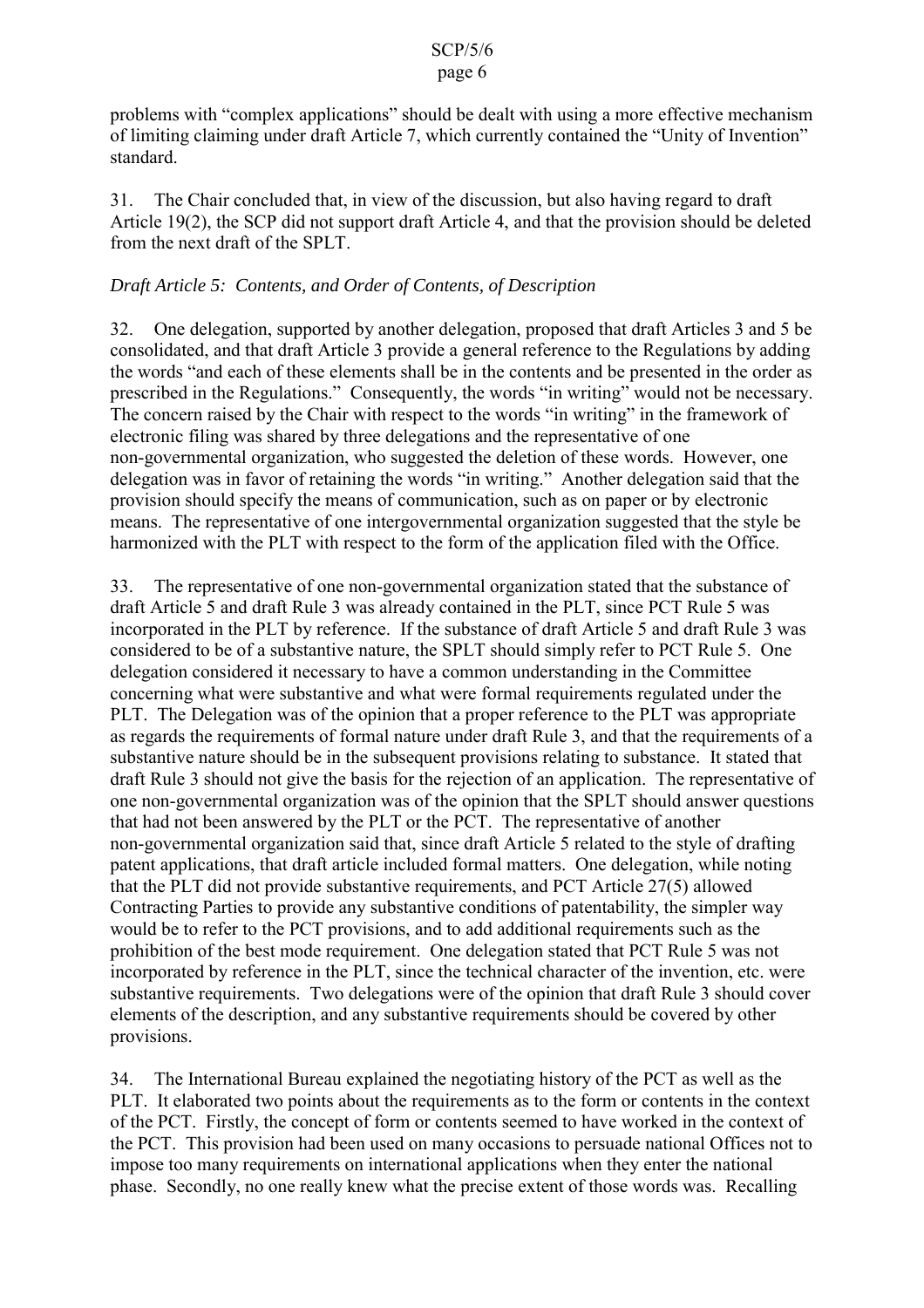problems with "complex applications" should be dealt with using a more effective mechanism of limiting claiming under draft Article 7, which currently contained the "Unity of Invention" standard.

31. The Chair concluded that, in view of the discussion, but also having regard to draft Article 19(2), the SCP did not support draft Article 4, and that the provision should be deleted from the next draft of the SPLT.

*Draft Article 5: Contents, and Order of Contents, of Description*

32. One delegation, supported by another delegation, proposed that draft Articles 3 and 5 be consolidated, and that draft Article 3 provide a general reference to the Regulations by adding the words "and each of these elements shall be in the contents and be presented in the order as prescribed in the Regulations." Consequently, the words "in writing" would not be necessary. The concern raised by the Chair with respect to the words "in writing" in the framework of electronic filing was shared by three delegations and the representative of one non-governmental organization, who suggested the deletion of these words. However, one delegation was in favor of retaining the words "in writing." Another delegation said that the provision should specify the means of communication, such as on paper or by electronic means. The representative of one intergovernmental organization suggested that the style be harmonized with the PLT with respect to the form of the application filed with the Office.

33. The representative of one non-governmental organization stated that the substance of draft Article 5 and draft Rule 3 was already contained in the PLT, since PCT Rule 5 was incorporated in the PLT by reference. If the substance of draft Article 5 and draft Rule 3 was considered to be of a substantive nature, the SPLT should simply refer to PCT Rule 5. One delegation considered it necessary to have a common understanding in the Committee concerning what were substantive and what were formal requirements regulated under the PLT. The Delegation was of the opinion that a proper reference to the PLT was appropriate as regards the requirements of formal nature under draft Rule 3, and that the requirements of a substantive nature should be in the subsequent provisions relating to substance. It stated that draft Rule 3 should not give the basis for the rejection of an application. The representative of one non-governmental organization was of the opinion that the SPLT should answer questions that had not been answered by the PLT or the PCT. The representative of another non-governmental organization said that, since draft Article 5 related to the style of drafting patent applications, that draft article included formal matters. One delegation, while noting that the PLT did not provide substantive requirements, and PCT Article 27(5) allowed Contracting Parties to provide any substantive conditions of patentability, the simpler way would be to refer to the PCT provisions, and to add additional requirements such as the prohibition of the best mode requirement. One delegation stated that PCT Rule 5 was not incorporated by reference in the PLT, since the technical character of the invention, etc. were substantive requirements. Two delegations were of the opinion that draft Rule 3 should cover elements of the description, and any substantive requirements should be covered by other provisions.

34. The International Bureau explained the negotiating history of the PCT as well as the PLT. It elaborated two points about the requirements as to the form or contents in the context of the PCT. Firstly, the concept of form or contents seemed to have worked in the context of the PCT. This provision had been used on many occasions to persuade national Offices not to impose too many requirements on international applications when they enter the national phase. Secondly, no one really knew what the precise extent of those words was. Recalling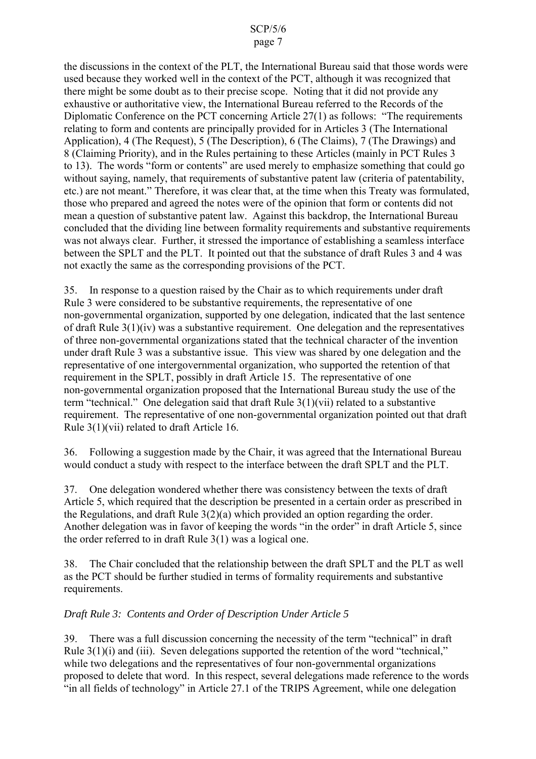the discussions in the context of the PLT, the International Bureau said that those words were used because they worked well in the context of the PCT, although it was recognized that there might be some doubt as to their precise scope. Noting that it did not provide any exhaustive or authoritative view, the International Bureau referred to the Records of the Diplomatic Conference on the PCT concerning Article 27(1) as follows: "The requirements relating to form and contents are principally provided for in Articles 3 (The International Application), 4 (The Request), 5 (The Description), 6 (The Claims), 7 (The Drawings) and 8 (Claiming Priority), and in the Rules pertaining to these Articles (mainly in PCT Rules 3 to 13). The words "form or contents" are used merely to emphasize something that could go without saying, namely, that requirements of substantive patent law (criteria of patentability, etc.) are not meant." Therefore, it was clear that, at the time when this Treaty was formulated, those who prepared and agreed the notes were of the opinion that form or contents did not mean a question of substantive patent law. Against this backdrop, the International Bureau concluded that the dividing line between formality requirements and substantive requirements was not always clear. Further, it stressed the importance of establishing a seamless interface between the SPLT and the PLT. It pointed out that the substance of draft Rules 3 and 4 was not exactly the same as the corresponding provisions of the PCT.

35. In response to a question raised by the Chair as to which requirements under draft Rule 3 were considered to be substantive requirements, the representative of one non-governmental organization, supported by one delegation, indicated that the last sentence of draft Rule 3(1)(iv) was a substantive requirement. One delegation and the representatives of three non-governmental organizations stated that the technical character of the invention under draft Rule 3 was a substantive issue. This view was shared by one delegation and the representative of one intergovernmental organization, who supported the retention of that requirement in the SPLT, possibly in draft Article 15. The representative of one non-governmental organization proposed that the International Bureau study the use of the term "technical." One delegation said that draft Rule 3(1)(vii) related to a substantive requirement. The representative of one non-governmental organization pointed out that draft Rule 3(1)(vii) related to draft Article 16.

36. Following a suggestion made by the Chair, it was agreed that the International Bureau would conduct a study with respect to the interface between the draft SPLT and the PLT.

37. One delegation wondered whether there was consistency between the texts of draft Article 5, which required that the description be presented in a certain order as prescribed in the Regulations, and draft Rule 3(2)(a) which provided an option regarding the order. Another delegation was in favor of keeping the words "in the order" in draft Article 5, since the order referred to in draft Rule 3(1) was a logical one.

38. The Chair concluded that the relationship between the draft SPLT and the PLT as well as the PCT should be further studied in terms of formality requirements and substantive requirements.

*Draft Rule 3: Contents and Order of Description Under Article 5*

39. There was a full discussion concerning the necessity of the term "technical" in draft Rule 3(1)(i) and (iii). Seven delegations supported the retention of the word "technical," while two delegations and the representatives of four non-governmental organizations proposed to delete that word. In this respect, several delegations made reference to the words "in all fields of technology" in Article 27.1 of the TRIPS Agreement, while one delegation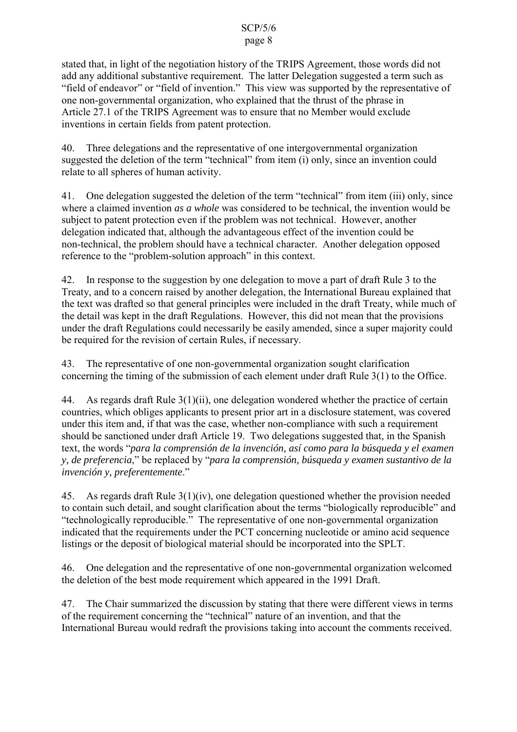stated that, in light of the negotiation history of the TRIPS Agreement, those words did not add any additional substantive requirement. The latter Delegation suggested a term such as "field of endeavor" or "field of invention." This view was supported by the representative of one non-governmental organization, who explained that the thrust of the phrase in Article 27.1 of the TRIPS Agreement was to ensure that no Member would exclude inventions in certain fields from patent protection.

40. Three delegations and the representative of one intergovernmental organization suggested the deletion of the term "technical" from item (i) only, since an invention could relate to all spheres of human activity.

41. One delegation suggested the deletion of the term "technical" from item (iii) only, since where a claimed invention *as a whole* was considered to be technical, the invention would be subject to patent protection even if the problem was not technical. However, another delegation indicated that, although the advantageous effect of the invention could be non-technical, the problem should have a technical character. Another delegation opposed reference to the "problem-solution approach" in this context.

42. In response to the suggestion by one delegation to move a part of draft Rule 3 to the Treaty, and to a concern raised by another delegation, the International Bureau explained that the text was drafted so that general principles were included in the draft Treaty, while much of the detail was kept in the draft Regulations. However, this did not mean that the provisions under the draft Regulations could necessarily be easily amended, since a super majority could be required for the revision of certain Rules, if necessary.

43. The representative of one non-governmental organization sought clarification concerning the timing of the submission of each element under draft Rule 3(1) to the Office.

44. As regards draft Rule 3(1)(ii), one delegation wondered whether the practice of certain countries, which obliges applicants to present prior art in a disclosure statement, was covered under this item and, if that was the case, whether non-compliance with such a requirement should be sanctioned under draft Article 19. Two delegations suggested that, in the Spanish text, the words "*para la comprensión de la invención, así como para la búsqueda y el examen y, de preferencia*," be replaced by "*para la comprensión, búsqueda y examen sustantivo de la invención y, preferentemente*."

45. As regards draft Rule 3(1)(iv), one delegation questioned whether the provision needed to contain such detail, and sought clarification about the terms "biologically reproducible" and "technologically reproducible." The representative of one non-governmental organization indicated that the requirements under the PCT concerning nucleotide or amino acid sequence listings or the deposit of biological material should be incorporated into the SPLT.

46. One delegation and the representative of one non-governmental organization welcomed the deletion of the best mode requirement which appeared in the 1991 Draft.

47. The Chair summarized the discussion by stating that there were different views in terms of the requirement concerning the "technical" nature of an invention, and that the International Bureau would redraft the provisions taking into account the comments received.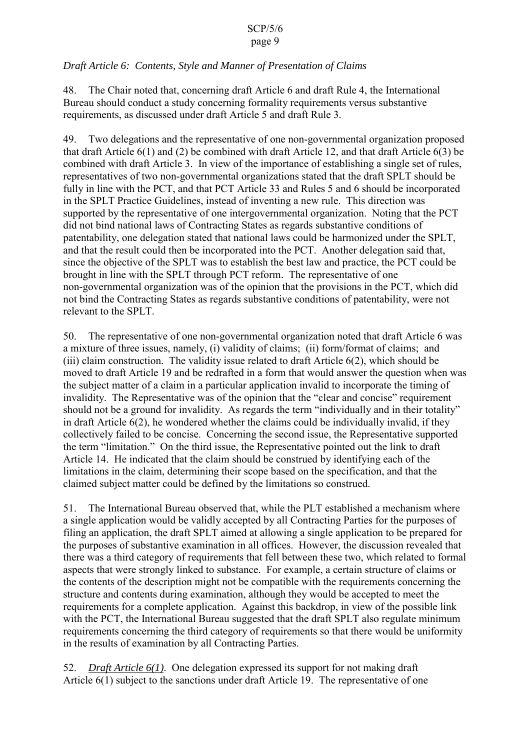*Draft Article 6: Contents, Style and Manner of Presentation of Claims*

48. The Chair noted that, concerning draft Article 6 and draft Rule 4, the International Bureau should conduct a study concerning formality requirements versus substantive requirements, as discussed under draft Article 5 and draft Rule 3.

49. Two delegations and the representative of one non-governmental organization proposed that draft Article 6(1) and (2) be combined with draft Article 12, and that draft Article 6(3) be combined with draft Article 3. In view of the importance of establishing a single set of rules, representatives of two non-governmental organizations stated that the draft SPLT should be fully in line with the PCT, and that PCT Article 33 and Rules 5 and 6 should be incorporated in the SPLT Practice Guidelines, instead of inventing a new rule. This direction was supported by the representative of one intergovernmental organization. Noting that the PCT did not bind national laws of Contracting States as regards substantive conditions of patentability, one delegation stated that national laws could be harmonized under the SPLT, and that the result could then be incorporated into the PCT. Another delegation said that, since the objective of the SPLT was to establish the best law and practice, the PCT could be brought in line with the SPLT through PCT reform. The representative of one non-governmental organization was of the opinion that the provisions in the PCT, which did not bind the Contracting States as regards substantive conditions of patentability, were not relevant to the SPLT.

50. The representative of one non-governmental organization noted that draft Article 6 was a mixture of three issues, namely, (i) validity of claims; (ii) form/format of claims; and (iii) claim construction. The validity issue related to draft Article 6(2), which should be moved to draft Article 19 and be redrafted in a form that would answer the question when was the subject matter of a claim in a particular application invalid to incorporate the timing of invalidity. The Representative was of the opinion that the "clear and concise" requirement should not be a ground for invalidity. As regards the term "individually and in their totality" in draft Article 6(2), he wondered whether the claims could be individually invalid, if they collectively failed to be concise. Concerning the second issue, the Representative supported the term "limitation." On the third issue, the Representative pointed out the link to draft Article 14. He indicated that the claim should be construed by identifying each of the limitations in the claim, determining their scope based on the specification, and that the claimed subject matter could be defined by the limitations so construed.

51. The International Bureau observed that, while the PLT established a mechanism where a single application would be validly accepted by all Contracting Parties for the purposes of filing an application, the draft SPLT aimed at allowing a single application to be prepared for the purposes of substantive examination in all offices. However, the discussion revealed that there was a third category of requirements that fell between these two, which related to formal aspects that were strongly linked to substance. For example, a certain structure of claims or the contents of the description might not be compatible with the requirements concerning the structure and contents during examination, although they would be accepted to meet the requirements for a complete application. Against this backdrop, in view of the possible link with the PCT, the International Bureau suggested that the draft SPLT also regulate minimum requirements concerning the third category of requirements so that there would be uniformity in the results of examination by all Contracting Parties.

52. *Draft Article 6(1)*. One delegation expressed its support for not making draft Article 6(1) subject to the sanctions under draft Article 19. The representative of one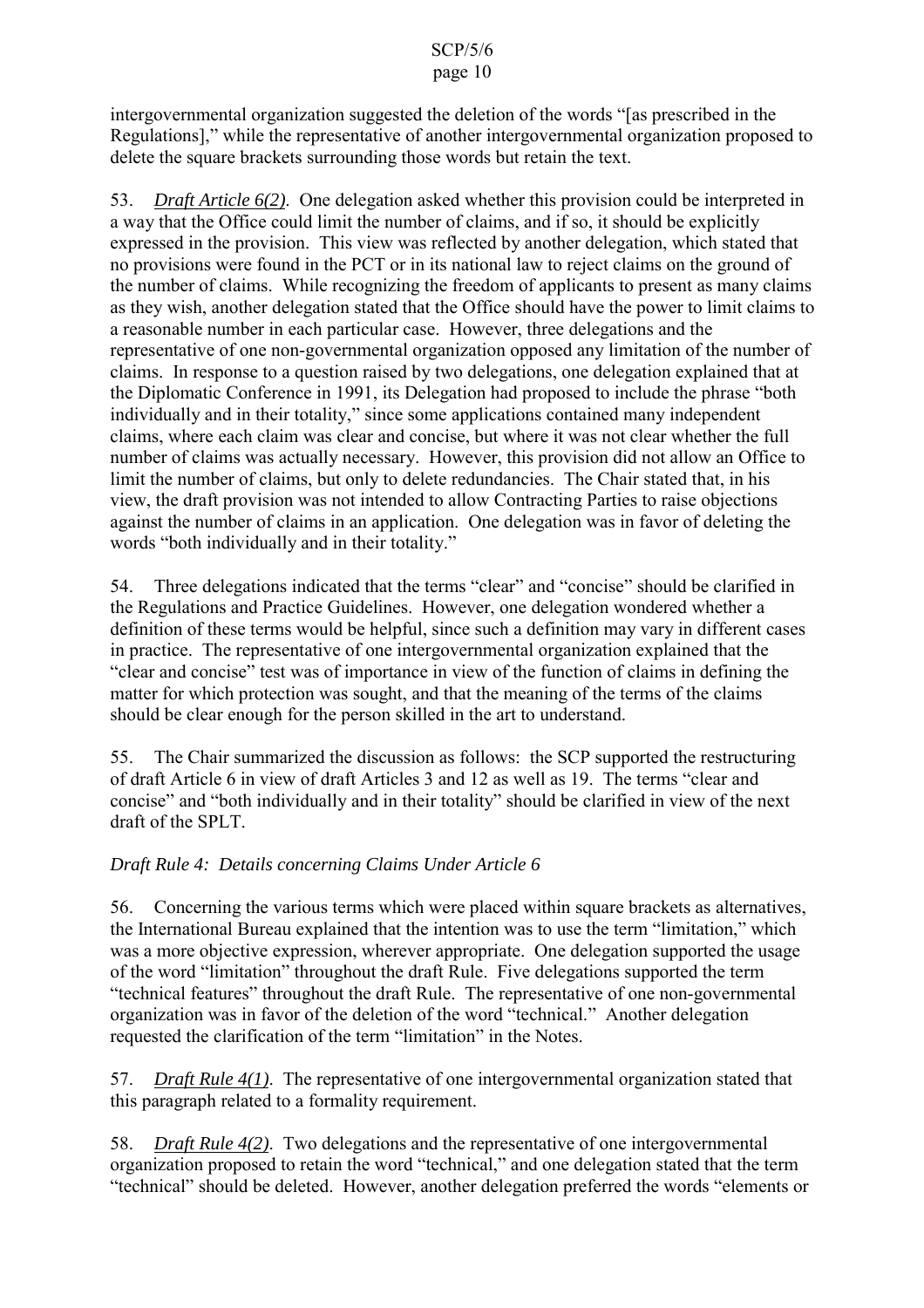intergovernmental organization suggested the deletion of the words "[as prescribed in the Regulations]," while the representative of another intergovernmental organization proposed to delete the square brackets surrounding those words but retain the text.

53. *Draft Article 6(2)*. One delegation asked whether this provision could be interpreted in a way that the Office could limit the number of claims, and if so, it should be explicitly expressed in the provision. This view was reflected by another delegation, which stated that no provisions were found in the PCT or in its national law to reject claims on the ground of the number of claims. While recognizing the freedom of applicants to present as many claims as they wish, another delegation stated that the Office should have the power to limit claims to a reasonable number in each particular case. However, three delegations and the representative of one non-governmental organization opposed any limitation of the number of claims. In response to a question raised by two delegations, one delegation explained that at the Diplomatic Conference in 1991, its Delegation had proposed to include the phrase "both individually and in their totality," since some applications contained many independent claims, where each claim was clear and concise, but where it was not clear whether the full number of claims was actually necessary. However, this provision did not allow an Office to limit the number of claims, but only to delete redundancies. The Chair stated that, in his view, the draft provision was not intended to allow Contracting Parties to raise objections against the number of claims in an application. One delegation was in favor of deleting the words "both individually and in their totality."

54. Three delegations indicated that the terms "clear" and "concise" should be clarified in the Regulations and Practice Guidelines. However, one delegation wondered whether a definition of these terms would be helpful, since such a definition may vary in different cases in practice. The representative of one intergovernmental organization explained that the "clear and concise" test was of importance in view of the function of claims in defining the matter for which protection was sought, and that the meaning of the terms of the claims should be clear enough for the person skilled in the art to understand.

55. The Chair summarized the discussion as follows: the SCP supported the restructuring of draft Article 6 in view of draft Articles 3 and 12 as well as 19. The terms "clear and concise" and "both individually and in their totality" should be clarified in view of the next draft of the SPLT.

*Draft Rule 4: Details concerning Claims Under Article 6*

56. Concerning the various terms which were placed within square brackets as alternatives, the International Bureau explained that the intention was to use the term "limitation," which was a more objective expression, wherever appropriate. One delegation supported the usage of the word "limitation" throughout the draft Rule. Five delegations supported the term "technical features" throughout the draft Rule. The representative of one non-governmental organization was in favor of the deletion of the word "technical." Another delegation requested the clarification of the term "limitation" in the Notes.

57. *Draft Rule 4(1)*. The representative of one intergovernmental organization stated that this paragraph related to a formality requirement.

58. *Draft Rule 4(2)*. Two delegations and the representative of one intergovernmental organization proposed to retain the word "technical," and one delegation stated that the term "technical" should be deleted. However, another delegation preferred the words "elements or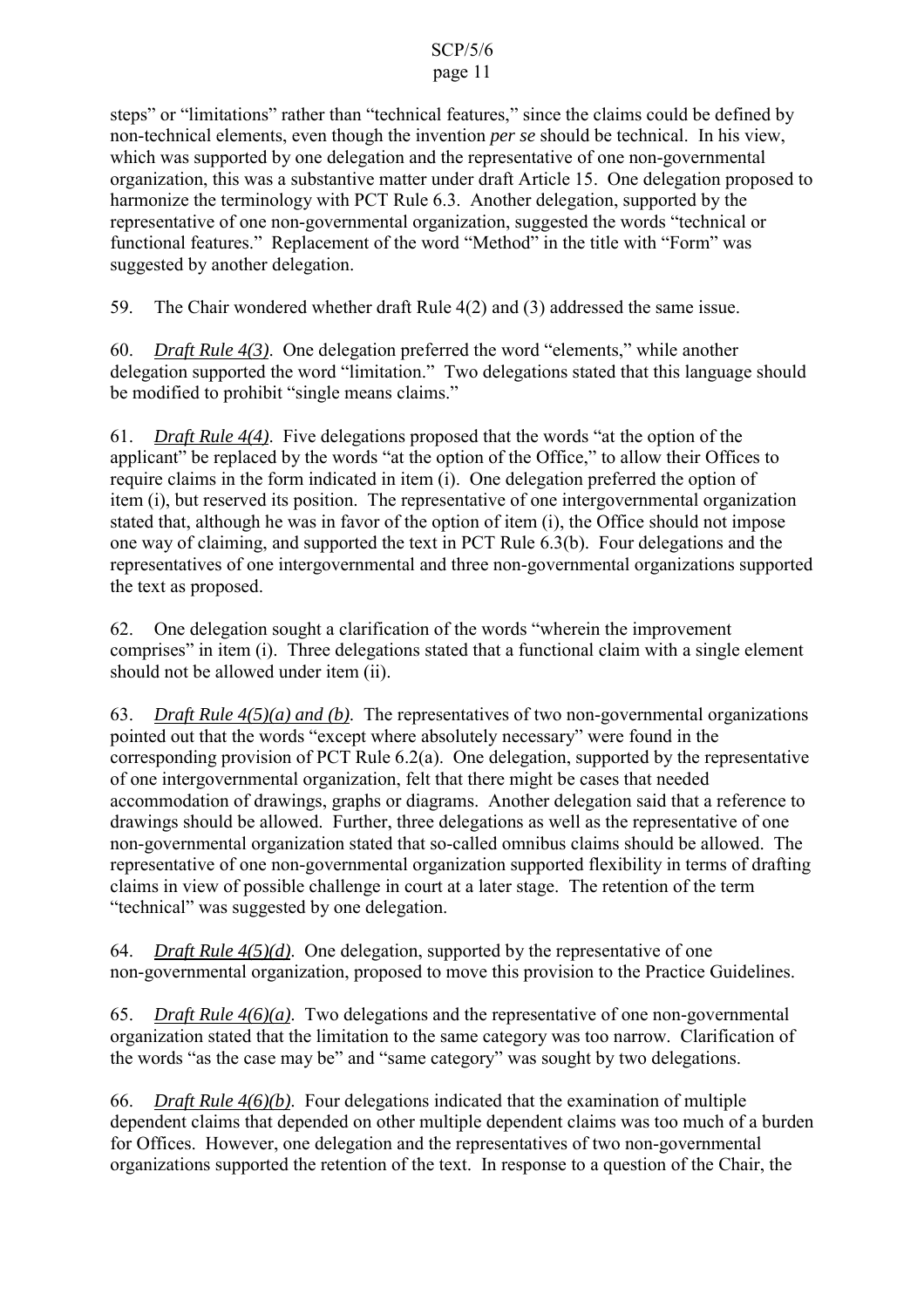steps" or "limitations" rather than "technical features," since the claims could be defined by non-technical elements, even though the invention *per se* should be technical. In his view, which was supported by one delegation and the representative of one non-governmental organization, this was a substantive matter under draft Article 15. One delegation proposed to harmonize the terminology with PCT Rule 6.3. Another delegation, supported by the representative of one non-governmental organization, suggested the words "technical or functional features." Replacement of the word "Method" in the title with "Form" was suggested by another delegation.

59. The Chair wondered whether draft Rule 4(2) and (3) addressed the same issue.

60. *Draft Rule 4(3)*. One delegation preferred the word "elements," while another delegation supported the word "limitation." Two delegations stated that this language should be modified to prohibit "single means claims."

61. *Draft Rule 4(4)*. Five delegations proposed that the words "at the option of the applicant" be replaced by the words "at the option of the Office," to allow their Offices to require claims in the form indicated in item (i). One delegation preferred the option of item (i), but reserved its position. The representative of one intergovernmental organization stated that, although he was in favor of the option of item (i), the Office should not impose one way of claiming, and supported the text in PCT Rule 6.3(b). Four delegations and the representatives of one intergovernmental and three non-governmental organizations supported the text as proposed.

62. One delegation sought a clarification of the words "wherein the improvement comprises" in item (i). Three delegations stated that a functional claim with a single element should not be allowed under item (ii).

63. *Draft Rule 4(5)(a) and (b)*. The representatives of two non-governmental organizations pointed out that the words "except where absolutely necessary" were found in the corresponding provision of PCT Rule 6.2(a). One delegation, supported by the representative of one intergovernmental organization, felt that there might be cases that needed accommodation of drawings, graphs or diagrams. Another delegation said that a reference to drawings should be allowed. Further, three delegations as well as the representative of one non-governmental organization stated that so-called omnibus claims should be allowed. The representative of one non-governmental organization supported flexibility in terms of drafting claims in view of possible challenge in court at a later stage. The retention of the term "technical" was suggested by one delegation.

64. *Draft Rule 4(5)(d)*. One delegation, supported by the representative of one non-governmental organization, proposed to move this provision to the Practice Guidelines.

65. *Draft Rule 4(6)(a)*. Two delegations and the representative of one non-governmental organization stated that the limitation to the same category was too narrow. Clarification of the words "as the case may be" and "same category" was sought by two delegations.

66. *Draft Rule 4(6)(b)*. Four delegations indicated that the examination of multiple dependent claims that depended on other multiple dependent claims was too much of a burden for Offices. However, one delegation and the representatives of two non-governmental organizations supported the retention of the text. In response to a question of the Chair, the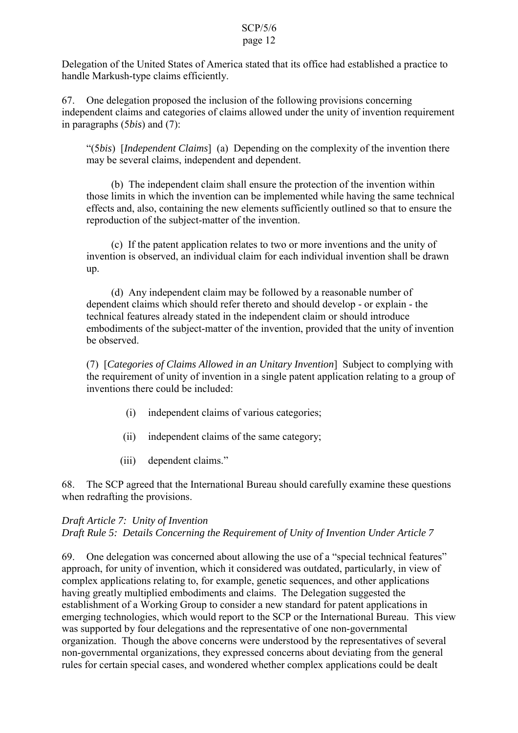Delegation of the United States of America stated that its office had established a practice to handle Markush-type claims efficiently.

67. One delegation proposed the inclusion of the following provisions concerning independent claims and categories of claims allowed under the unity of invention requirement in paragraphs (5*bis*) and (7):

> "(5*bis*) [*Independent Claims*] (a) Depending on the complexity of the invention there may be several claims, independent and dependent.
>
> (b) The independent claim shall ensure the protection of the invention within those limits in which the invention can be implemented while having the same technical effects and, also, containing the new elements sufficiently outlined so that to ensure the reproduction of the subject-matter of the invention.
>
> (c) If the patent application relates to two or more inventions and the unity of invention is observed, an individual claim for each individual invention shall be drawn up.
>
> (d) Any independent claim may be followed by a reasonable number of dependent claims which should refer thereto and should develop - or explain - the technical features already stated in the independent claim or should introduce embodiments of the subject-matter of the invention, provided that the unity of invention be observed.
>
> (7) [*Categories of Claims Allowed in an Unitary Invention*] Subject to complying with the requirement of unity of invention in a single patent application relating to a group of inventions there could be included:
>
> (i) independent claims of various categories;
>
> (ii) independent claims of the same category;
>
> (iii) dependent claims."

68. The SCP agreed that the International Bureau should carefully examine these questions when redrafting the provisions.

*Draft Article 7: Unity of Invention*
*Draft Rule 5: Details Concerning the Requirement of Unity of Invention Under Article 7*

69. One delegation was concerned about allowing the use of a "special technical features" approach, for unity of invention, which it considered was outdated, particularly, in view of complex applications relating to, for example, genetic sequences, and other applications having greatly multiplied embodiments and claims. The Delegation suggested the establishment of a Working Group to consider a new standard for patent applications in emerging technologies, which would report to the SCP or the International Bureau. This view was supported by four delegations and the representative of one non-governmental organization. Though the above concerns were understood by the representatives of several non-governmental organizations, they expressed concerns about deviating from the general rules for certain special cases, and wondered whether complex applications could be dealt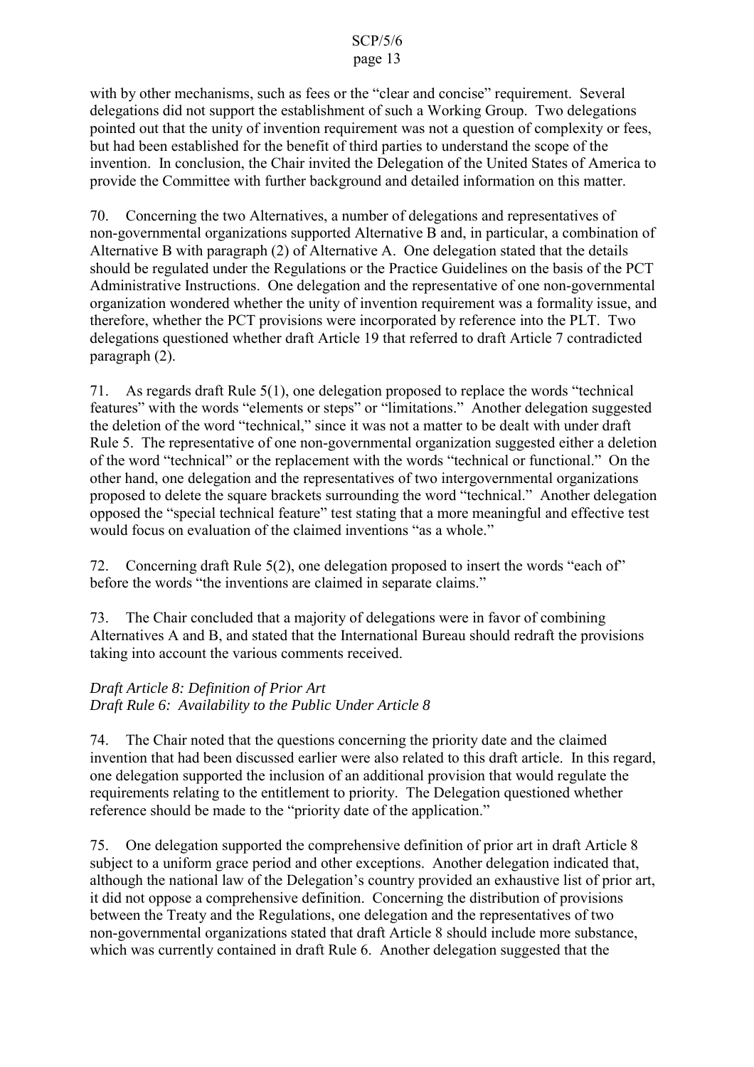with by other mechanisms, such as fees or the "clear and concise" requirement. Several delegations did not support the establishment of such a Working Group. Two delegations pointed out that the unity of invention requirement was not a question of complexity or fees, but had been established for the benefit of third parties to understand the scope of the invention. In conclusion, the Chair invited the Delegation of the United States of America to provide the Committee with further background and detailed information on this matter.

70. Concerning the two Alternatives, a number of delegations and representatives of non-governmental organizations supported Alternative B and, in particular, a combination of Alternative B with paragraph (2) of Alternative A. One delegation stated that the details should be regulated under the Regulations or the Practice Guidelines on the basis of the PCT Administrative Instructions. One delegation and the representative of one non-governmental organization wondered whether the unity of invention requirement was a formality issue, and therefore, whether the PCT provisions were incorporated by reference into the PLT. Two delegations questioned whether draft Article 19 that referred to draft Article 7 contradicted paragraph (2).

71. As regards draft Rule 5(1), one delegation proposed to replace the words "technical features" with the words "elements or steps" or "limitations." Another delegation suggested the deletion of the word "technical," since it was not a matter to be dealt with under draft Rule 5. The representative of one non-governmental organization suggested either a deletion of the word "technical" or the replacement with the words "technical or functional." On the other hand, one delegation and the representatives of two intergovernmental organizations proposed to delete the square brackets surrounding the word "technical." Another delegation opposed the "special technical feature" test stating that a more meaningful and effective test would focus on evaluation of the claimed inventions "as a whole."

72. Concerning draft Rule 5(2), one delegation proposed to insert the words "each of" before the words "the inventions are claimed in separate claims."

73. The Chair concluded that a majority of delegations were in favor of combining Alternatives A and B, and stated that the International Bureau should redraft the provisions taking into account the various comments received.

*Draft Article 8: Definition of Prior Art*
*Draft Rule 6: Availability to the Public Under Article 8*

74. The Chair noted that the questions concerning the priority date and the claimed invention that had been discussed earlier were also related to this draft article. In this regard, one delegation supported the inclusion of an additional provision that would regulate the requirements relating to the entitlement to priority. The Delegation questioned whether reference should be made to the "priority date of the application."

75. One delegation supported the comprehensive definition of prior art in draft Article 8 subject to a uniform grace period and other exceptions. Another delegation indicated that, although the national law of the Delegation's country provided an exhaustive list of prior art, it did not oppose a comprehensive definition. Concerning the distribution of provisions between the Treaty and the Regulations, one delegation and the representatives of two non-governmental organizations stated that draft Article 8 should include more substance, which was currently contained in draft Rule 6. Another delegation suggested that the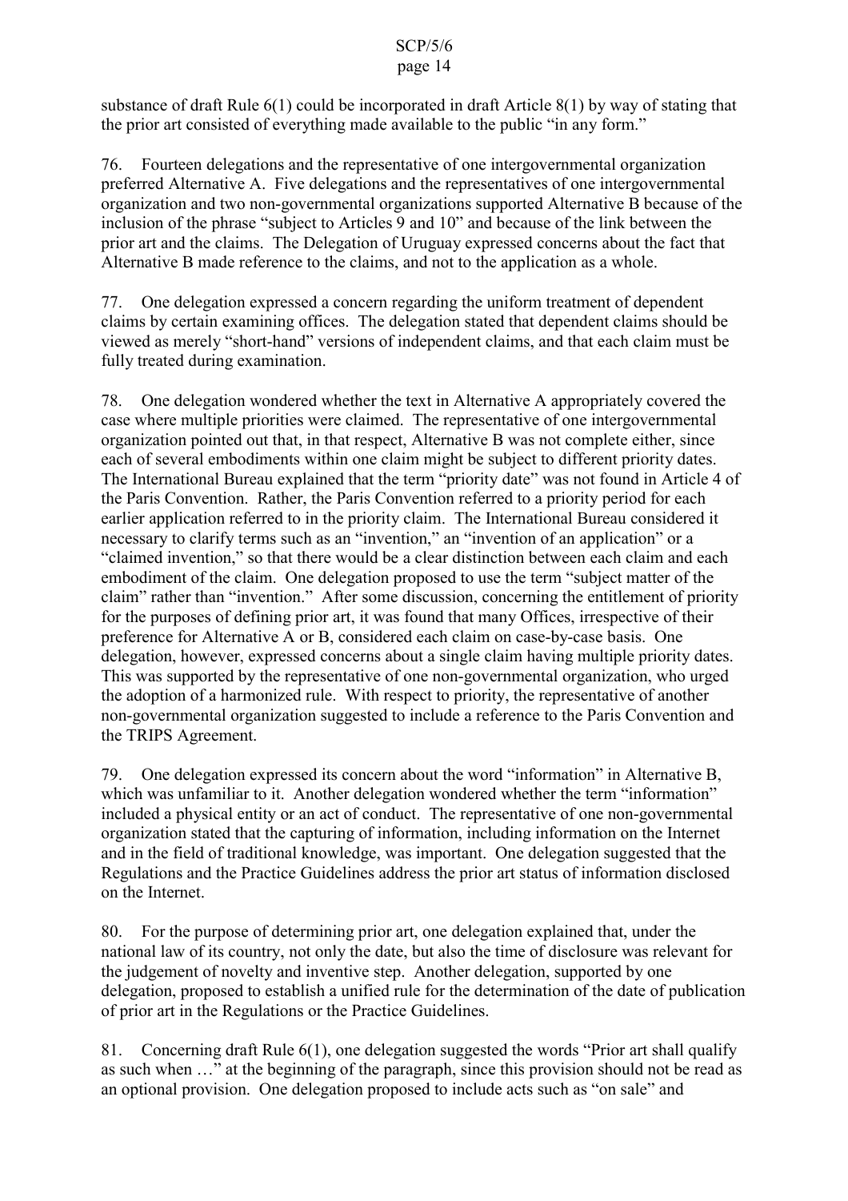substance of draft Rule 6(1) could be incorporated in draft Article 8(1) by way of stating that the prior art consisted of everything made available to the public "in any form."

76. Fourteen delegations and the representative of one intergovernmental organization preferred Alternative A. Five delegations and the representatives of one intergovernmental organization and two non-governmental organizations supported Alternative B because of the inclusion of the phrase "subject to Articles 9 and 10" and because of the link between the prior art and the claims. The Delegation of Uruguay expressed concerns about the fact that Alternative B made reference to the claims, and not to the application as a whole.

77. One delegation expressed a concern regarding the uniform treatment of dependent claims by certain examining offices. The delegation stated that dependent claims should be viewed as merely "short-hand" versions of independent claims, and that each claim must be fully treated during examination.

78. One delegation wondered whether the text in Alternative A appropriately covered the case where multiple priorities were claimed. The representative of one intergovernmental organization pointed out that, in that respect, Alternative B was not complete either, since each of several embodiments within one claim might be subject to different priority dates. The International Bureau explained that the term "priority date" was not found in Article 4 of the Paris Convention. Rather, the Paris Convention referred to a priority period for each earlier application referred to in the priority claim. The International Bureau considered it necessary to clarify terms such as an "invention," an "invention of an application" or a "claimed invention," so that there would be a clear distinction between each claim and each embodiment of the claim. One delegation proposed to use the term "subject matter of the claim" rather than "invention." After some discussion, concerning the entitlement of priority for the purposes of defining prior art, it was found that many Offices, irrespective of their preference for Alternative A or B, considered each claim on case-by-case basis. One delegation, however, expressed concerns about a single claim having multiple priority dates. This was supported by the representative of one non-governmental organization, who urged the adoption of a harmonized rule. With respect to priority, the representative of another non-governmental organization suggested to include a reference to the Paris Convention and the TRIPS Agreement.

79. One delegation expressed its concern about the word "information" in Alternative B, which was unfamiliar to it. Another delegation wondered whether the term "information" included a physical entity or an act of conduct. The representative of one non-governmental organization stated that the capturing of information, including information on the Internet and in the field of traditional knowledge, was important. One delegation suggested that the Regulations and the Practice Guidelines address the prior art status of information disclosed on the Internet.

80. For the purpose of determining prior art, one delegation explained that, under the national law of its country, not only the date, but also the time of disclosure was relevant for the judgement of novelty and inventive step. Another delegation, supported by one delegation, proposed to establish a unified rule for the determination of the date of publication of prior art in the Regulations or the Practice Guidelines.

81. Concerning draft Rule 6(1), one delegation suggested the words "Prior art shall qualify as such when …" at the beginning of the paragraph, since this provision should not be read as an optional provision. One delegation proposed to include acts such as "on sale" and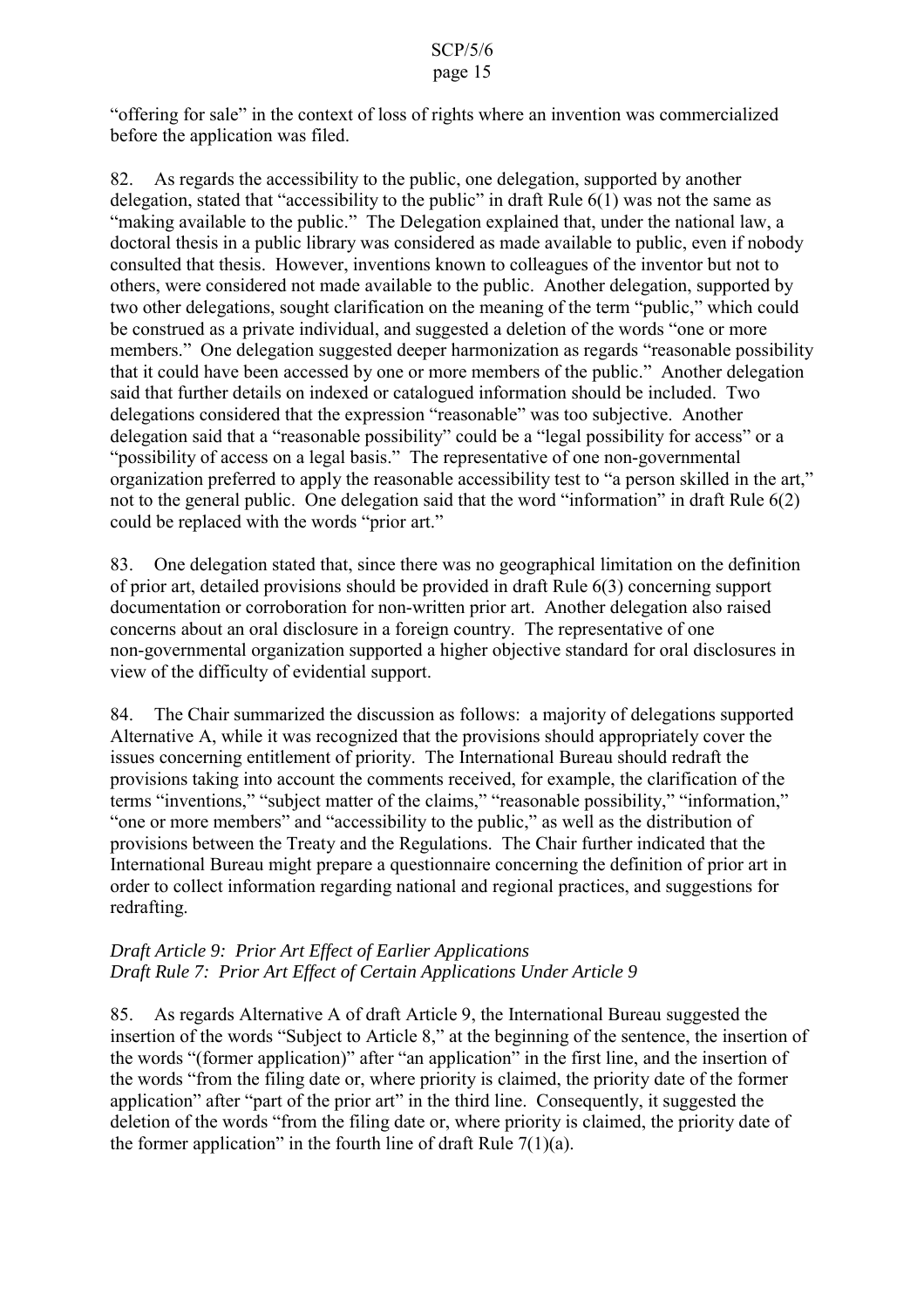"offering for sale" in the context of loss of rights where an invention was commercialized before the application was filed.

82. As regards the accessibility to the public, one delegation, supported by another delegation, stated that "accessibility to the public" in draft Rule 6(1) was not the same as "making available to the public." The Delegation explained that, under the national law, a doctoral thesis in a public library was considered as made available to public, even if nobody consulted that thesis. However, inventions known to colleagues of the inventor but not to others, were considered not made available to the public. Another delegation, supported by two other delegations, sought clarification on the meaning of the term "public," which could be construed as a private individual, and suggested a deletion of the words "one or more members." One delegation suggested deeper harmonization as regards "reasonable possibility that it could have been accessed by one or more members of the public." Another delegation said that further details on indexed or catalogued information should be included. Two delegations considered that the expression "reasonable" was too subjective. Another delegation said that a "reasonable possibility" could be a "legal possibility for access" or a "possibility of access on a legal basis." The representative of one non-governmental organization preferred to apply the reasonable accessibility test to "a person skilled in the art," not to the general public. One delegation said that the word "information" in draft Rule 6(2) could be replaced with the words "prior art."

83. One delegation stated that, since there was no geographical limitation on the definition of prior art, detailed provisions should be provided in draft Rule 6(3) concerning support documentation or corroboration for non-written prior art. Another delegation also raised concerns about an oral disclosure in a foreign country. The representative of one non-governmental organization supported a higher objective standard for oral disclosures in view of the difficulty of evidential support.

84. The Chair summarized the discussion as follows: a majority of delegations supported Alternative A, while it was recognized that the provisions should appropriately cover the issues concerning entitlement of priority. The International Bureau should redraft the provisions taking into account the comments received, for example, the clarification of the terms "inventions," "subject matter of the claims," "reasonable possibility," "information," "one or more members" and "accessibility to the public," as well as the distribution of provisions between the Treaty and the Regulations. The Chair further indicated that the International Bureau might prepare a questionnaire concerning the definition of prior art in order to collect information regarding national and regional practices, and suggestions for redrafting.

*Draft Article 9: Prior Art Effect of Earlier Applications*
*Draft Rule 7: Prior Art Effect of Certain Applications Under Article 9*

85. As regards Alternative A of draft Article 9, the International Bureau suggested the insertion of the words "Subject to Article 8," at the beginning of the sentence, the insertion of the words "(former application)" after "an application" in the first line, and the insertion of the words "from the filing date or, where priority is claimed, the priority date of the former application" after "part of the prior art" in the third line. Consequently, it suggested the deletion of the words "from the filing date or, where priority is claimed, the priority date of the former application" in the fourth line of draft Rule 7(1)(a).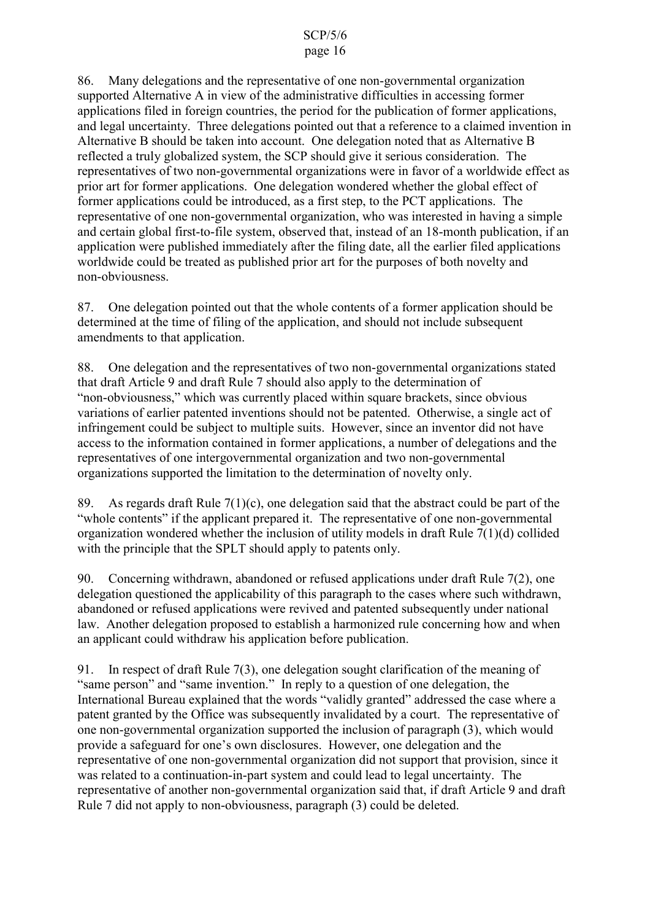86. Many delegations and the representative of one non-governmental organization supported Alternative A in view of the administrative difficulties in accessing former applications filed in foreign countries, the period for the publication of former applications, and legal uncertainty. Three delegations pointed out that a reference to a claimed invention in Alternative B should be taken into account. One delegation noted that as Alternative B reflected a truly globalized system, the SCP should give it serious consideration. The representatives of two non-governmental organizations were in favor of a worldwide effect as prior art for former applications. One delegation wondered whether the global effect of former applications could be introduced, as a first step, to the PCT applications. The representative of one non-governmental organization, who was interested in having a simple and certain global first-to-file system, observed that, instead of an 18-month publication, if an application were published immediately after the filing date, all the earlier filed applications worldwide could be treated as published prior art for the purposes of both novelty and non-obviousness.

87. One delegation pointed out that the whole contents of a former application should be determined at the time of filing of the application, and should not include subsequent amendments to that application.

88. One delegation and the representatives of two non-governmental organizations stated that draft Article 9 and draft Rule 7 should also apply to the determination of "non-obviousness," which was currently placed within square brackets, since obvious variations of earlier patented inventions should not be patented. Otherwise, a single act of infringement could be subject to multiple suits. However, since an inventor did not have access to the information contained in former applications, a number of delegations and the representatives of one intergovernmental organization and two non-governmental organizations supported the limitation to the determination of novelty only.

89. As regards draft Rule 7(1)(c), one delegation said that the abstract could be part of the "whole contents" if the applicant prepared it. The representative of one non-governmental organization wondered whether the inclusion of utility models in draft Rule 7(1)(d) collided with the principle that the SPLT should apply to patents only.

90. Concerning withdrawn, abandoned or refused applications under draft Rule 7(2), one delegation questioned the applicability of this paragraph to the cases where such withdrawn, abandoned or refused applications were revived and patented subsequently under national law. Another delegation proposed to establish a harmonized rule concerning how and when an applicant could withdraw his application before publication.

91. In respect of draft Rule 7(3), one delegation sought clarification of the meaning of "same person" and "same invention." In reply to a question of one delegation, the International Bureau explained that the words "validly granted" addressed the case where a patent granted by the Office was subsequently invalidated by a court. The representative of one non-governmental organization supported the inclusion of paragraph (3), which would provide a safeguard for one's own disclosures. However, one delegation and the representative of one non-governmental organization did not support that provision, since it was related to a continuation-in-part system and could lead to legal uncertainty. The representative of another non-governmental organization said that, if draft Article 9 and draft Rule 7 did not apply to non-obviousness, paragraph (3) could be deleted.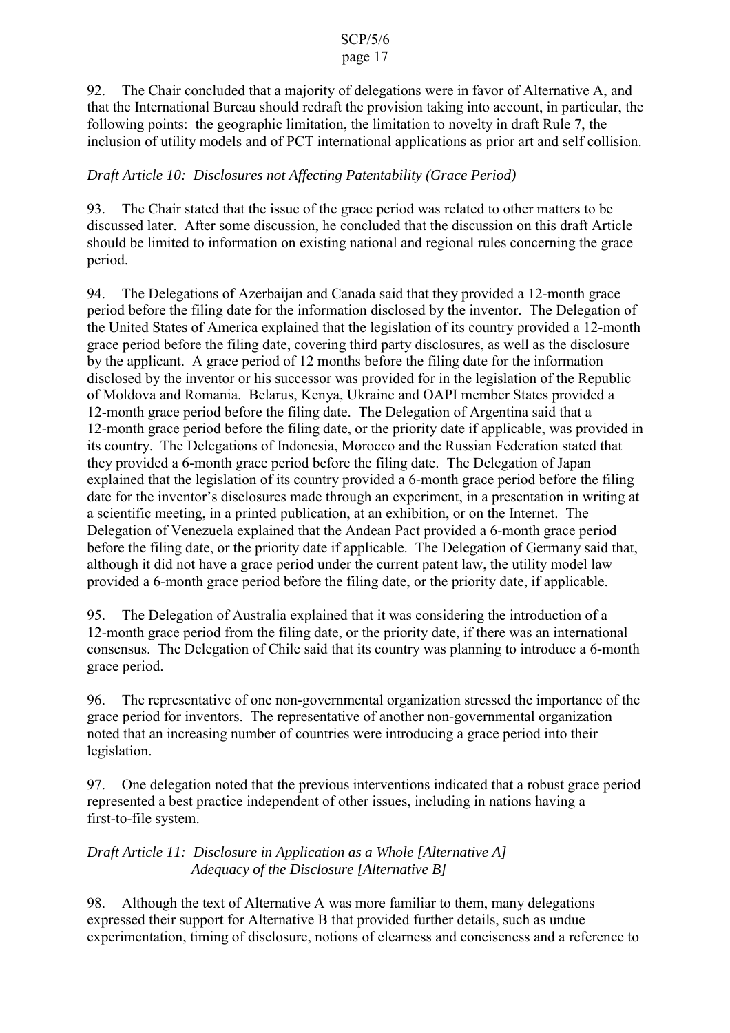92. The Chair concluded that a majority of delegations were in favor of Alternative A, and that the International Bureau should redraft the provision taking into account, in particular, the following points: the geographic limitation, the limitation to novelty in draft Rule 7, the inclusion of utility models and of PCT international applications as prior art and self collision.

*Draft Article 10: Disclosures not Affecting Patentability (Grace Period)*

93. The Chair stated that the issue of the grace period was related to other matters to be discussed later. After some discussion, he concluded that the discussion on this draft Article should be limited to information on existing national and regional rules concerning the grace period.

94. The Delegations of Azerbaijan and Canada said that they provided a 12-month grace period before the filing date for the information disclosed by the inventor. The Delegation of the United States of America explained that the legislation of its country provided a 12-month grace period before the filing date, covering third party disclosures, as well as the disclosure by the applicant. A grace period of 12 months before the filing date for the information disclosed by the inventor or his successor was provided for in the legislation of the Republic of Moldova and Romania. Belarus, Kenya, Ukraine and OAPI member States provided a 12-month grace period before the filing date. The Delegation of Argentina said that a 12-month grace period before the filing date, or the priority date if applicable, was provided in its country. The Delegations of Indonesia, Morocco and the Russian Federation stated that they provided a 6-month grace period before the filing date. The Delegation of Japan explained that the legislation of its country provided a 6-month grace period before the filing date for the inventor's disclosures made through an experiment, in a presentation in writing at a scientific meeting, in a printed publication, at an exhibition, or on the Internet. The Delegation of Venezuela explained that the Andean Pact provided a 6-month grace period before the filing date, or the priority date if applicable. The Delegation of Germany said that, although it did not have a grace period under the current patent law, the utility model law provided a 6-month grace period before the filing date, or the priority date, if applicable.

95. The Delegation of Australia explained that it was considering the introduction of a 12-month grace period from the filing date, or the priority date, if there was an international consensus. The Delegation of Chile said that its country was planning to introduce a 6-month grace period.

96. The representative of one non-governmental organization stressed the importance of the grace period for inventors. The representative of another non-governmental organization noted that an increasing number of countries were introducing a grace period into their legislation.

97. One delegation noted that the previous interventions indicated that a robust grace period represented a best practice independent of other issues, including in nations having a first-to-file system.

*Draft Article 11: Disclosure in Application as a Whole [Alternative A]*
*Adequacy of the Disclosure [Alternative B]*

98. Although the text of Alternative A was more familiar to them, many delegations expressed their support for Alternative B that provided further details, such as undue experimentation, timing of disclosure, notions of clearness and conciseness and a reference to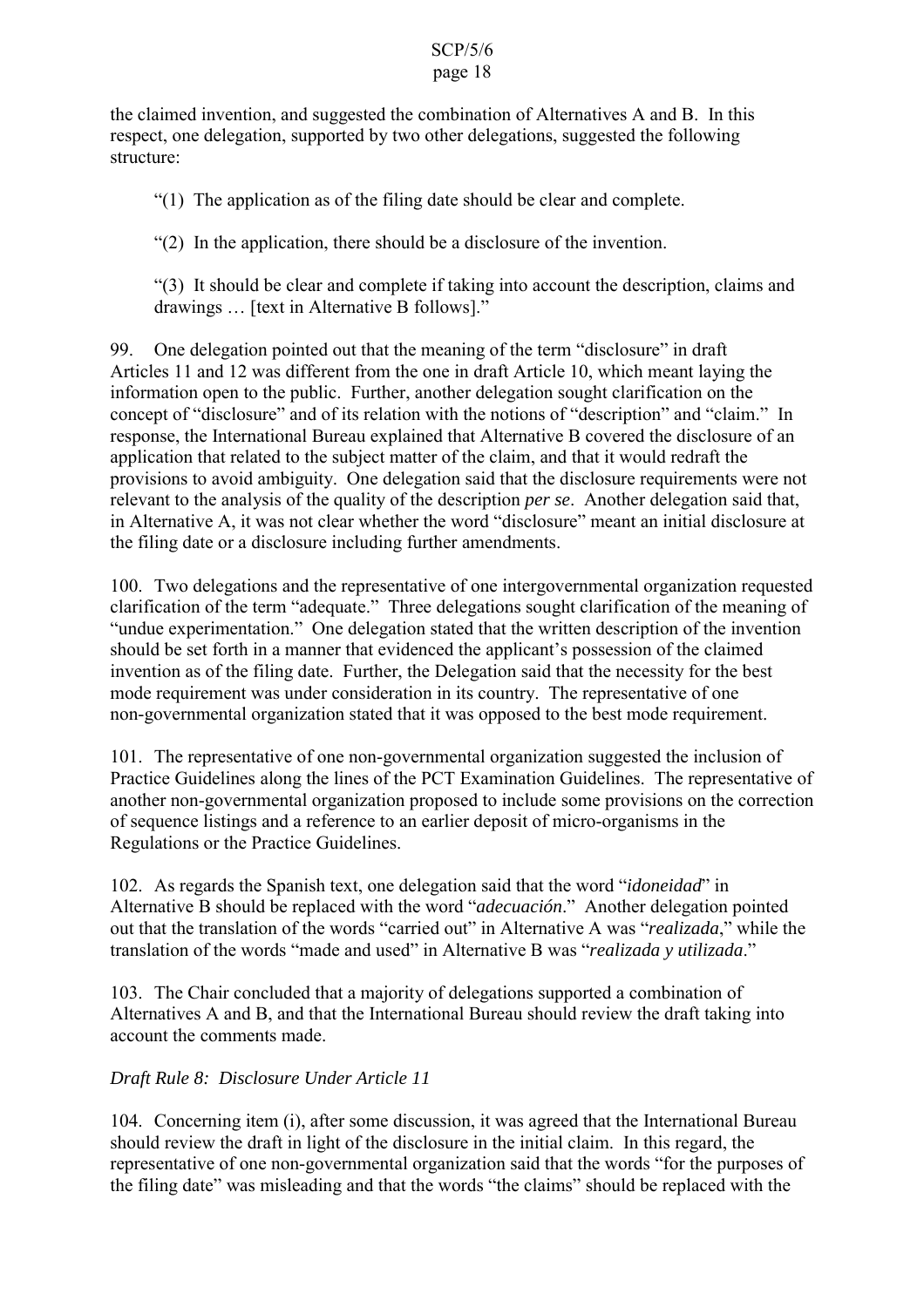the claimed invention, and suggested the combination of Alternatives A and B. In this respect, one delegation, supported by two other delegations, suggested the following structure:

> "(1) The application as of the filing date should be clear and complete.
>
> "(2) In the application, there should be a disclosure of the invention.
>
> "(3) It should be clear and complete if taking into account the description, claims and drawings … [text in Alternative B follows]."

99. One delegation pointed out that the meaning of the term "disclosure" in draft Articles 11 and 12 was different from the one in draft Article 10, which meant laying the information open to the public. Further, another delegation sought clarification on the concept of "disclosure" and of its relation with the notions of "description" and "claim." In response, the International Bureau explained that Alternative B covered the disclosure of an application that related to the subject matter of the claim, and that it would redraft the provisions to avoid ambiguity. One delegation said that the disclosure requirements were not relevant to the analysis of the quality of the description *per se*. Another delegation said that, in Alternative A, it was not clear whether the word "disclosure" meant an initial disclosure at the filing date or a disclosure including further amendments.

100. Two delegations and the representative of one intergovernmental organization requested clarification of the term "adequate." Three delegations sought clarification of the meaning of "undue experimentation." One delegation stated that the written description of the invention should be set forth in a manner that evidenced the applicant's possession of the claimed invention as of the filing date. Further, the Delegation said that the necessity for the best mode requirement was under consideration in its country. The representative of one non-governmental organization stated that it was opposed to the best mode requirement.

101. The representative of one non-governmental organization suggested the inclusion of Practice Guidelines along the lines of the PCT Examination Guidelines. The representative of another non-governmental organization proposed to include some provisions on the correction of sequence listings and a reference to an earlier deposit of micro-organisms in the Regulations or the Practice Guidelines.

102. As regards the Spanish text, one delegation said that the word "*idoneidad*" in Alternative B should be replaced with the word "*adecuación*." Another delegation pointed out that the translation of the words "carried out" in Alternative A was "*realizada*," while the translation of the words "made and used" in Alternative B was "*realizada y utilizada*."

103. The Chair concluded that a majority of delegations supported a combination of Alternatives A and B, and that the International Bureau should review the draft taking into account the comments made.

*Draft Rule 8: Disclosure Under Article 11*

104. Concerning item (i), after some discussion, it was agreed that the International Bureau should review the draft in light of the disclosure in the initial claim. In this regard, the representative of one non-governmental organization said that the words "for the purposes of the filing date" was misleading and that the words "the claims" should be replaced with the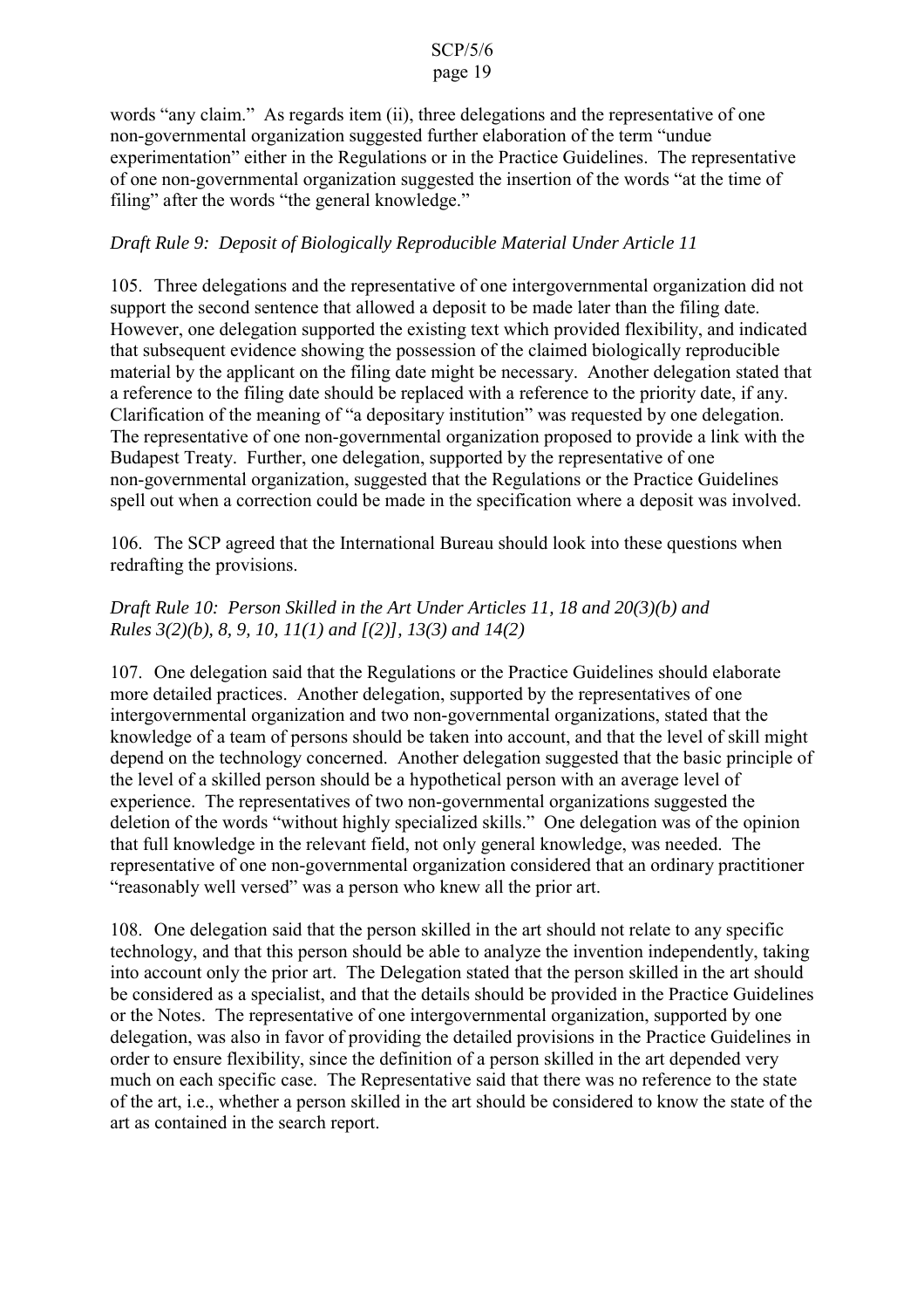words "any claim." As regards item (ii), three delegations and the representative of one non-governmental organization suggested further elaboration of the term "undue experimentation" either in the Regulations or in the Practice Guidelines. The representative of one non-governmental organization suggested the insertion of the words "at the time of filing" after the words "the general knowledge."

*Draft Rule 9: Deposit of Biologically Reproducible Material Under Article 11*

105. Three delegations and the representative of one intergovernmental organization did not support the second sentence that allowed a deposit to be made later than the filing date. However, one delegation supported the existing text which provided flexibility, and indicated that subsequent evidence showing the possession of the claimed biologically reproducible material by the applicant on the filing date might be necessary. Another delegation stated that a reference to the filing date should be replaced with a reference to the priority date, if any. Clarification of the meaning of "a depositary institution" was requested by one delegation. The representative of one non-governmental organization proposed to provide a link with the Budapest Treaty. Further, one delegation, supported by the representative of one non-governmental organization, suggested that the Regulations or the Practice Guidelines spell out when a correction could be made in the specification where a deposit was involved.

106. The SCP agreed that the International Bureau should look into these questions when redrafting the provisions.

*Draft Rule 10: Person Skilled in the Art Under Articles 11, 18 and 20(3)(b) and Rules 3(2)(b), 8, 9, 10, 11(1) and [(2)], 13(3) and 14(2)*

107. One delegation said that the Regulations or the Practice Guidelines should elaborate more detailed practices. Another delegation, supported by the representatives of one intergovernmental organization and two non-governmental organizations, stated that the knowledge of a team of persons should be taken into account, and that the level of skill might depend on the technology concerned. Another delegation suggested that the basic principle of the level of a skilled person should be a hypothetical person with an average level of experience. The representatives of two non-governmental organizations suggested the deletion of the words "without highly specialized skills." One delegation was of the opinion that full knowledge in the relevant field, not only general knowledge, was needed. The representative of one non-governmental organization considered that an ordinary practitioner "reasonably well versed" was a person who knew all the prior art.

108. One delegation said that the person skilled in the art should not relate to any specific technology, and that this person should be able to analyze the invention independently, taking into account only the prior art. The Delegation stated that the person skilled in the art should be considered as a specialist, and that the details should be provided in the Practice Guidelines or the Notes. The representative of one intergovernmental organization, supported by one delegation, was also in favor of providing the detailed provisions in the Practice Guidelines in order to ensure flexibility, since the definition of a person skilled in the art depended very much on each specific case. The Representative said that there was no reference to the state of the art, i.e., whether a person skilled in the art should be considered to know the state of the art as contained in the search report.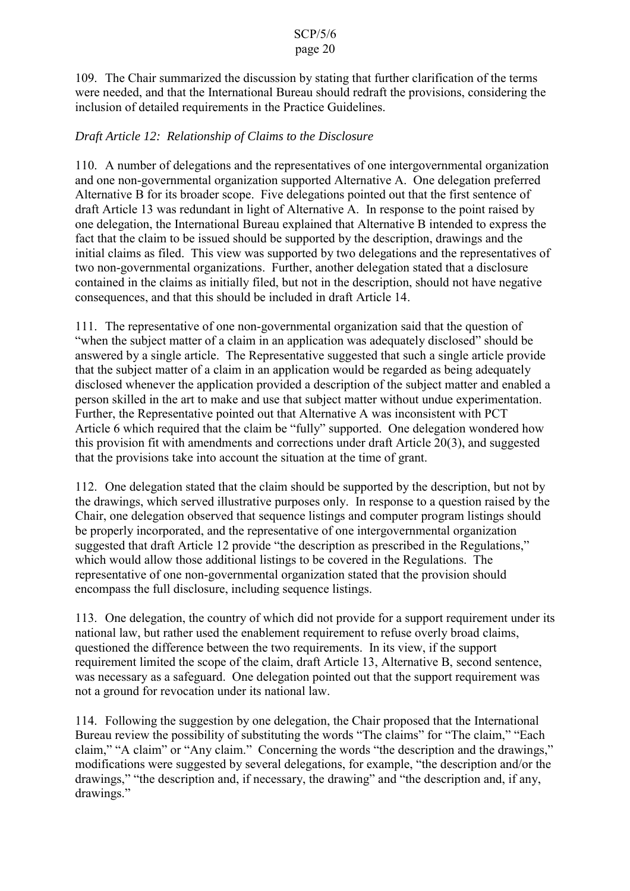109. The Chair summarized the discussion by stating that further clarification of the terms were needed, and that the International Bureau should redraft the provisions, considering the inclusion of detailed requirements in the Practice Guidelines.

*Draft Article 12: Relationship of Claims to the Disclosure*

110. A number of delegations and the representatives of one intergovernmental organization and one non-governmental organization supported Alternative A. One delegation preferred Alternative B for its broader scope. Five delegations pointed out that the first sentence of draft Article 13 was redundant in light of Alternative A. In response to the point raised by one delegation, the International Bureau explained that Alternative B intended to express the fact that the claim to be issued should be supported by the description, drawings and the initial claims as filed. This view was supported by two delegations and the representatives of two non-governmental organizations. Further, another delegation stated that a disclosure contained in the claims as initially filed, but not in the description, should not have negative consequences, and that this should be included in draft Article 14.

111. The representative of one non-governmental organization said that the question of "when the subject matter of a claim in an application was adequately disclosed" should be answered by a single article. The Representative suggested that such a single article provide that the subject matter of a claim in an application would be regarded as being adequately disclosed whenever the application provided a description of the subject matter and enabled a person skilled in the art to make and use that subject matter without undue experimentation. Further, the Representative pointed out that Alternative A was inconsistent with PCT Article 6 which required that the claim be "fully" supported. One delegation wondered how this provision fit with amendments and corrections under draft Article 20(3), and suggested that the provisions take into account the situation at the time of grant.

112. One delegation stated that the claim should be supported by the description, but not by the drawings, which served illustrative purposes only. In response to a question raised by the Chair, one delegation observed that sequence listings and computer program listings should be properly incorporated, and the representative of one intergovernmental organization suggested that draft Article 12 provide "the description as prescribed in the Regulations," which would allow those additional listings to be covered in the Regulations. The representative of one non-governmental organization stated that the provision should encompass the full disclosure, including sequence listings.

113. One delegation, the country of which did not provide for a support requirement under its national law, but rather used the enablement requirement to refuse overly broad claims, questioned the difference between the two requirements. In its view, if the support requirement limited the scope of the claim, draft Article 13, Alternative B, second sentence, was necessary as a safeguard. One delegation pointed out that the support requirement was not a ground for revocation under its national law.

114. Following the suggestion by one delegation, the Chair proposed that the International Bureau review the possibility of substituting the words "The claims" for "The claim," "Each claim," "A claim" or "Any claim." Concerning the words "the description and the drawings," modifications were suggested by several delegations, for example, "the description and/or the drawings," "the description and, if necessary, the drawing" and "the description and, if any, drawings."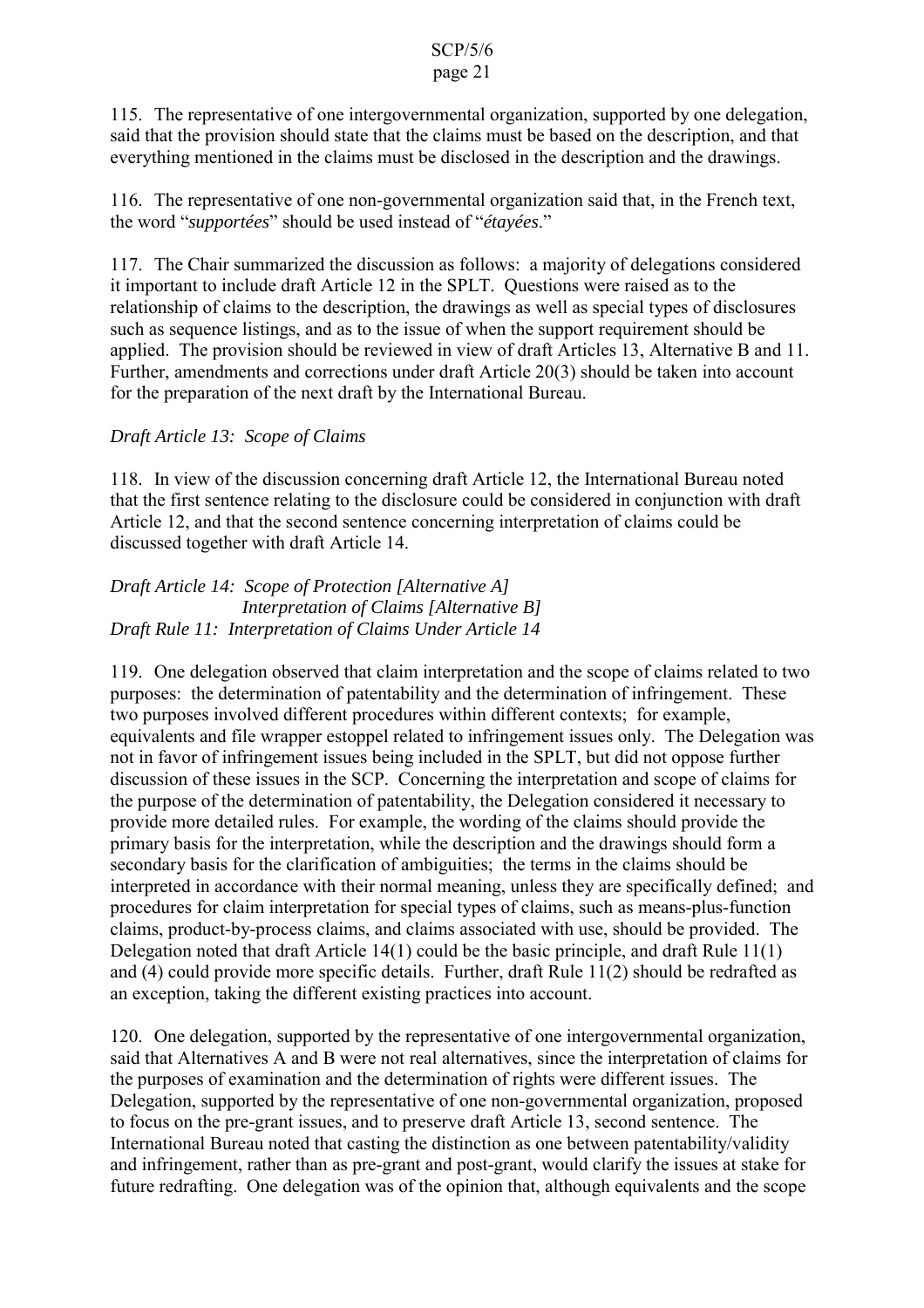115. The representative of one intergovernmental organization, supported by one delegation, said that the provision should state that the claims must be based on the description, and that everything mentioned in the claims must be disclosed in the description and the drawings.

116. The representative of one non-governmental organization said that, in the French text, the word "*supportées*" should be used instead of "*étayées*."

117. The Chair summarized the discussion as follows: a majority of delegations considered it important to include draft Article 12 in the SPLT. Questions were raised as to the relationship of claims to the description, the drawings as well as special types of disclosures such as sequence listings, and as to the issue of when the support requirement should be applied. The provision should be reviewed in view of draft Articles 13, Alternative B and 11. Further, amendments and corrections under draft Article 20(3) should be taken into account for the preparation of the next draft by the International Bureau.

*Draft Article 13: Scope of Claims*

118. In view of the discussion concerning draft Article 12, the International Bureau noted that the first sentence relating to the disclosure could be considered in conjunction with draft Article 12, and that the second sentence concerning interpretation of claims could be discussed together with draft Article 14.

*Draft Article 14: Scope of Protection [Alternative A]*
*Interpretation of Claims [Alternative B]*
*Draft Rule 11: Interpretation of Claims Under Article 14*

119. One delegation observed that claim interpretation and the scope of claims related to two purposes: the determination of patentability and the determination of infringement. These two purposes involved different procedures within different contexts; for example, equivalents and file wrapper estoppel related to infringement issues only. The Delegation was not in favor of infringement issues being included in the SPLT, but did not oppose further discussion of these issues in the SCP. Concerning the interpretation and scope of claims for the purpose of the determination of patentability, the Delegation considered it necessary to provide more detailed rules. For example, the wording of the claims should provide the primary basis for the interpretation, while the description and the drawings should form a secondary basis for the clarification of ambiguities; the terms in the claims should be interpreted in accordance with their normal meaning, unless they are specifically defined; and procedures for claim interpretation for special types of claims, such as means-plus-function claims, product-by-process claims, and claims associated with use, should be provided. The Delegation noted that draft Article 14(1) could be the basic principle, and draft Rule 11(1) and (4) could provide more specific details. Further, draft Rule 11(2) should be redrafted as an exception, taking the different existing practices into account.

120. One delegation, supported by the representative of one intergovernmental organization, said that Alternatives A and B were not real alternatives, since the interpretation of claims for the purposes of examination and the determination of rights were different issues. The Delegation, supported by the representative of one non-governmental organization, proposed to focus on the pre-grant issues, and to preserve draft Article 13, second sentence. The International Bureau noted that casting the distinction as one between patentability/validity and infringement, rather than as pre-grant and post-grant, would clarify the issues at stake for future redrafting. One delegation was of the opinion that, although equivalents and the scope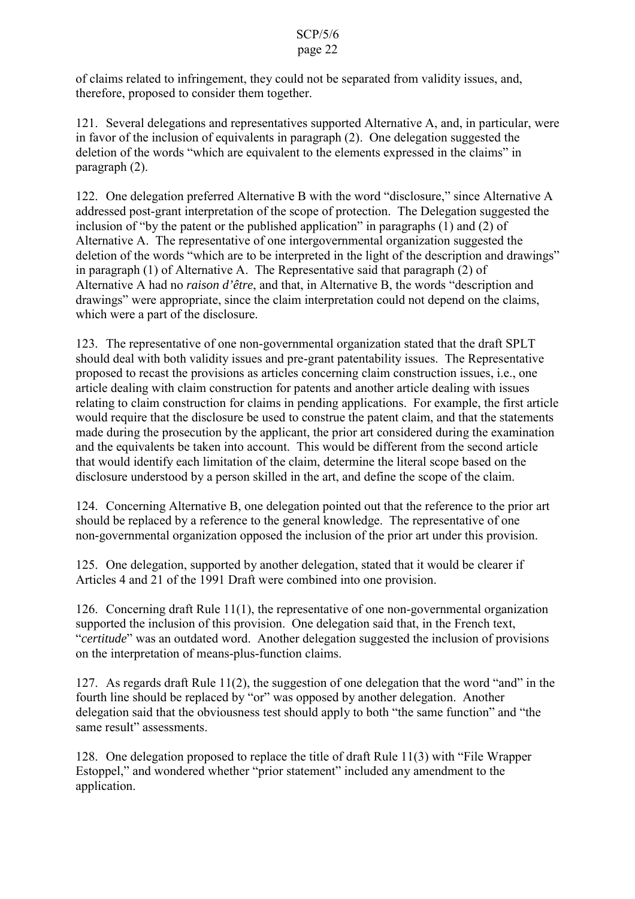of claims related to infringement, they could not be separated from validity issues, and, therefore, proposed to consider them together.

121. Several delegations and representatives supported Alternative A, and, in particular, were in favor of the inclusion of equivalents in paragraph (2). One delegation suggested the deletion of the words "which are equivalent to the elements expressed in the claims" in paragraph (2).

122. One delegation preferred Alternative B with the word "disclosure," since Alternative A addressed post-grant interpretation of the scope of protection. The Delegation suggested the inclusion of "by the patent or the published application" in paragraphs (1) and (2) of Alternative A. The representative of one intergovernmental organization suggested the deletion of the words "which are to be interpreted in the light of the description and drawings" in paragraph (1) of Alternative A. The Representative said that paragraph (2) of Alternative A had no *raison d'être*, and that, in Alternative B, the words "description and drawings" were appropriate, since the claim interpretation could not depend on the claims, which were a part of the disclosure.

123. The representative of one non-governmental organization stated that the draft SPLT should deal with both validity issues and pre-grant patentability issues. The Representative proposed to recast the provisions as articles concerning claim construction issues, i.e., one article dealing with claim construction for patents and another article dealing with issues relating to claim construction for claims in pending applications. For example, the first article would require that the disclosure be used to construe the patent claim, and that the statements made during the prosecution by the applicant, the prior art considered during the examination and the equivalents be taken into account. This would be different from the second article that would identify each limitation of the claim, determine the literal scope based on the disclosure understood by a person skilled in the art, and define the scope of the claim.

124. Concerning Alternative B, one delegation pointed out that the reference to the prior art should be replaced by a reference to the general knowledge. The representative of one non-governmental organization opposed the inclusion of the prior art under this provision.

125. One delegation, supported by another delegation, stated that it would be clearer if Articles 4 and 21 of the 1991 Draft were combined into one provision.

126. Concerning draft Rule 11(1), the representative of one non-governmental organization supported the inclusion of this provision. One delegation said that, in the French text, "*certitude*" was an outdated word. Another delegation suggested the inclusion of provisions on the interpretation of means-plus-function claims.

127. As regards draft Rule 11(2), the suggestion of one delegation that the word "and" in the fourth line should be replaced by "or" was opposed by another delegation. Another delegation said that the obviousness test should apply to both "the same function" and "the same result" assessments.

128. One delegation proposed to replace the title of draft Rule 11(3) with "File Wrapper Estoppel," and wondered whether "prior statement" included any amendment to the application.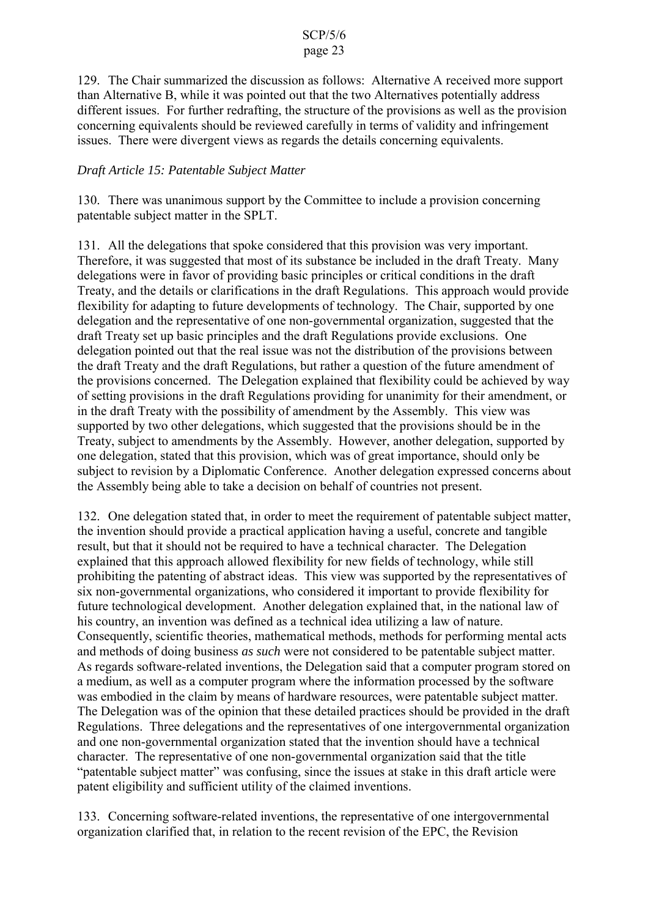129. The Chair summarized the discussion as follows: Alternative A received more support than Alternative B, while it was pointed out that the two Alternatives potentially address different issues. For further redrafting, the structure of the provisions as well as the provision concerning equivalents should be reviewed carefully in terms of validity and infringement issues. There were divergent views as regards the details concerning equivalents.

*Draft Article 15: Patentable Subject Matter*

130. There was unanimous support by the Committee to include a provision concerning patentable subject matter in the SPLT.

131. All the delegations that spoke considered that this provision was very important. Therefore, it was suggested that most of its substance be included in the draft Treaty. Many delegations were in favor of providing basic principles or critical conditions in the draft Treaty, and the details or clarifications in the draft Regulations. This approach would provide flexibility for adapting to future developments of technology. The Chair, supported by one delegation and the representative of one non-governmental organization, suggested that the draft Treaty set up basic principles and the draft Regulations provide exclusions. One delegation pointed out that the real issue was not the distribution of the provisions between the draft Treaty and the draft Regulations, but rather a question of the future amendment of the provisions concerned. The Delegation explained that flexibility could be achieved by way of setting provisions in the draft Regulations providing for unanimity for their amendment, or in the draft Treaty with the possibility of amendment by the Assembly. This view was supported by two other delegations, which suggested that the provisions should be in the Treaty, subject to amendments by the Assembly. However, another delegation, supported by one delegation, stated that this provision, which was of great importance, should only be subject to revision by a Diplomatic Conference. Another delegation expressed concerns about the Assembly being able to take a decision on behalf of countries not present.

132. One delegation stated that, in order to meet the requirement of patentable subject matter, the invention should provide a practical application having a useful, concrete and tangible result, but that it should not be required to have a technical character. The Delegation explained that this approach allowed flexibility for new fields of technology, while still prohibiting the patenting of abstract ideas. This view was supported by the representatives of six non-governmental organizations, who considered it important to provide flexibility for future technological development. Another delegation explained that, in the national law of his country, an invention was defined as a technical idea utilizing a law of nature. Consequently, scientific theories, mathematical methods, methods for performing mental acts and methods of doing business *as such* were not considered to be patentable subject matter. As regards software-related inventions, the Delegation said that a computer program stored on a medium, as well as a computer program where the information processed by the software was embodied in the claim by means of hardware resources, were patentable subject matter. The Delegation was of the opinion that these detailed practices should be provided in the draft Regulations. Three delegations and the representatives of one intergovernmental organization and one non-governmental organization stated that the invention should have a technical character. The representative of one non-governmental organization said that the title "patentable subject matter" was confusing, since the issues at stake in this draft article were patent eligibility and sufficient utility of the claimed inventions.

133. Concerning software-related inventions, the representative of one intergovernmental organization clarified that, in relation to the recent revision of the EPC, the Revision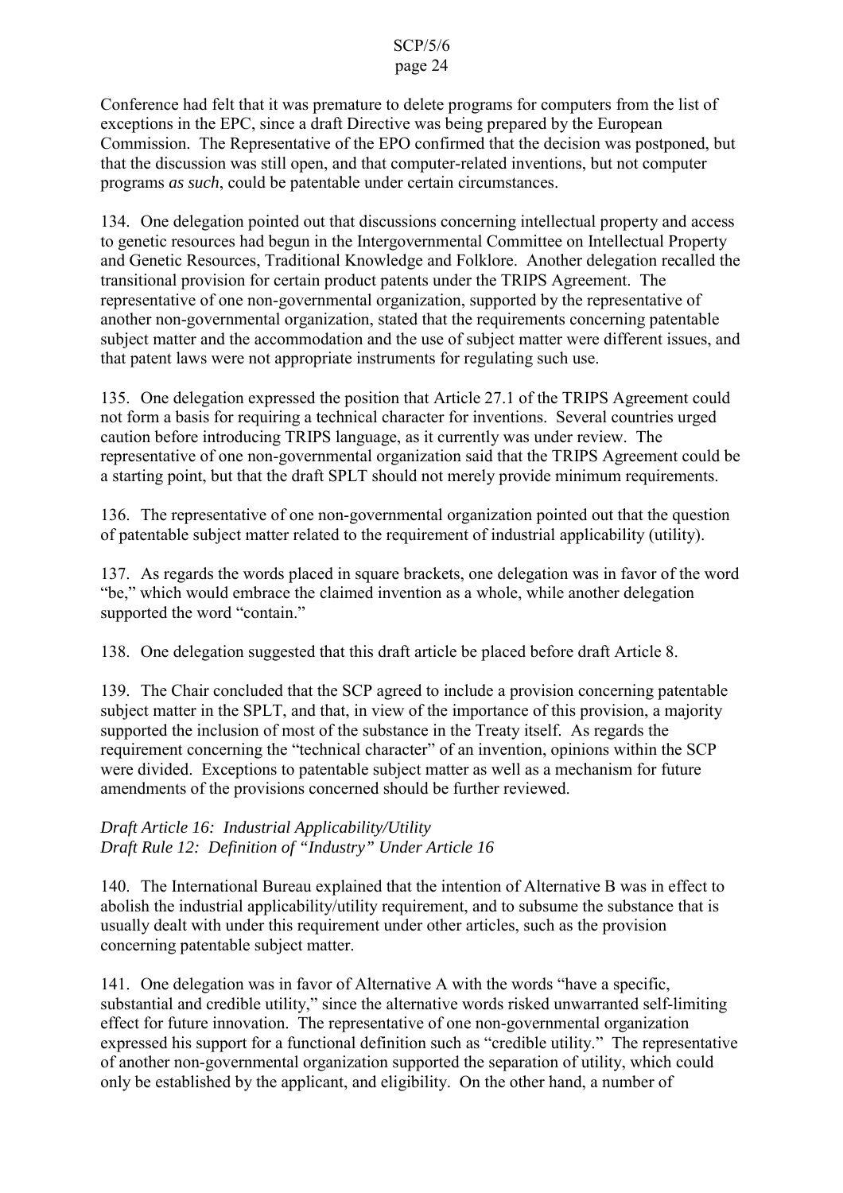Conference had felt that it was premature to delete programs for computers from the list of exceptions in the EPC, since a draft Directive was being prepared by the European Commission. The Representative of the EPO confirmed that the decision was postponed, but that the discussion was still open, and that computer-related inventions, but not computer programs *as such*, could be patentable under certain circumstances.

134. One delegation pointed out that discussions concerning intellectual property and access to genetic resources had begun in the Intergovernmental Committee on Intellectual Property and Genetic Resources, Traditional Knowledge and Folklore. Another delegation recalled the transitional provision for certain product patents under the TRIPS Agreement. The representative of one non-governmental organization, supported by the representative of another non-governmental organization, stated that the requirements concerning patentable subject matter and the accommodation and the use of subject matter were different issues, and that patent laws were not appropriate instruments for regulating such use.

135. One delegation expressed the position that Article 27.1 of the TRIPS Agreement could not form a basis for requiring a technical character for inventions. Several countries urged caution before introducing TRIPS language, as it currently was under review. The representative of one non-governmental organization said that the TRIPS Agreement could be a starting point, but that the draft SPLT should not merely provide minimum requirements.

136. The representative of one non-governmental organization pointed out that the question of patentable subject matter related to the requirement of industrial applicability (utility).

137. As regards the words placed in square brackets, one delegation was in favor of the word "be," which would embrace the claimed invention as a whole, while another delegation supported the word "contain."

138. One delegation suggested that this draft article be placed before draft Article 8.

139. The Chair concluded that the SCP agreed to include a provision concerning patentable subject matter in the SPLT, and that, in view of the importance of this provision, a majority supported the inclusion of most of the substance in the Treaty itself. As regards the requirement concerning the "technical character" of an invention, opinions within the SCP were divided. Exceptions to patentable subject matter as well as a mechanism for future amendments of the provisions concerned should be further reviewed.

*Draft Article 16: Industrial Applicability/Utility*
*Draft Rule 12: Definition of "Industry" Under Article 16*

140. The International Bureau explained that the intention of Alternative B was in effect to abolish the industrial applicability/utility requirement, and to subsume the substance that is usually dealt with under this requirement under other articles, such as the provision concerning patentable subject matter.

141. One delegation was in favor of Alternative A with the words "have a specific, substantial and credible utility," since the alternative words risked unwarranted self-limiting effect for future innovation. The representative of one non-governmental organization expressed his support for a functional definition such as "credible utility." The representative of another non-governmental organization supported the separation of utility, which could only be established by the applicant, and eligibility. On the other hand, a number of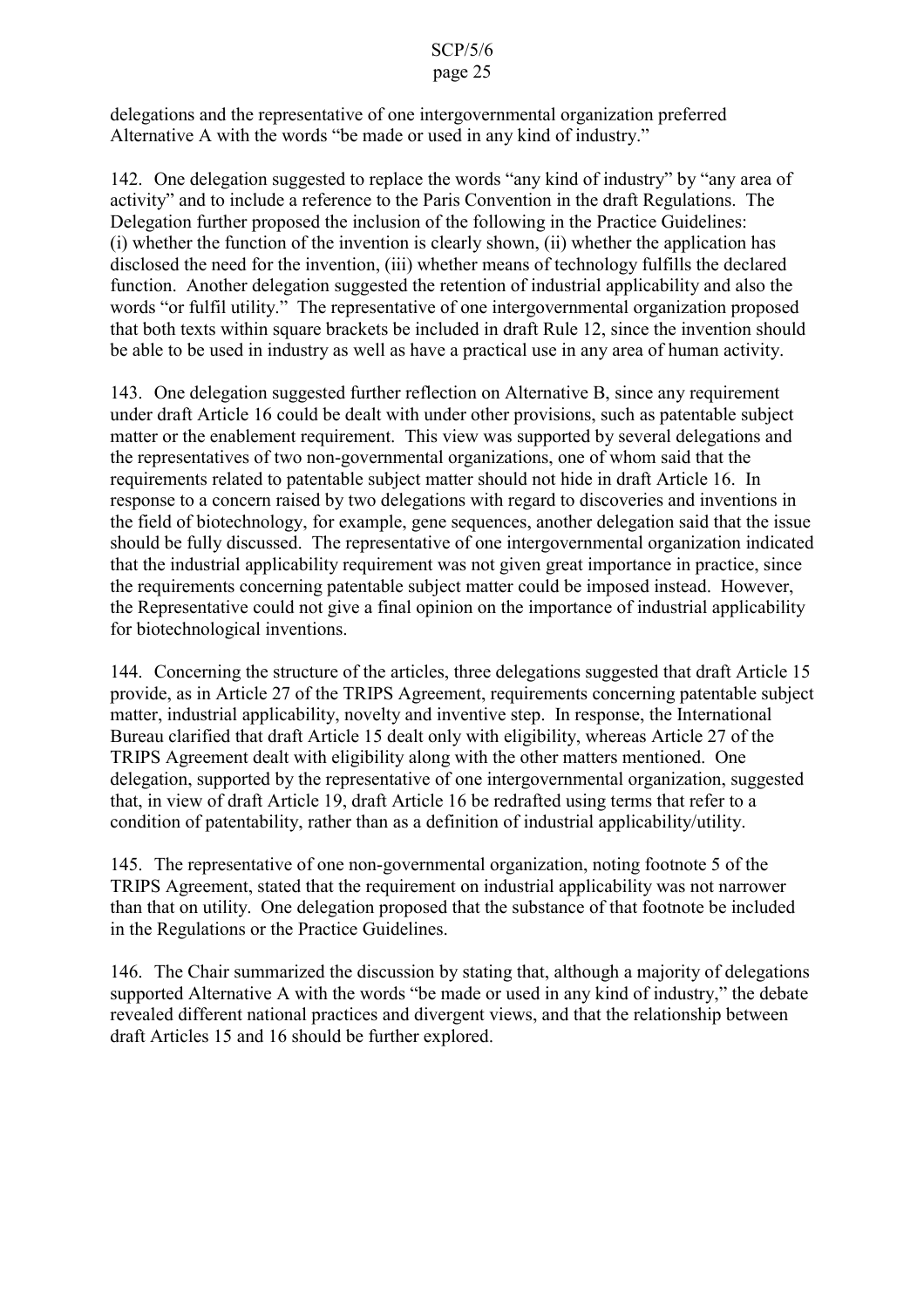delegations and the representative of one intergovernmental organization preferred Alternative A with the words "be made or used in any kind of industry."

142. One delegation suggested to replace the words "any kind of industry" by "any area of activity" and to include a reference to the Paris Convention in the draft Regulations. The Delegation further proposed the inclusion of the following in the Practice Guidelines: (i) whether the function of the invention is clearly shown, (ii) whether the application has disclosed the need for the invention, (iii) whether means of technology fulfills the declared function. Another delegation suggested the retention of industrial applicability and also the words "or fulfil utility." The representative of one intergovernmental organization proposed that both texts within square brackets be included in draft Rule 12, since the invention should be able to be used in industry as well as have a practical use in any area of human activity.

143. One delegation suggested further reflection on Alternative B, since any requirement under draft Article 16 could be dealt with under other provisions, such as patentable subject matter or the enablement requirement. This view was supported by several delegations and the representatives of two non-governmental organizations, one of whom said that the requirements related to patentable subject matter should not hide in draft Article 16. In response to a concern raised by two delegations with regard to discoveries and inventions in the field of biotechnology, for example, gene sequences, another delegation said that the issue should be fully discussed. The representative of one intergovernmental organization indicated that the industrial applicability requirement was not given great importance in practice, since the requirements concerning patentable subject matter could be imposed instead. However, the Representative could not give a final opinion on the importance of industrial applicability for biotechnological inventions.

144. Concerning the structure of the articles, three delegations suggested that draft Article 15 provide, as in Article 27 of the TRIPS Agreement, requirements concerning patentable subject matter, industrial applicability, novelty and inventive step. In response, the International Bureau clarified that draft Article 15 dealt only with eligibility, whereas Article 27 of the TRIPS Agreement dealt with eligibility along with the other matters mentioned. One delegation, supported by the representative of one intergovernmental organization, suggested that, in view of draft Article 19, draft Article 16 be redrafted using terms that refer to a condition of patentability, rather than as a definition of industrial applicability/utility.

145. The representative of one non-governmental organization, noting footnote 5 of the TRIPS Agreement, stated that the requirement on industrial applicability was not narrower than that on utility. One delegation proposed that the substance of that footnote be included in the Regulations or the Practice Guidelines.

146. The Chair summarized the discussion by stating that, although a majority of delegations supported Alternative A with the words "be made or used in any kind of industry," the debate revealed different national practices and divergent views, and that the relationship between draft Articles 15 and 16 should be further explored.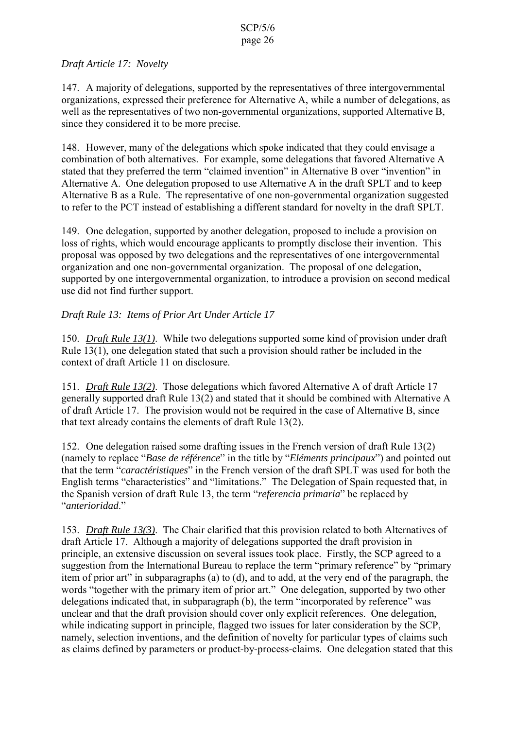*Draft Article 17: Novelty*

147. A majority of delegations, supported by the representatives of three intergovernmental organizations, expressed their preference for Alternative A, while a number of delegations, as well as the representatives of two non-governmental organizations, supported Alternative B, since they considered it to be more precise.

148. However, many of the delegations which spoke indicated that they could envisage a combination of both alternatives. For example, some delegations that favored Alternative A stated that they preferred the term "claimed invention" in Alternative B over "invention" in Alternative A. One delegation proposed to use Alternative A in the draft SPLT and to keep Alternative B as a Rule. The representative of one non-governmental organization suggested to refer to the PCT instead of establishing a different standard for novelty in the draft SPLT.

149. One delegation, supported by another delegation, proposed to include a provision on loss of rights, which would encourage applicants to promptly disclose their invention. This proposal was opposed by two delegations and the representatives of one intergovernmental organization and one non-governmental organization. The proposal of one delegation, supported by one intergovernmental organization, to introduce a provision on second medical use did not find further support.

*Draft Rule 13: Items of Prior Art Under Article 17*

150. *Draft Rule 13(1)*. While two delegations supported some kind of provision under draft Rule 13(1), one delegation stated that such a provision should rather be included in the context of draft Article 11 on disclosure.

151. *Draft Rule 13(2)*. Those delegations which favored Alternative A of draft Article 17 generally supported draft Rule 13(2) and stated that it should be combined with Alternative A of draft Article 17. The provision would not be required in the case of Alternative B, since that text already contains the elements of draft Rule 13(2).

152. One delegation raised some drafting issues in the French version of draft Rule 13(2) (namely to replace "*Base de référence*" in the title by "*Eléments principaux*") and pointed out that the term "*caractéristiques*" in the French version of the draft SPLT was used for both the English terms "characteristics" and "limitations." The Delegation of Spain requested that, in the Spanish version of draft Rule 13, the term "*referencia primaria*" be replaced by "*anterioridad*."

153. *Draft Rule 13(3)*. The Chair clarified that this provision related to both Alternatives of draft Article 17. Although a majority of delegations supported the draft provision in principle, an extensive discussion on several issues took place. Firstly, the SCP agreed to a suggestion from the International Bureau to replace the term "primary reference" by "primary item of prior art" in subparagraphs (a) to (d), and to add, at the very end of the paragraph, the words "together with the primary item of prior art." One delegation, supported by two other delegations indicated that, in subparagraph (b), the term "incorporated by reference" was unclear and that the draft provision should cover only explicit references. One delegation, while indicating support in principle, flagged two issues for later consideration by the SCP, namely, selection inventions, and the definition of novelty for particular types of claims such as claims defined by parameters or product-by-process-claims. One delegation stated that this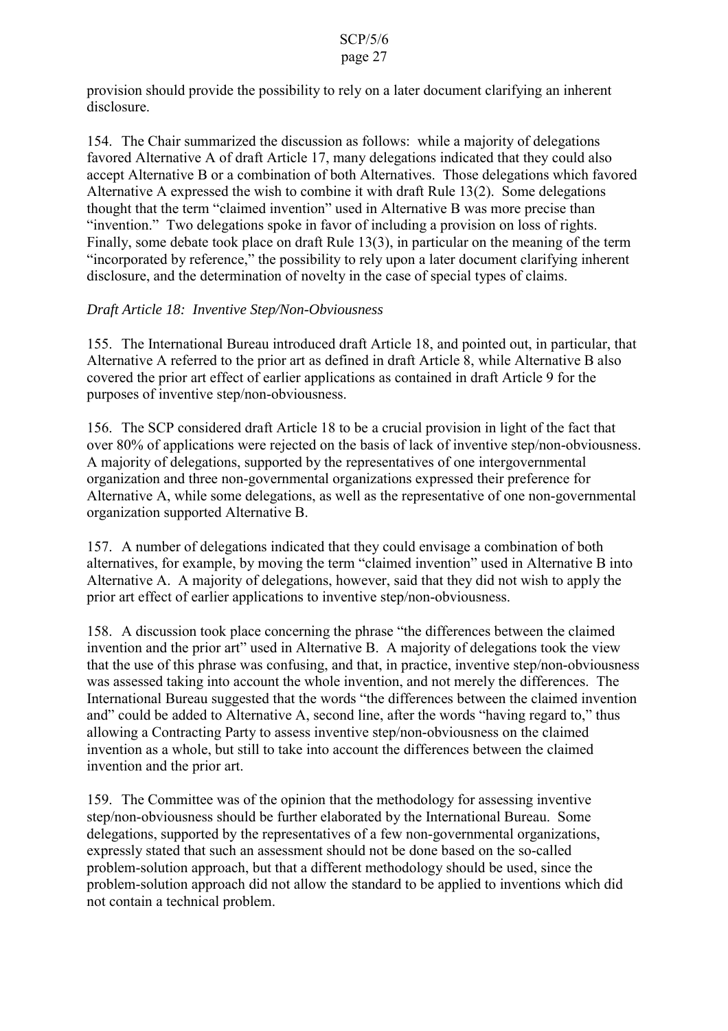provision should provide the possibility to rely on a later document clarifying an inherent disclosure.

154. The Chair summarized the discussion as follows: while a majority of delegations favored Alternative A of draft Article 17, many delegations indicated that they could also accept Alternative B or a combination of both Alternatives. Those delegations which favored Alternative A expressed the wish to combine it with draft Rule 13(2). Some delegations thought that the term "claimed invention" used in Alternative B was more precise than "invention." Two delegations spoke in favor of including a provision on loss of rights. Finally, some debate took place on draft Rule 13(3), in particular on the meaning of the term "incorporated by reference," the possibility to rely upon a later document clarifying inherent disclosure, and the determination of novelty in the case of special types of claims.

*Draft Article 18: Inventive Step/Non-Obviousness*

155. The International Bureau introduced draft Article 18, and pointed out, in particular, that Alternative A referred to the prior art as defined in draft Article 8, while Alternative B also covered the prior art effect of earlier applications as contained in draft Article 9 for the purposes of inventive step/non-obviousness.

156. The SCP considered draft Article 18 to be a crucial provision in light of the fact that over 80% of applications were rejected on the basis of lack of inventive step/non-obviousness. A majority of delegations, supported by the representatives of one intergovernmental organization and three non-governmental organizations expressed their preference for Alternative A, while some delegations, as well as the representative of one non-governmental organization supported Alternative B.

157. A number of delegations indicated that they could envisage a combination of both alternatives, for example, by moving the term "claimed invention" used in Alternative B into Alternative A. A majority of delegations, however, said that they did not wish to apply the prior art effect of earlier applications to inventive step/non-obviousness.

158. A discussion took place concerning the phrase "the differences between the claimed invention and the prior art" used in Alternative B. A majority of delegations took the view that the use of this phrase was confusing, and that, in practice, inventive step/non-obviousness was assessed taking into account the whole invention, and not merely the differences. The International Bureau suggested that the words "the differences between the claimed invention and" could be added to Alternative A, second line, after the words "having regard to," thus allowing a Contracting Party to assess inventive step/non-obviousness on the claimed invention as a whole, but still to take into account the differences between the claimed invention and the prior art.

159. The Committee was of the opinion that the methodology for assessing inventive step/non-obviousness should be further elaborated by the International Bureau. Some delegations, supported by the representatives of a few non-governmental organizations, expressly stated that such an assessment should not be done based on the so-called problem-solution approach, but that a different methodology should be used, since the problem-solution approach did not allow the standard to be applied to inventions which did not contain a technical problem.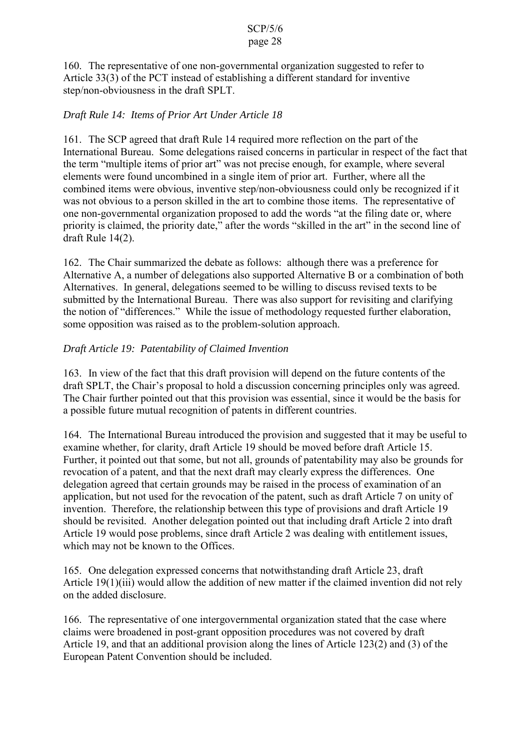160. The representative of one non-governmental organization suggested to refer to Article 33(3) of the PCT instead of establishing a different standard for inventive step/non-obviousness in the draft SPLT.

*Draft Rule 14: Items of Prior Art Under Article 18*

161. The SCP agreed that draft Rule 14 required more reflection on the part of the International Bureau. Some delegations raised concerns in particular in respect of the fact that the term "multiple items of prior art" was not precise enough, for example, where several elements were found uncombined in a single item of prior art. Further, where all the combined items were obvious, inventive step/non-obviousness could only be recognized if it was not obvious to a person skilled in the art to combine those items. The representative of one non-governmental organization proposed to add the words "at the filing date or, where priority is claimed, the priority date," after the words "skilled in the art" in the second line of draft Rule 14(2).

162. The Chair summarized the debate as follows: although there was a preference for Alternative A, a number of delegations also supported Alternative B or a combination of both Alternatives. In general, delegations seemed to be willing to discuss revised texts to be submitted by the International Bureau. There was also support for revisiting and clarifying the notion of "differences." While the issue of methodology requested further elaboration, some opposition was raised as to the problem-solution approach.

*Draft Article 19: Patentability of Claimed Invention*

163. In view of the fact that this draft provision will depend on the future contents of the draft SPLT, the Chair's proposal to hold a discussion concerning principles only was agreed. The Chair further pointed out that this provision was essential, since it would be the basis for a possible future mutual recognition of patents in different countries.

164. The International Bureau introduced the provision and suggested that it may be useful to examine whether, for clarity, draft Article 19 should be moved before draft Article 15. Further, it pointed out that some, but not all, grounds of patentability may also be grounds for revocation of a patent, and that the next draft may clearly express the differences. One delegation agreed that certain grounds may be raised in the process of examination of an application, but not used for the revocation of the patent, such as draft Article 7 on unity of invention. Therefore, the relationship between this type of provisions and draft Article 19 should be revisited. Another delegation pointed out that including draft Article 2 into draft Article 19 would pose problems, since draft Article 2 was dealing with entitlement issues, which may not be known to the Offices.

165. One delegation expressed concerns that notwithstanding draft Article 23, draft Article 19(1)(iii) would allow the addition of new matter if the claimed invention did not rely on the added disclosure.

166. The representative of one intergovernmental organization stated that the case where claims were broadened in post-grant opposition procedures was not covered by draft Article 19, and that an additional provision along the lines of Article 123(2) and (3) of the European Patent Convention should be included.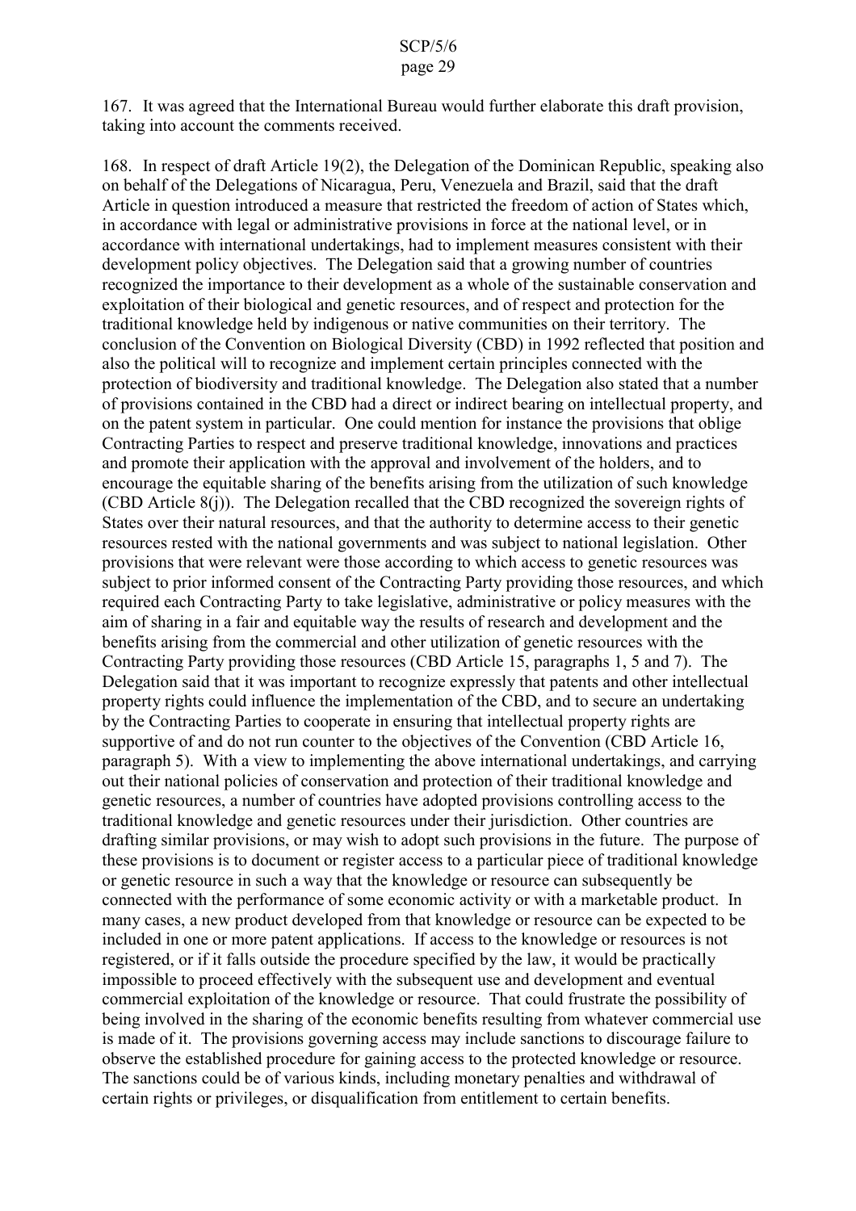167. It was agreed that the International Bureau would further elaborate this draft provision, taking into account the comments received.

168. In respect of draft Article 19(2), the Delegation of the Dominican Republic, speaking also on behalf of the Delegations of Nicaragua, Peru, Venezuela and Brazil, said that the draft Article in question introduced a measure that restricted the freedom of action of States which, in accordance with legal or administrative provisions in force at the national level, or in accordance with international undertakings, had to implement measures consistent with their development policy objectives. The Delegation said that a growing number of countries recognized the importance to their development as a whole of the sustainable conservation and exploitation of their biological and genetic resources, and of respect and protection for the traditional knowledge held by indigenous or native communities on their territory. The conclusion of the Convention on Biological Diversity (CBD) in 1992 reflected that position and also the political will to recognize and implement certain principles connected with the protection of biodiversity and traditional knowledge. The Delegation also stated that a number of provisions contained in the CBD had a direct or indirect bearing on intellectual property, and on the patent system in particular. One could mention for instance the provisions that oblige Contracting Parties to respect and preserve traditional knowledge, innovations and practices and promote their application with the approval and involvement of the holders, and to encourage the equitable sharing of the benefits arising from the utilization of such knowledge (CBD Article 8(j)). The Delegation recalled that the CBD recognized the sovereign rights of States over their natural resources, and that the authority to determine access to their genetic resources rested with the national governments and was subject to national legislation. Other provisions that were relevant were those according to which access to genetic resources was subject to prior informed consent of the Contracting Party providing those resources, and which required each Contracting Party to take legislative, administrative or policy measures with the aim of sharing in a fair and equitable way the results of research and development and the benefits arising from the commercial and other utilization of genetic resources with the Contracting Party providing those resources (CBD Article 15, paragraphs 1, 5 and 7). The Delegation said that it was important to recognize expressly that patents and other intellectual property rights could influence the implementation of the CBD, and to secure an undertaking by the Contracting Parties to cooperate in ensuring that intellectual property rights are supportive of and do not run counter to the objectives of the Convention (CBD Article 16, paragraph 5). With a view to implementing the above international undertakings, and carrying out their national policies of conservation and protection of their traditional knowledge and genetic resources, a number of countries have adopted provisions controlling access to the traditional knowledge and genetic resources under their jurisdiction. Other countries are drafting similar provisions, or may wish to adopt such provisions in the future. The purpose of these provisions is to document or register access to a particular piece of traditional knowledge or genetic resource in such a way that the knowledge or resource can subsequently be connected with the performance of some economic activity or with a marketable product. In many cases, a new product developed from that knowledge or resource can be expected to be included in one or more patent applications. If access to the knowledge or resources is not registered, or if it falls outside the procedure specified by the law, it would be practically impossible to proceed effectively with the subsequent use and development and eventual commercial exploitation of the knowledge or resource. That could frustrate the possibility of being involved in the sharing of the economic benefits resulting from whatever commercial use is made of it. The provisions governing access may include sanctions to discourage failure to observe the established procedure for gaining access to the protected knowledge or resource. The sanctions could be of various kinds, including monetary penalties and withdrawal of certain rights or privileges, or disqualification from entitlement to certain benefits.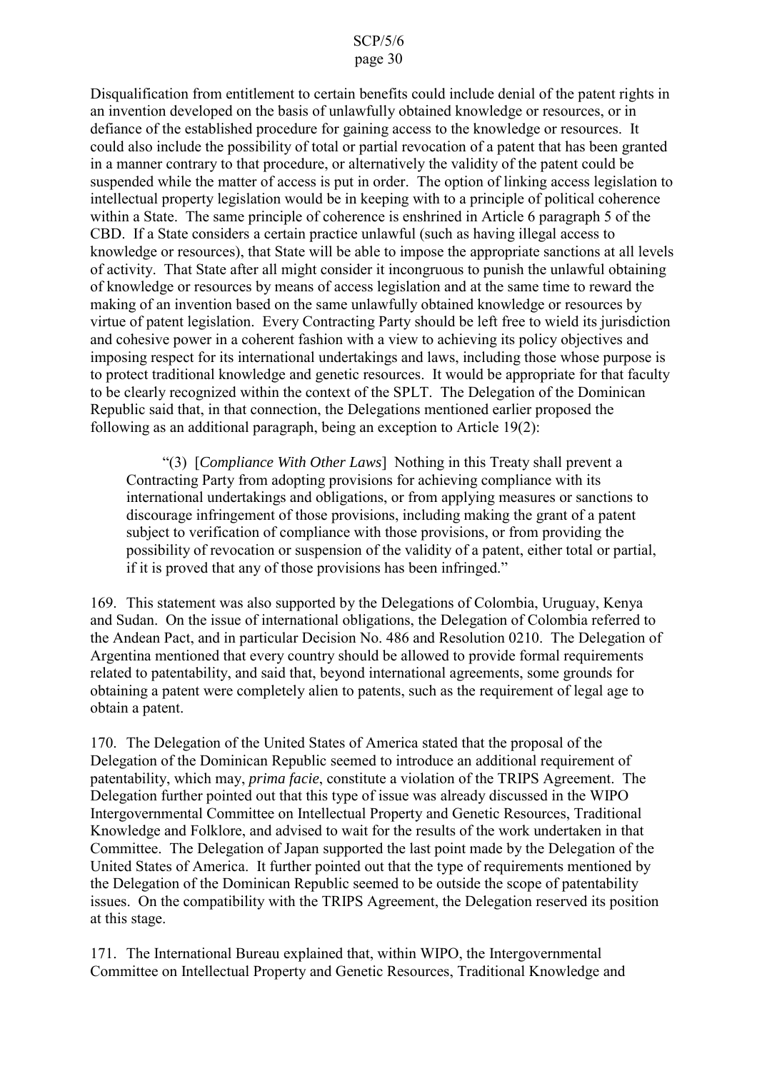Disqualification from entitlement to certain benefits could include denial of the patent rights in an invention developed on the basis of unlawfully obtained knowledge or resources, or in defiance of the established procedure for gaining access to the knowledge or resources. It could also include the possibility of total or partial revocation of a patent that has been granted in a manner contrary to that procedure, or alternatively the validity of the patent could be suspended while the matter of access is put in order. The option of linking access legislation to intellectual property legislation would be in keeping with to a principle of political coherence within a State. The same principle of coherence is enshrined in Article 6 paragraph 5 of the CBD. If a State considers a certain practice unlawful (such as having illegal access to knowledge or resources), that State will be able to impose the appropriate sanctions at all levels of activity. That State after all might consider it incongruous to punish the unlawful obtaining of knowledge or resources by means of access legislation and at the same time to reward the making of an invention based on the same unlawfully obtained knowledge or resources by virtue of patent legislation. Every Contracting Party should be left free to wield its jurisdiction and cohesive power in a coherent fashion with a view to achieving its policy objectives and imposing respect for its international undertakings and laws, including those whose purpose is to protect traditional knowledge and genetic resources. It would be appropriate for that faculty to be clearly recognized within the context of the SPLT. The Delegation of the Dominican Republic said that, in that connection, the Delegations mentioned earlier proposed the following as an additional paragraph, being an exception to Article 19(2):

> "(3) [*Compliance With Other Laws*] Nothing in this Treaty shall prevent a Contracting Party from adopting provisions for achieving compliance with its international undertakings and obligations, or from applying measures or sanctions to discourage infringement of those provisions, including making the grant of a patent subject to verification of compliance with those provisions, or from providing the possibility of revocation or suspension of the validity of a patent, either total or partial, if it is proved that any of those provisions has been infringed."

169. This statement was also supported by the Delegations of Colombia, Uruguay, Kenya and Sudan. On the issue of international obligations, the Delegation of Colombia referred to the Andean Pact, and in particular Decision No. 486 and Resolution 0210. The Delegation of Argentina mentioned that every country should be allowed to provide formal requirements related to patentability, and said that, beyond international agreements, some grounds for obtaining a patent were completely alien to patents, such as the requirement of legal age to obtain a patent.

170. The Delegation of the United States of America stated that the proposal of the Delegation of the Dominican Republic seemed to introduce an additional requirement of patentability, which may, *prima facie*, constitute a violation of the TRIPS Agreement. The Delegation further pointed out that this type of issue was already discussed in the WIPO Intergovernmental Committee on Intellectual Property and Genetic Resources, Traditional Knowledge and Folklore, and advised to wait for the results of the work undertaken in that Committee. The Delegation of Japan supported the last point made by the Delegation of the United States of America. It further pointed out that the type of requirements mentioned by the Delegation of the Dominican Republic seemed to be outside the scope of patentability issues. On the compatibility with the TRIPS Agreement, the Delegation reserved its position at this stage.

171. The International Bureau explained that, within WIPO, the Intergovernmental Committee on Intellectual Property and Genetic Resources, Traditional Knowledge and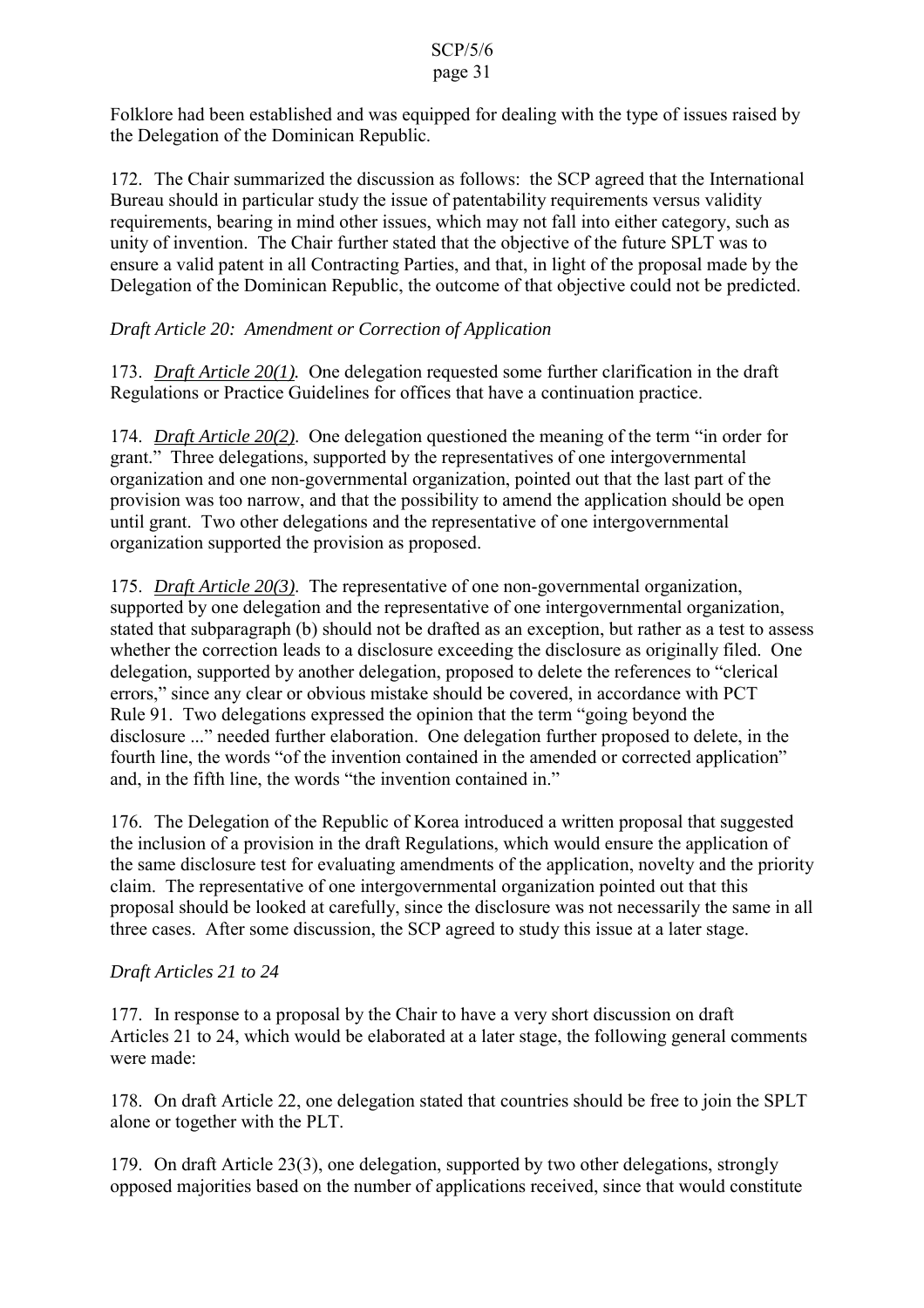Folklore had been established and was equipped for dealing with the type of issues raised by the Delegation of the Dominican Republic.

172. The Chair summarized the discussion as follows: the SCP agreed that the International Bureau should in particular study the issue of patentability requirements versus validity requirements, bearing in mind other issues, which may not fall into either category, such as unity of invention. The Chair further stated that the objective of the future SPLT was to ensure a valid patent in all Contracting Parties, and that, in light of the proposal made by the Delegation of the Dominican Republic, the outcome of that objective could not be predicted.

*Draft Article 20: Amendment or Correction of Application*

173. ***Draft Article 20(1)***. One delegation requested some further clarification in the draft Regulations or Practice Guidelines for offices that have a continuation practice.

174. ***Draft Article 20(2)***. One delegation questioned the meaning of the term "in order for grant." Three delegations, supported by the representatives of one intergovernmental organization and one non-governmental organization, pointed out that the last part of the provision was too narrow, and that the possibility to amend the application should be open until grant. Two other delegations and the representative of one intergovernmental organization supported the provision as proposed.

175. ***Draft Article 20(3)***. The representative of one non-governmental organization, supported by one delegation and the representative of one intergovernmental organization, stated that subparagraph (b) should not be drafted as an exception, but rather as a test to assess whether the correction leads to a disclosure exceeding the disclosure as originally filed. One delegation, supported by another delegation, proposed to delete the references to "clerical errors," since any clear or obvious mistake should be covered, in accordance with PCT Rule 91. Two delegations expressed the opinion that the term "going beyond the disclosure ..." needed further elaboration. One delegation further proposed to delete, in the fourth line, the words "of the invention contained in the amended or corrected application" and, in the fifth line, the words "the invention contained in."

176. The Delegation of the Republic of Korea introduced a written proposal that suggested the inclusion of a provision in the draft Regulations, which would ensure the application of the same disclosure test for evaluating amendments of the application, novelty and the priority claim. The representative of one intergovernmental organization pointed out that this proposal should be looked at carefully, since the disclosure was not necessarily the same in all three cases. After some discussion, the SCP agreed to study this issue at a later stage.

*Draft Articles 21 to 24*

177. In response to a proposal by the Chair to have a very short discussion on draft Articles 21 to 24, which would be elaborated at a later stage, the following general comments were made:

178. On draft Article 22, one delegation stated that countries should be free to join the SPLT alone or together with the PLT.

179. On draft Article 23(3), one delegation, supported by two other delegations, strongly opposed majorities based on the number of applications received, since that would constitute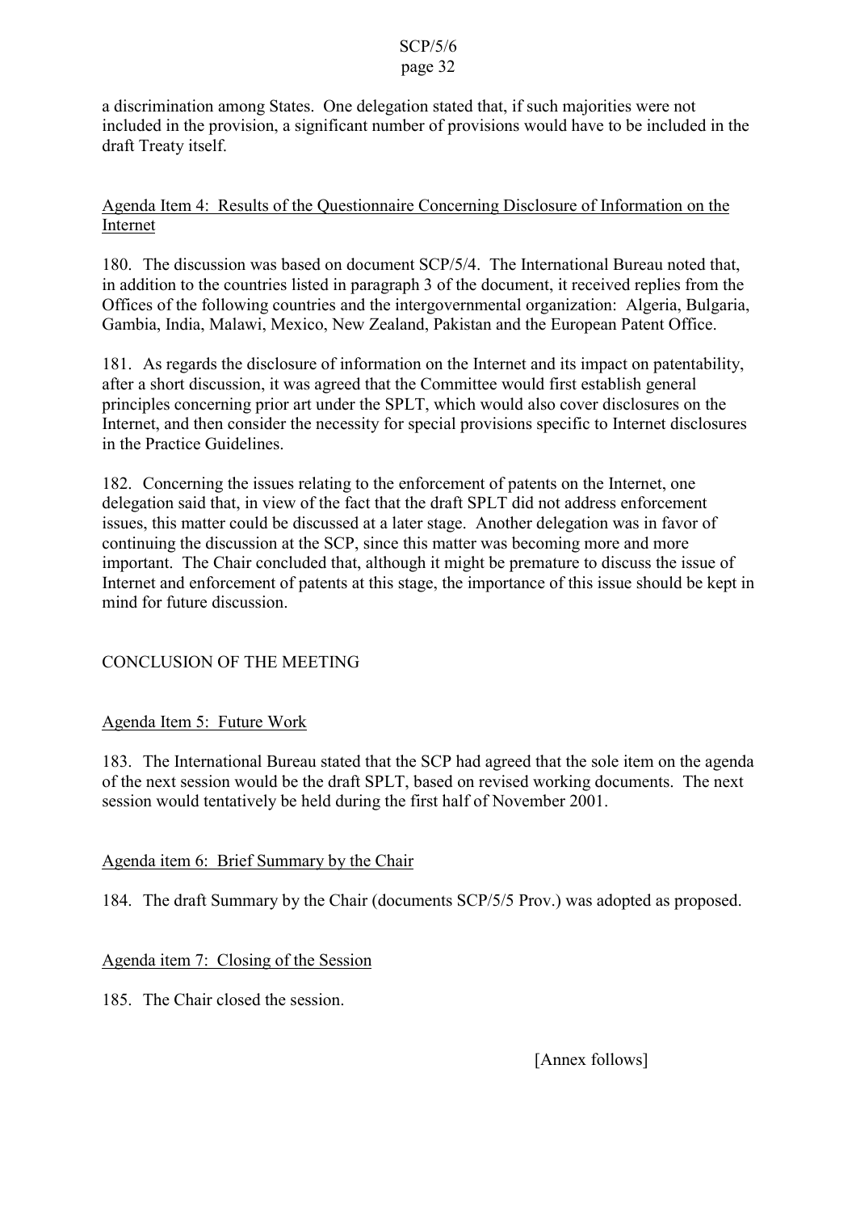a discrimination among States. One delegation stated that, if such majorities were not included in the provision, a significant number of provisions would have to be included in the draft Treaty itself.

Agenda Item 4: Results of the Questionnaire Concerning Disclosure of Information on the Internet

180. The discussion was based on document SCP/5/4. The International Bureau noted that, in addition to the countries listed in paragraph 3 of the document, it received replies from the Offices of the following countries and the intergovernmental organization: Algeria, Bulgaria, Gambia, India, Malawi, Mexico, New Zealand, Pakistan and the European Patent Office.

181. As regards the disclosure of information on the Internet and its impact on patentability, after a short discussion, it was agreed that the Committee would first establish general principles concerning prior art under the SPLT, which would also cover disclosures on the Internet, and then consider the necessity for special provisions specific to Internet disclosures in the Practice Guidelines.

182. Concerning the issues relating to the enforcement of patents on the Internet, one delegation said that, in view of the fact that the draft SPLT did not address enforcement issues, this matter could be discussed at a later stage. Another delegation was in favor of continuing the discussion at the SCP, since this matter was becoming more and more important. The Chair concluded that, although it might be premature to discuss the issue of Internet and enforcement of patents at this stage, the importance of this issue should be kept in mind for future discussion.

## CONCLUSION OF THE MEETING

Agenda Item 5: Future Work

183. The International Bureau stated that the SCP had agreed that the sole item on the agenda of the next session would be the draft SPLT, based on revised working documents. The next session would tentatively be held during the first half of November 2001.

Agenda item 6: Brief Summary by the Chair

184. The draft Summary by the Chair (documents SCP/5/5 Prov.) was adopted as proposed.

Agenda item 7: Closing of the Session

185. The Chair closed the session.

[Annex follows]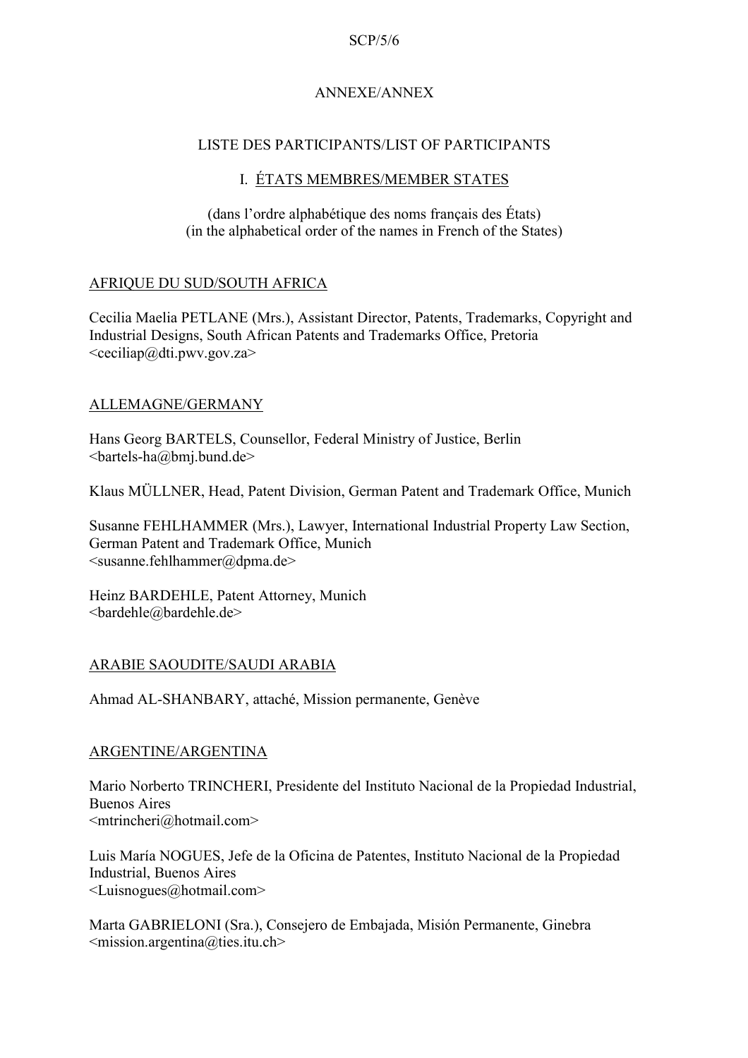ANNEXE/ANNEX

LISTE DES PARTICIPANTS/LIST OF PARTICIPANTS

I. ÉTATS MEMBRES/MEMBER STATES

(dans l'ordre alphabétique des noms français des États)
(in the alphabetical order of the names in French of the States)

AFRIQUE DU SUD/SOUTH AFRICA

Cecilia Maelia PETLANE (Mrs.), Assistant Director, Patents, Trademarks, Copyright and Industrial Designs, South African Patents and Trademarks Office, Pretoria
<ceciliap@dti.pwv.gov.za>

ALLEMAGNE/GERMANY

Hans Georg BARTELS, Counsellor, Federal Ministry of Justice, Berlin
<bartels-ha@bmj.bund.de>

Klaus MÜLLNER, Head, Patent Division, German Patent and Trademark Office, Munich

Susanne FEHLHAMMER (Mrs.), Lawyer, International Industrial Property Law Section, German Patent and Trademark Office, Munich
<susanne.fehlhammer@dpma.de>

Heinz BARDEHLE, Patent Attorney, Munich
<bardehle@bardehle.de>

ARABIE SAOUDITE/SAUDI ARABIA

Ahmad AL-SHANBARY, attaché, Mission permanente, Genève

ARGENTINE/ARGENTINA

Mario Norberto TRINCHERI, Presidente del Instituto Nacional de la Propiedad Industrial, Buenos Aires
<mtrincheri@hotmail.com>

Luis María NOGUES, Jefe de la Oficina de Patentes, Instituto Nacional de la Propiedad Industrial, Buenos Aires
<Luisnogues@hotmail.com>

Marta GABRIELONI (Sra.), Consejero de Embajada, Misión Permanente, Ginebra
<mission.argentina@ties.itu.ch>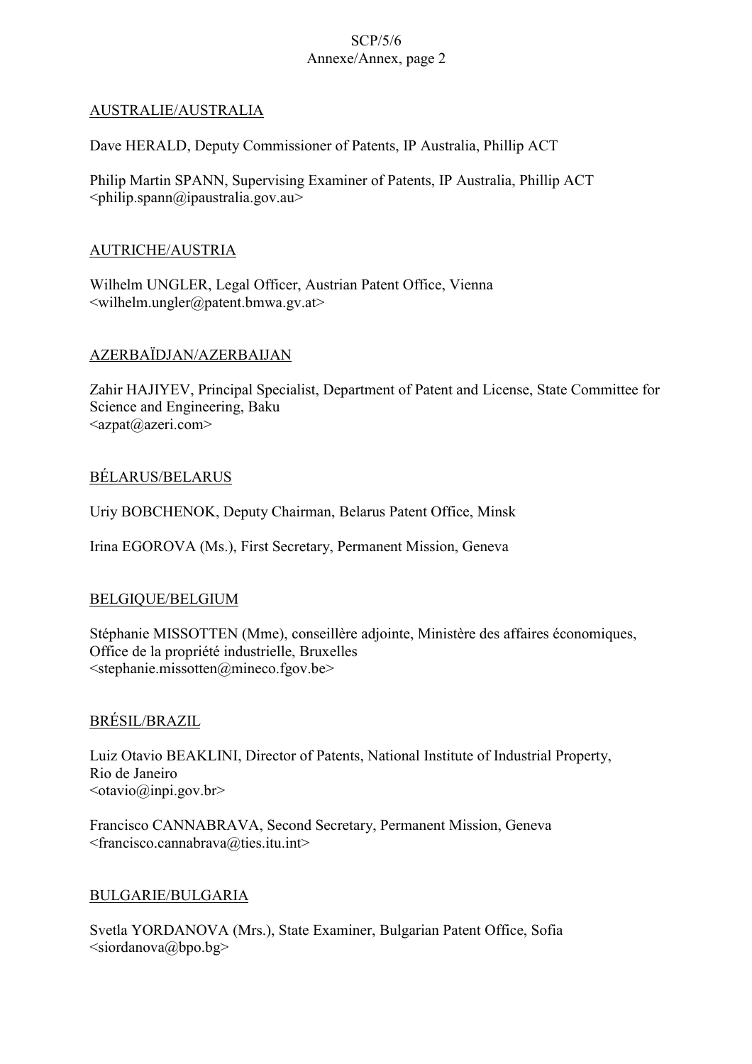AUSTRALIE/AUSTRALIA

Dave HERALD, Deputy Commissioner of Patents, IP Australia, Phillip ACT

Philip Martin SPANN, Supervising Examiner of Patents, IP Australia, Phillip ACT
<philip.spann@ipaustralia.gov.au>

AUTRICHE/AUSTRIA

Wilhelm UNGLER, Legal Officer, Austrian Patent Office, Vienna
<wilhelm.ungler@patent.bmwa.gv.at>

AZERBAÏDJAN/AZERBAIJAN

Zahir HAJIYEV, Principal Specialist, Department of Patent and License, State Committee for Science and Engineering, Baku
<azpat@azeri.com>

BÉLARUS/BELARUS

Uriy BOBCHENOK, Deputy Chairman, Belarus Patent Office, Minsk

Irina EGOROVA (Ms.), First Secretary, Permanent Mission, Geneva

BELGIQUE/BELGIUM

Stéphanie MISSOTTEN (Mme), conseillère adjointe, Ministère des affaires économiques, Office de la propriété industrielle, Bruxelles
<stephanie.missotten@mineco.fgov.be>

BRÉSIL/BRAZIL

Luiz Otavio BEAKLINI, Director of Patents, National Institute of Industrial Property, Rio de Janeiro
<otavio@inpi.gov.br>

Francisco CANNABRAVA, Second Secretary, Permanent Mission, Geneva
<francisco.cannabrava@ties.itu.int>

BULGARIE/BULGARIA

Svetla YORDANOVA (Mrs.), State Examiner, Bulgarian Patent Office, Sofia
<siordanova@bpo.bg>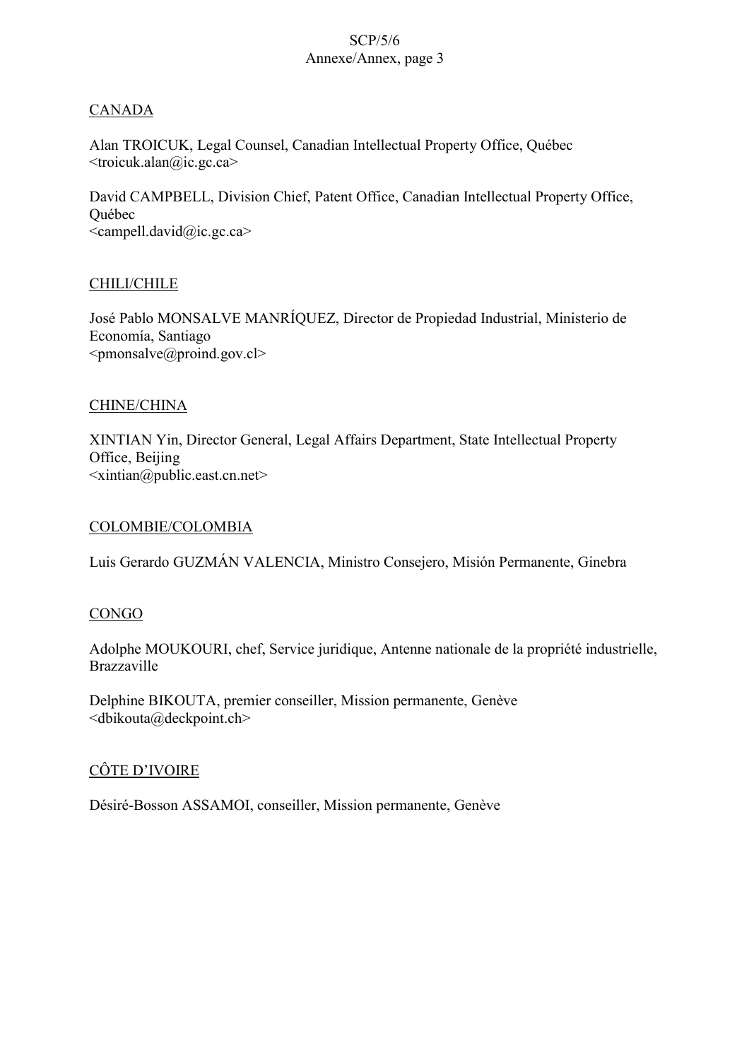CANADA

Alan TROICUK, Legal Counsel, Canadian Intellectual Property Office, Québec
<troicuk.alan@ic.gc.ca>

David CAMPBELL, Division Chief, Patent Office, Canadian Intellectual Property Office, Québec
<campell.david@ic.gc.ca>

CHILI/CHILE

José Pablo MONSALVE MANRÍQUEZ, Director de Propiedad Industrial, Ministerio de Economía, Santiago
<pmonsalve@proind.gov.cl>

CHINE/CHINA

XINTIAN Yin, Director General, Legal Affairs Department, State Intellectual Property Office, Beijing
<xintian@public.east.cn.net>

COLOMBIE/COLOMBIA

Luis Gerardo GUZMÁN VALENCIA, Ministro Consejero, Misión Permanente, Ginebra

CONGO

Adolphe MOUKOURI, chef, Service juridique, Antenne nationale de la propriété industrielle, Brazzaville

Delphine BIKOUTA, premier conseiller, Mission permanente, Genève
<dbikouta@deckpoint.ch>

CÔTE D'IVOIRE

Désiré-Bosson ASSAMOI, conseiller, Mission permanente, Genève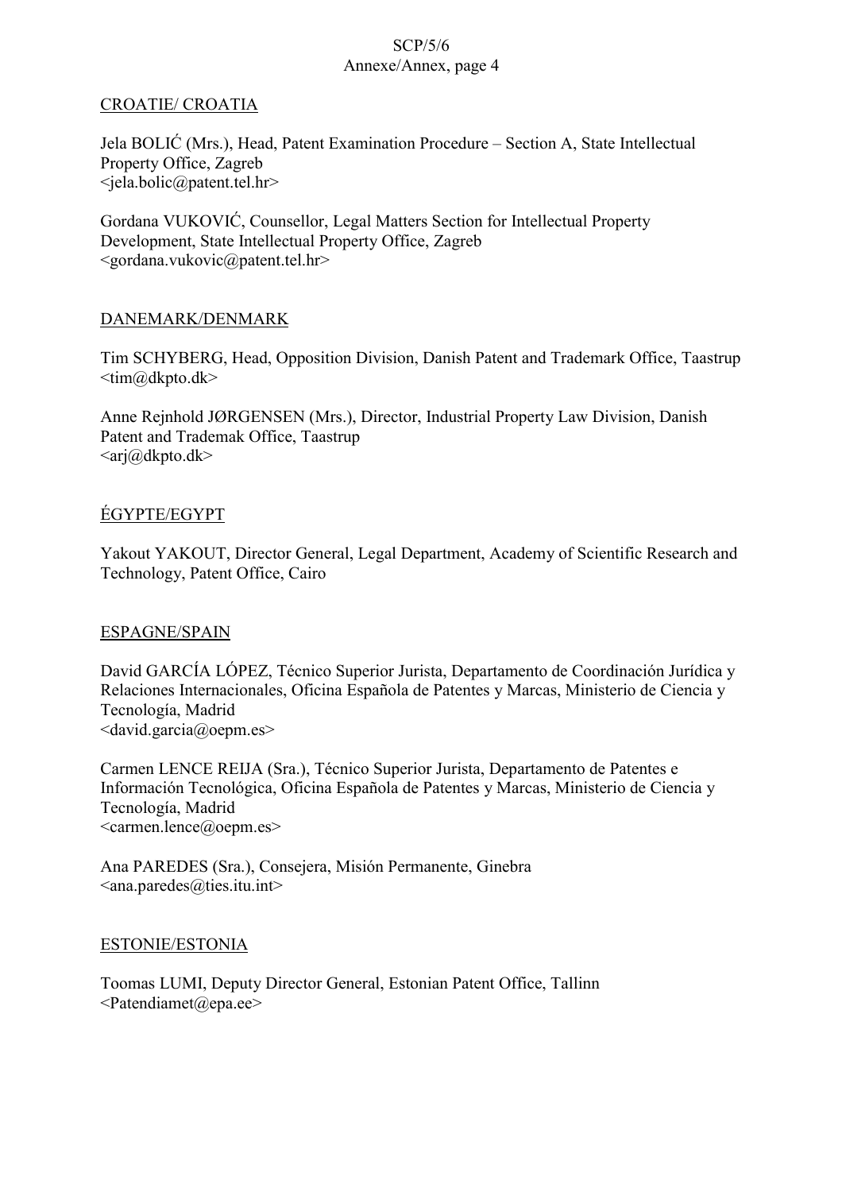CROATIE/ CROATIA

Jela BOLIĆ (Mrs.), Head, Patent Examination Procedure – Section A, State Intellectual Property Office, Zagreb
<jela.bolic@patent.tel.hr>

Gordana VUKOVIĆ, Counsellor, Legal Matters Section for Intellectual Property Development, State Intellectual Property Office, Zagreb
<gordana.vukovic@patent.tel.hr>

DANEMARK/DENMARK

Tim SCHYBERG, Head, Opposition Division, Danish Patent and Trademark Office, Taastrup
<tim@dkpto.dk>

Anne Rejnhold JØRGENSEN (Mrs.), Director, Industrial Property Law Division, Danish Patent and Trademak Office, Taastrup
<arj@dkpto.dk>

ÉGYPTE/EGYPT

Yakout YAKOUT, Director General, Legal Department, Academy of Scientific Research and Technology, Patent Office, Cairo

ESPAGNE/SPAIN

David GARCÍA LÓPEZ, Técnico Superior Jurista, Departamento de Coordinación Jurídica y Relaciones Internacionales, Oficina Española de Patentes y Marcas, Ministerio de Ciencia y Tecnología, Madrid
<david.garcia@oepm.es>

Carmen LENCE REIJA (Sra.), Técnico Superior Jurista, Departamento de Patentes e Información Tecnológica, Oficina Española de Patentes y Marcas, Ministerio de Ciencia y Tecnología, Madrid
<carmen.lence@oepm.es>

Ana PAREDES (Sra.), Consejera, Misión Permanente, Ginebra
<ana.paredes@ties.itu.int>

ESTONIE/ESTONIA

Toomas LUMI, Deputy Director General, Estonian Patent Office, Tallinn
<Patendiamet@epa.ee>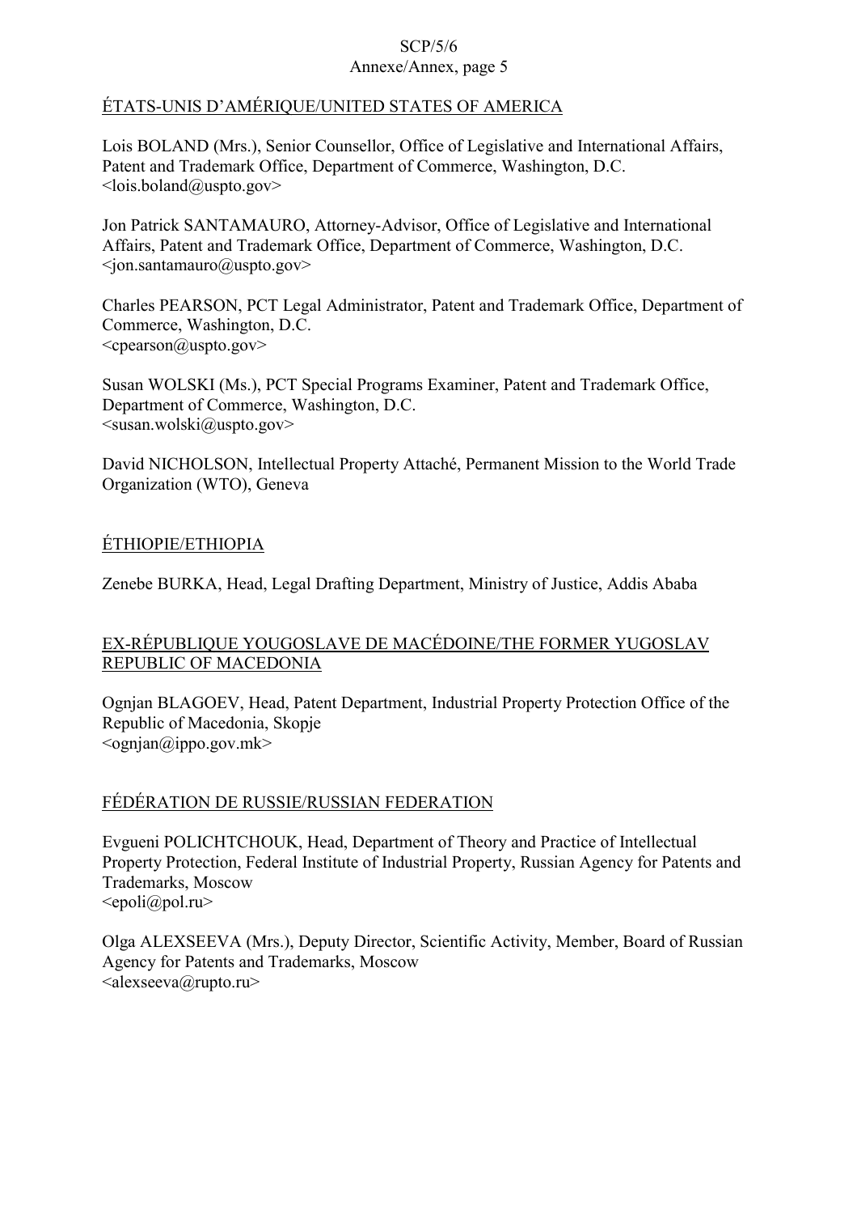<u>ÉTATS-UNIS D'AMÉRIQUE/UNITED STATES OF AMERICA</u>

Lois BOLAND (Mrs.), Senior Counsellor, Office of Legislative and International Affairs, Patent and Trademark Office, Department of Commerce, Washington, D.C.
<lois.boland@uspto.gov>

Jon Patrick SANTAMAURO, Attorney-Advisor, Office of Legislative and International Affairs, Patent and Trademark Office, Department of Commerce, Washington, D.C.
<jon.santamauro@uspto.gov>

Charles PEARSON, PCT Legal Administrator, Patent and Trademark Office, Department of Commerce, Washington, D.C.
<cpearson@uspto.gov>

Susan WOLSKI (Ms.), PCT Special Programs Examiner, Patent and Trademark Office, Department of Commerce, Washington, D.C.
<susan.wolski@uspto.gov>

David NICHOLSON, Intellectual Property Attaché, Permanent Mission to the World Trade Organization (WTO), Geneva

<u>ÉTHIOPIE/ETHIOPIA</u>

Zenebe BURKA, Head, Legal Drafting Department, Ministry of Justice, Addis Ababa

<u>EX-RÉPUBLIQUE YOUGOSLAVE DE MACÉDOINE/THE FORMER YUGOSLAV REPUBLIC OF MACEDONIA</u>

Ognjan BLAGOEV, Head, Patent Department, Industrial Property Protection Office of the Republic of Macedonia, Skopje
<ognjan@ippo.gov.mk>

<u>FÉDÉRATION DE RUSSIE/RUSSIAN FEDERATION</u>

Evgueni POLICHTCHOUK, Head, Department of Theory and Practice of Intellectual Property Protection, Federal Institute of Industrial Property, Russian Agency for Patents and Trademarks, Moscow
<epoli@pol.ru>

Olga ALEXSEEVA (Mrs.), Deputy Director, Scientific Activity, Member, Board of Russian Agency for Patents and Trademarks, Moscow
<alexseeva@rupto.ru>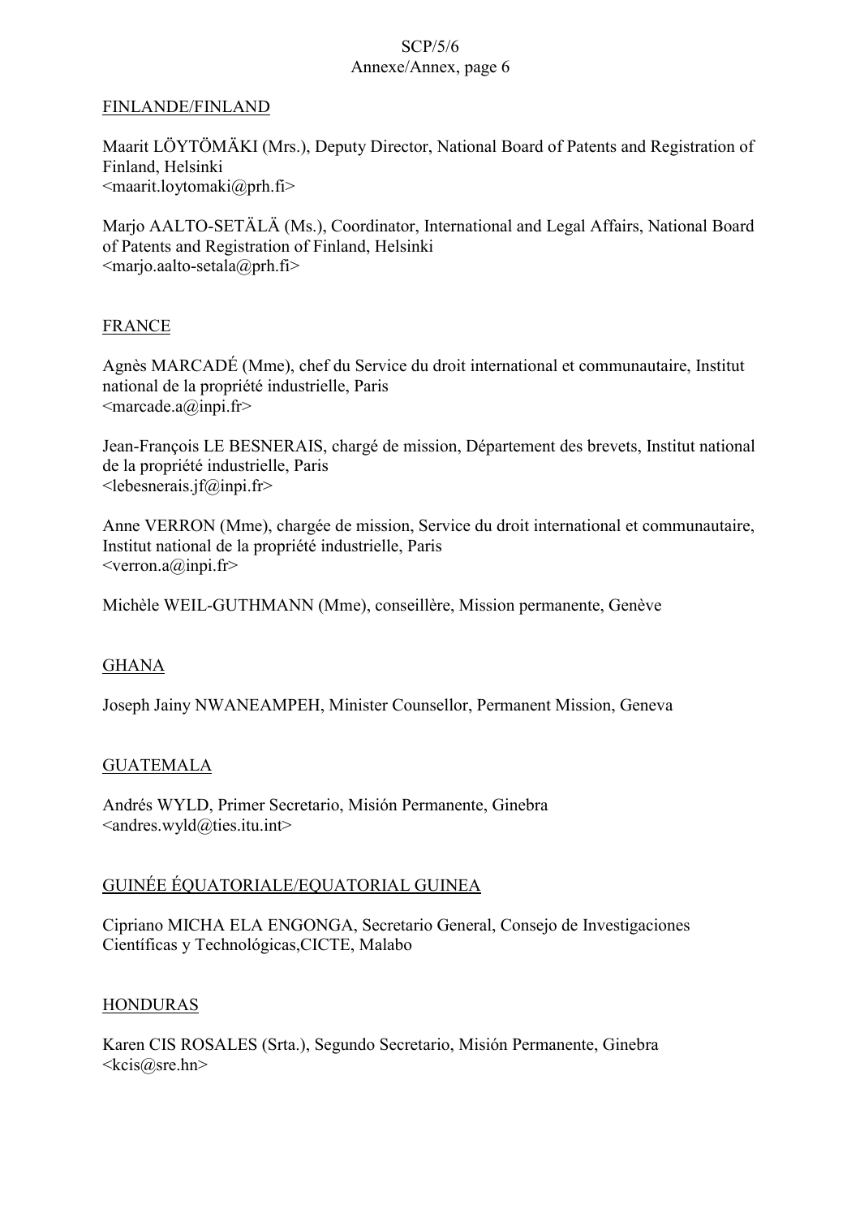FINLANDE/FINLAND

Maarit LÖYTÖMÄKI (Mrs.), Deputy Director, National Board of Patents and Registration of Finland, Helsinki
<maarit.loytomaki@prh.fi>

Marjo AALTO-SETÄLÄ (Ms.), Coordinator, International and Legal Affairs, National Board of Patents and Registration of Finland, Helsinki
<marjo.aalto-setala@prh.fi>

FRANCE

Agnès MARCADÉ (Mme), chef du Service du droit international et communautaire, Institut national de la propriété industrielle, Paris
<marcade.a@inpi.fr>

Jean-François LE BESNERAIS, chargé de mission, Département des brevets, Institut national de la propriété industrielle, Paris
<lebesnerais.jf@inpi.fr>

Anne VERRON (Mme), chargée de mission, Service du droit international et communautaire, Institut national de la propriété industrielle, Paris
<verron.a@inpi.fr>

Michèle WEIL-GUTHMANN (Mme), conseillère, Mission permanente, Genève

GHANA

Joseph Jainy NWANEAMPEH, Minister Counsellor, Permanent Mission, Geneva

GUATEMALA

Andrés WYLD, Primer Secretario, Misión Permanente, Ginebra
<andres.wyld@ties.itu.int>

GUINÉE ÉQUATORIALE/EQUATORIAL GUINEA

Cipriano MICHA ELA ENGONGA, Secretario General, Consejo de Investigaciones Científicas y Technológicas,CICTE, Malabo

HONDURAS

Karen CIS ROSALES (Srta.), Segundo Secretario, Misión Permanente, Ginebra
<kcis@sre.hn>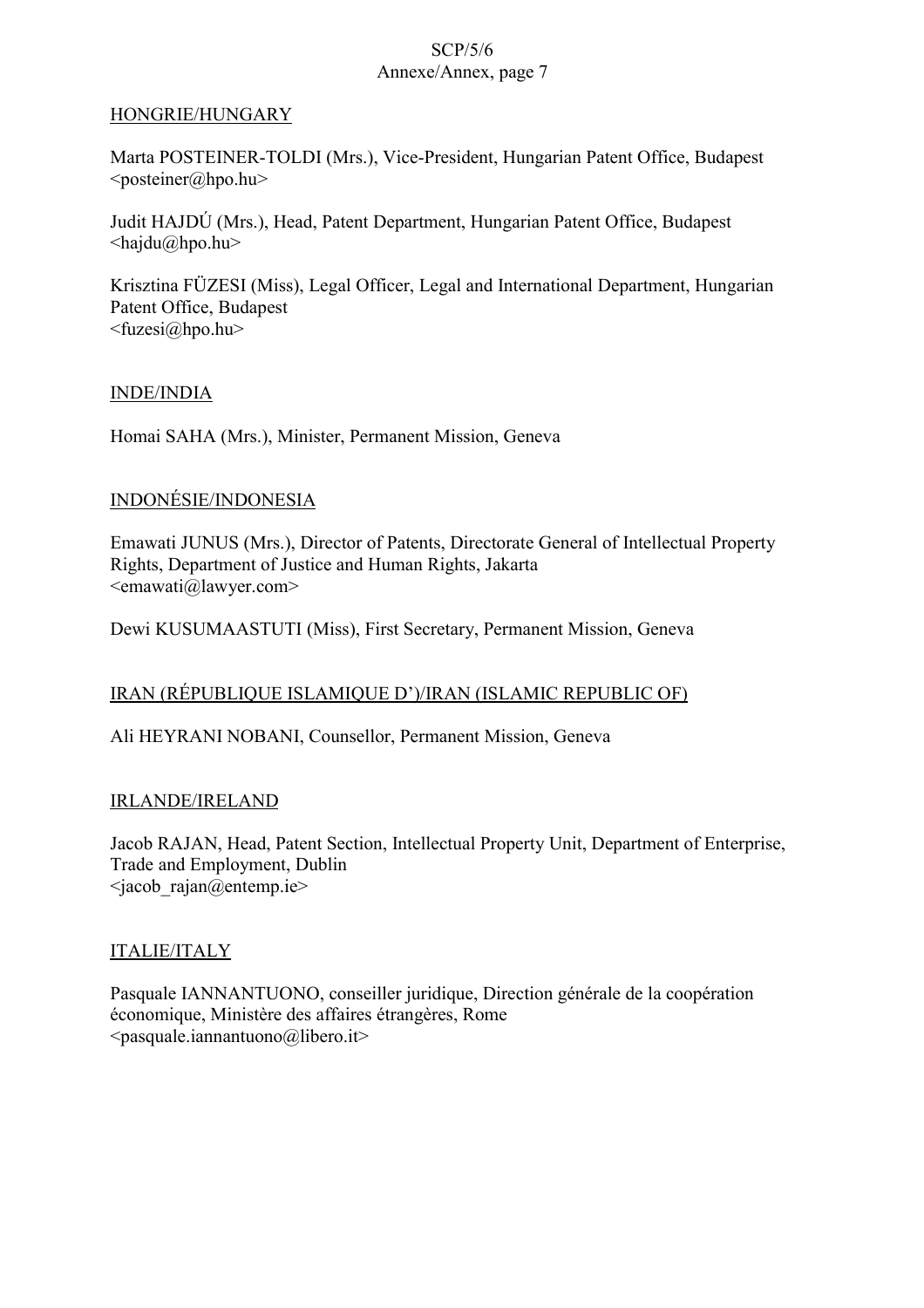HONGRIE/HUNGARY

Marta POSTEINER-TOLDI (Mrs.), Vice-President, Hungarian Patent Office, Budapest
<posteiner@hpo.hu>

Judit HAJDÚ (Mrs.), Head, Patent Department, Hungarian Patent Office, Budapest
<hajdu@hpo.hu>

Krisztina FÜZESI (Miss), Legal Officer, Legal and International Department, Hungarian Patent Office, Budapest
<fuzesi@hpo.hu>

INDE/INDIA

Homai SAHA (Mrs.), Minister, Permanent Mission, Geneva

INDONÉSIE/INDONESIA

Emawati JUNUS (Mrs.), Director of Patents, Directorate General of Intellectual Property Rights, Department of Justice and Human Rights, Jakarta
<emawati@lawyer.com>

Dewi KUSUMAASTUTI (Miss), First Secretary, Permanent Mission, Geneva

IRAN (RÉPUBLIQUE ISLAMIQUE D')/IRAN (ISLAMIC REPUBLIC OF)

Ali HEYRANI NOBANI, Counsellor, Permanent Mission, Geneva

IRLANDE/IRELAND

Jacob RAJAN, Head, Patent Section, Intellectual Property Unit, Department of Enterprise, Trade and Employment, Dublin
<jacob_rajan@entemp.ie>

ITALIE/ITALY

Pasquale IANNANTUONO, conseiller juridique, Direction générale de la coopération économique, Ministère des affaires étrangères, Rome
<pasquale.iannantuono@libero.it>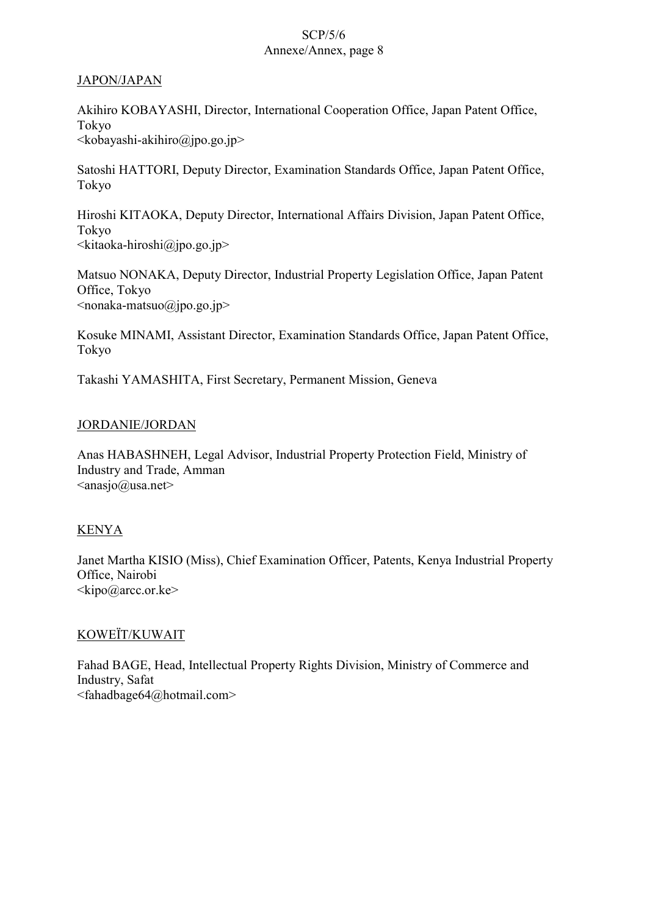JAPON/JAPAN

Akihiro KOBAYASHI, Director, International Cooperation Office, Japan Patent Office, Tokyo
<kobayashi-akihiro@jpo.go.jp>

Satoshi HATTORI, Deputy Director, Examination Standards Office, Japan Patent Office, Tokyo

Hiroshi KITAOKA, Deputy Director, International Affairs Division, Japan Patent Office, Tokyo
<kitaoka-hiroshi@jpo.go.jp>

Matsuo NONAKA, Deputy Director, Industrial Property Legislation Office, Japan Patent Office, Tokyo
<nonaka-matsuo@jpo.go.jp>

Kosuke MINAMI, Assistant Director, Examination Standards Office, Japan Patent Office, Tokyo

Takashi YAMASHITA, First Secretary, Permanent Mission, Geneva

JORDANIE/JORDAN

Anas HABASHNEH, Legal Advisor, Industrial Property Protection Field, Ministry of Industry and Trade, Amman
<anasjo@usa.net>

KENYA

Janet Martha KISIO (Miss), Chief Examination Officer, Patents, Kenya Industrial Property Office, Nairobi
<kipo@arcc.or.ke>

KOWEÏT/KUWAIT

Fahad BAGE, Head, Intellectual Property Rights Division, Ministry of Commerce and Industry, Safat
<fahadbage64@hotmail.com>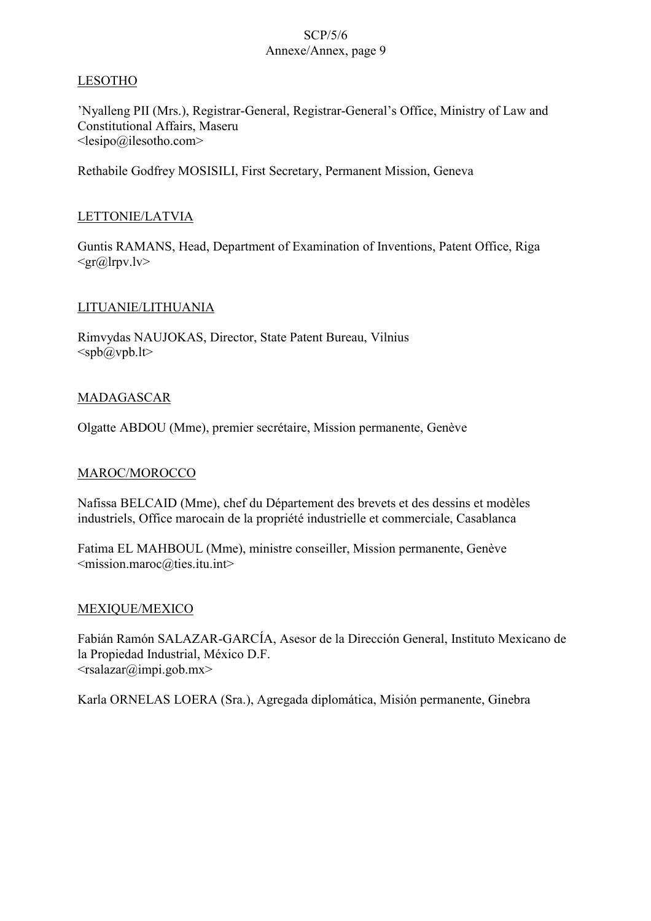LESOTHO

’Nyalleng PII (Mrs.), Registrar-General, Registrar-General’s Office, Ministry of Law and Constitutional Affairs, Maseru
<lesipo@ilesotho.com>

Rethabile Godfrey MOSISILI, First Secretary, Permanent Mission, Geneva

LETTONIE/LATVIA

Guntis RAMANS, Head, Department of Examination of Inventions, Patent Office, Riga
<gr@lrpv.lv>

LITUANIE/LITHUANIA

Rimvydas NAUJOKAS, Director, State Patent Bureau, Vilnius
<spb@vpb.lt>

MADAGASCAR

Olgatte ABDOU (Mme), premier secrétaire, Mission permanente, Genève

MAROC/MOROCCO

Nafissa BELCAID (Mme), chef du Département des brevets et des dessins et modèles industriels, Office marocain de la propriété industrielle et commerciale, Casablanca

Fatima EL MAHBOUL (Mme), ministre conseiller, Mission permanente, Genève
<mission.maroc@ties.itu.int>

MEXIQUE/MEXICO

Fabián Ramón SALAZAR-GARCÍA, Asesor de la Dirección General, Instituto Mexicano de la Propiedad Industrial, México D.F.
<rsalazar@impi.gob.mx>

Karla ORNELAS LOERA (Sra.), Agregada diplomática, Misión permanente, Ginebra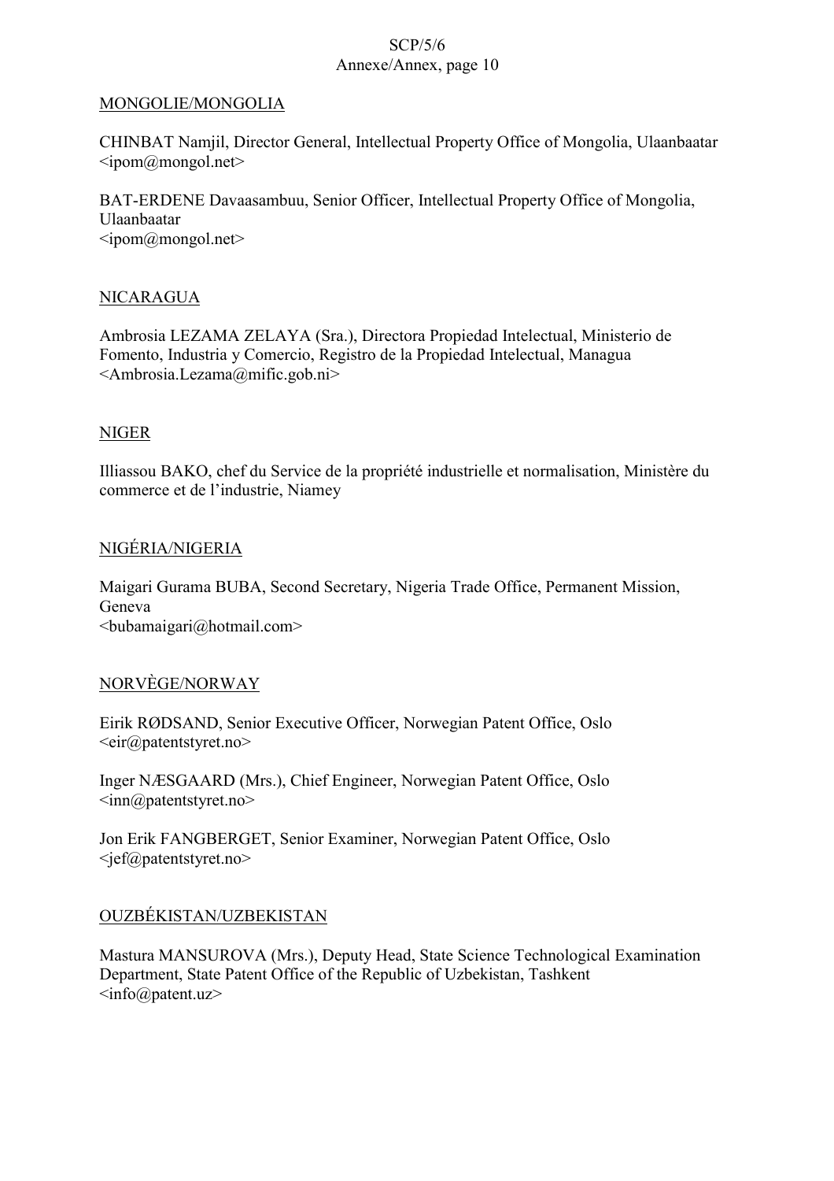MONGOLIE/MONGOLIA

CHINBAT Namjil, Director General, Intellectual Property Office of Mongolia, Ulaanbaatar
<ipom@mongol.net>

BAT-ERDENE Davaasambuu, Senior Officer, Intellectual Property Office of Mongolia, Ulaanbaatar
<ipom@mongol.net>

NICARAGUA

Ambrosia LEZAMA ZELAYA (Sra.), Directora Propiedad Intelectual, Ministerio de Fomento, Industria y Comercio, Registro de la Propiedad Intelectual, Managua
<Ambrosia.Lezama@mific.gob.ni>

NIGER

Illiassou BAKO, chef du Service de la propriété industrielle et normalisation, Ministère du commerce et de l'industrie, Niamey

NIGÉRIA/NIGERIA

Maigari Gurama BUBA, Second Secretary, Nigeria Trade Office, Permanent Mission, Geneva
<bubamaigari@hotmail.com>

NORVÈGE/NORWAY

Eirik RØDSAND, Senior Executive Officer, Norwegian Patent Office, Oslo
<eir@patentstyret.no>

Inger NÆSGAARD (Mrs.), Chief Engineer, Norwegian Patent Office, Oslo
<inn@patentstyret.no>

Jon Erik FANGBERGET, Senior Examiner, Norwegian Patent Office, Oslo
<jef@patentstyret.no>

OUZBÉKISTAN/UZBEKISTAN

Mastura MANSUROVA (Mrs.), Deputy Head, State Science Technological Examination Department, State Patent Office of the Republic of Uzbekistan, Tashkent
<info@patent.uz>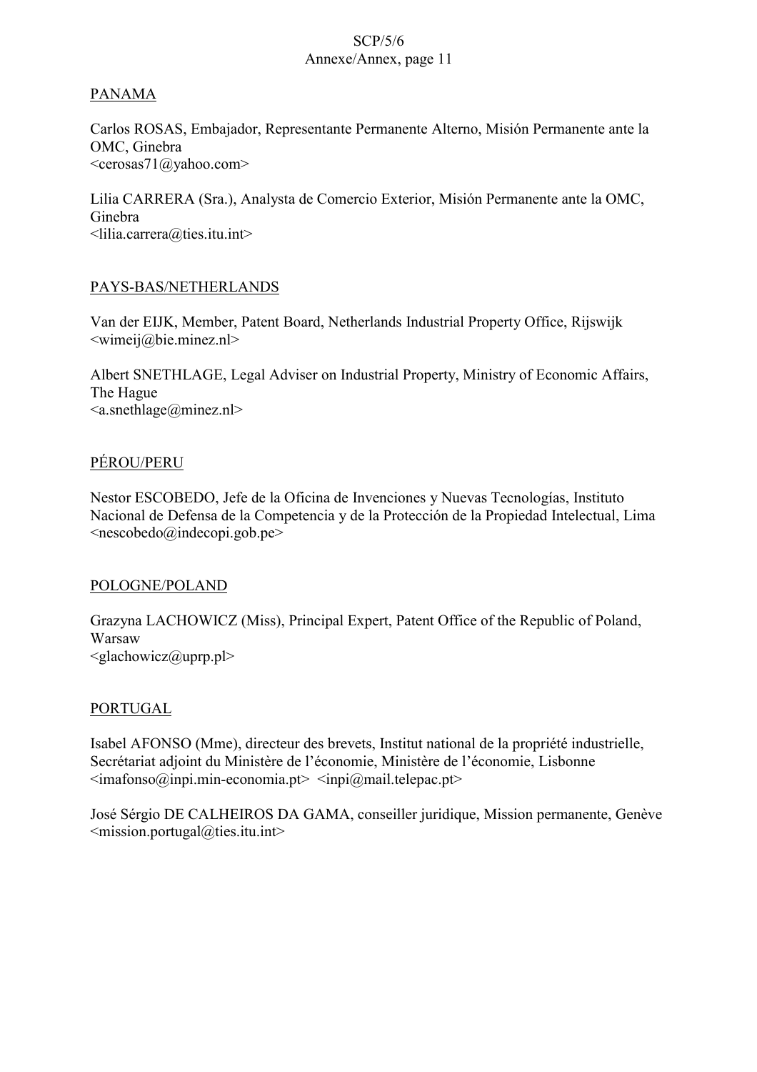PANAMA

Carlos ROSAS, Embajador, Representante Permanente Alterno, Misión Permanente ante la OMC, Ginebra
<cerosas71@yahoo.com>

Lilia CARRERA (Sra.), Analysta de Comercio Exterior, Misión Permanente ante la OMC, Ginebra
<lilia.carrera@ties.itu.int>

PAYS-BAS/NETHERLANDS

Van der EIJK, Member, Patent Board, Netherlands Industrial Property Office, Rijswijk
<wimeij@bie.minez.nl>

Albert SNETHLAGE, Legal Adviser on Industrial Property, Ministry of Economic Affairs, The Hague
<a.snethlage@minez.nl>

PÉROU/PERU

Nestor ESCOBEDO, Jefe de la Oficina de Invenciones y Nuevas Tecnologías, Instituto Nacional de Defensa de la Competencia y de la Protección de la Propiedad Intelectual, Lima
<nescobedo@indecopi.gob.pe>

POLOGNE/POLAND

Grazyna LACHOWICZ (Miss), Principal Expert, Patent Office of the Republic of Poland, Warsaw
<glachowicz@uprp.pl>

PORTUGAL

Isabel AFONSO (Mme), directeur des brevets, Institut national de la propriété industrielle, Secrétariat adjoint du Ministère de l'économie, Ministère de l'économie, Lisbonne
<imafonso@inpi.min-economia.pt> <inpi@mail.telepac.pt>

José Sérgio DE CALHEIROS DA GAMA, conseiller juridique, Mission permanente, Genève
<mission.portugal@ties.itu.int>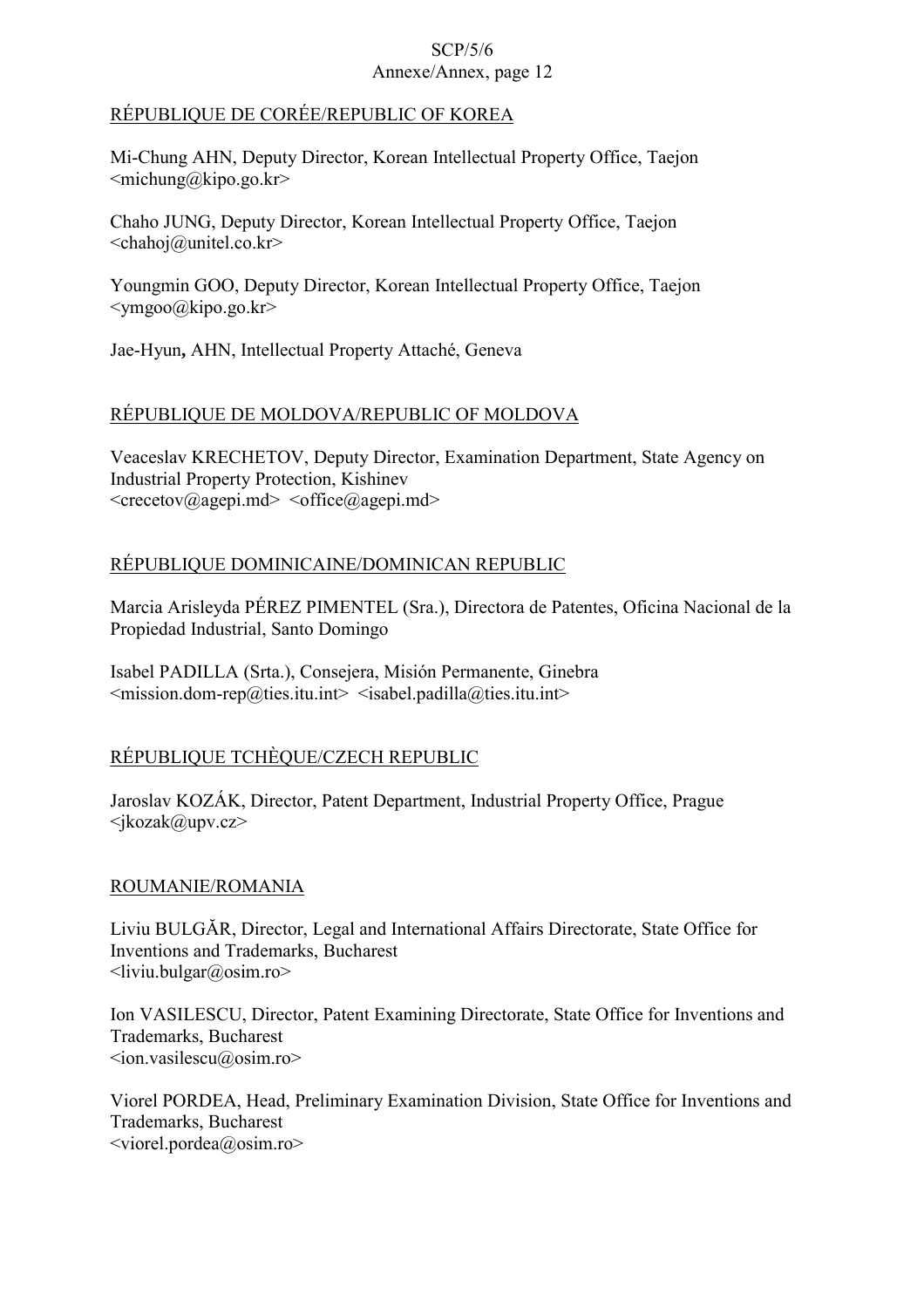RÉPUBLIQUE DE CORÉE/REPUBLIC OF KOREA

Mi-Chung AHN, Deputy Director, Korean Intellectual Property Office, Taejon
<michung@kipo.go.kr>

Chaho JUNG, Deputy Director, Korean Intellectual Property Office, Taejon
<chahoj@unitel.co.kr>

Youngmin GOO, Deputy Director, Korean Intellectual Property Office, Taejon
<ymgoo@kipo.go.kr>

Jae-Hyun**,** AHN, Intellectual Property Attaché, Geneva

RÉPUBLIQUE DE MOLDOVA/REPUBLIC OF MOLDOVA

Veaceslav KRECHETOV, Deputy Director, Examination Department, State Agency on Industrial Property Protection, Kishinev
<crecetov@agepi.md> <office@agepi.md>

RÉPUBLIQUE DOMINICAINE/DOMINICAN REPUBLIC

Marcia Arisleyda PÉREZ PIMENTEL (Sra.), Directora de Patentes, Oficina Nacional de la Propiedad Industrial, Santo Domingo

Isabel PADILLA (Srta.), Consejera, Misión Permanente, Ginebra
<mission.dom-rep@ties.itu.int> <isabel.padilla@ties.itu.int>

RÉPUBLIQUE TCHÈQUE/CZECH REPUBLIC

Jaroslav KOZÁK, Director, Patent Department, Industrial Property Office, Prague
<jkozak@upv.cz>

ROUMANIE/ROMANIA

Liviu BULGĂR, Director, Legal and International Affairs Directorate, State Office for Inventions and Trademarks, Bucharest
<liviu.bulgar@osim.ro>

Ion VASILESCU, Director, Patent Examining Directorate, State Office for Inventions and Trademarks, Bucharest
<ion.vasilescu@osim.ro>

Viorel PORDEA, Head, Preliminary Examination Division, State Office for Inventions and Trademarks, Bucharest
<viorel.pordea@osim.ro>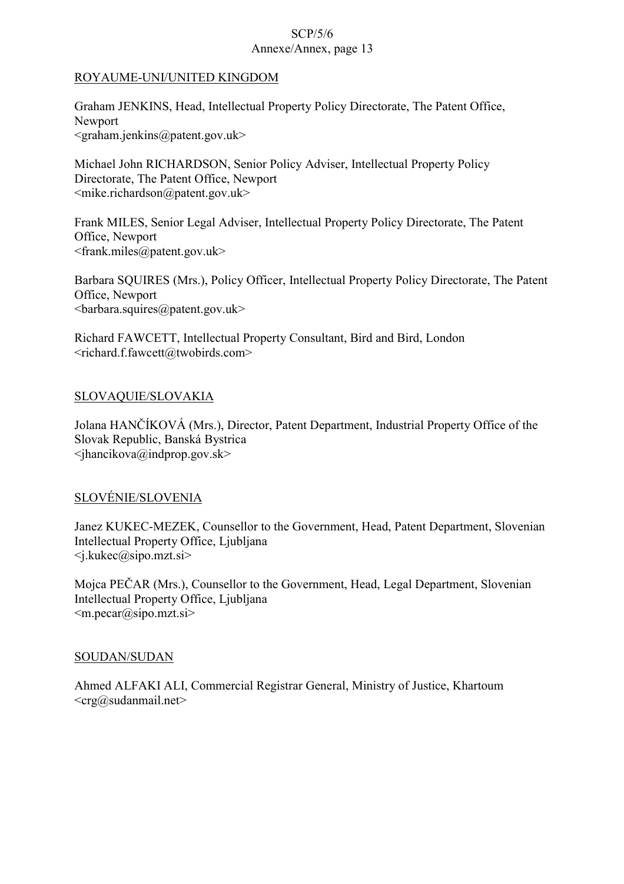ROYAUME-UNI/UNITED KINGDOM

Graham JENKINS, Head, Intellectual Property Policy Directorate, The Patent Office, Newport
<graham.jenkins@patent.gov.uk>

Michael John RICHARDSON, Senior Policy Adviser, Intellectual Property Policy Directorate, The Patent Office, Newport
<mike.richardson@patent.gov.uk>

Frank MILES, Senior Legal Adviser, Intellectual Property Policy Directorate, The Patent Office, Newport
<frank.miles@patent.gov.uk>

Barbara SQUIRES (Mrs.), Policy Officer, Intellectual Property Policy Directorate, The Patent Office, Newport
<barbara.squires@patent.gov.uk>

Richard FAWCETT, Intellectual Property Consultant, Bird and Bird, London
<richard.f.fawcett@twobirds.com>

SLOVAQUIE/SLOVAKIA

Jolana HANČÍKOVÁ (Mrs.), Director, Patent Department, Industrial Property Office of the Slovak Republic, Banská Bystrica
<jhancikova@indprop.gov.sk>

SLOVÉNIE/SLOVENIA

Janez KUKEC-MEZEK, Counsellor to the Government, Head, Patent Department, Slovenian Intellectual Property Office, Ljubljana
<j.kukec@sipo.mzt.si>

Mojca PEČAR (Mrs.), Counsellor to the Government, Head, Legal Department, Slovenian Intellectual Property Office, Ljubljana
<m.pecar@sipo.mzt.si>

SOUDAN/SUDAN

Ahmed ALFAKI ALI, Commercial Registrar General, Ministry of Justice, Khartoum
<crg@sudanmail.net>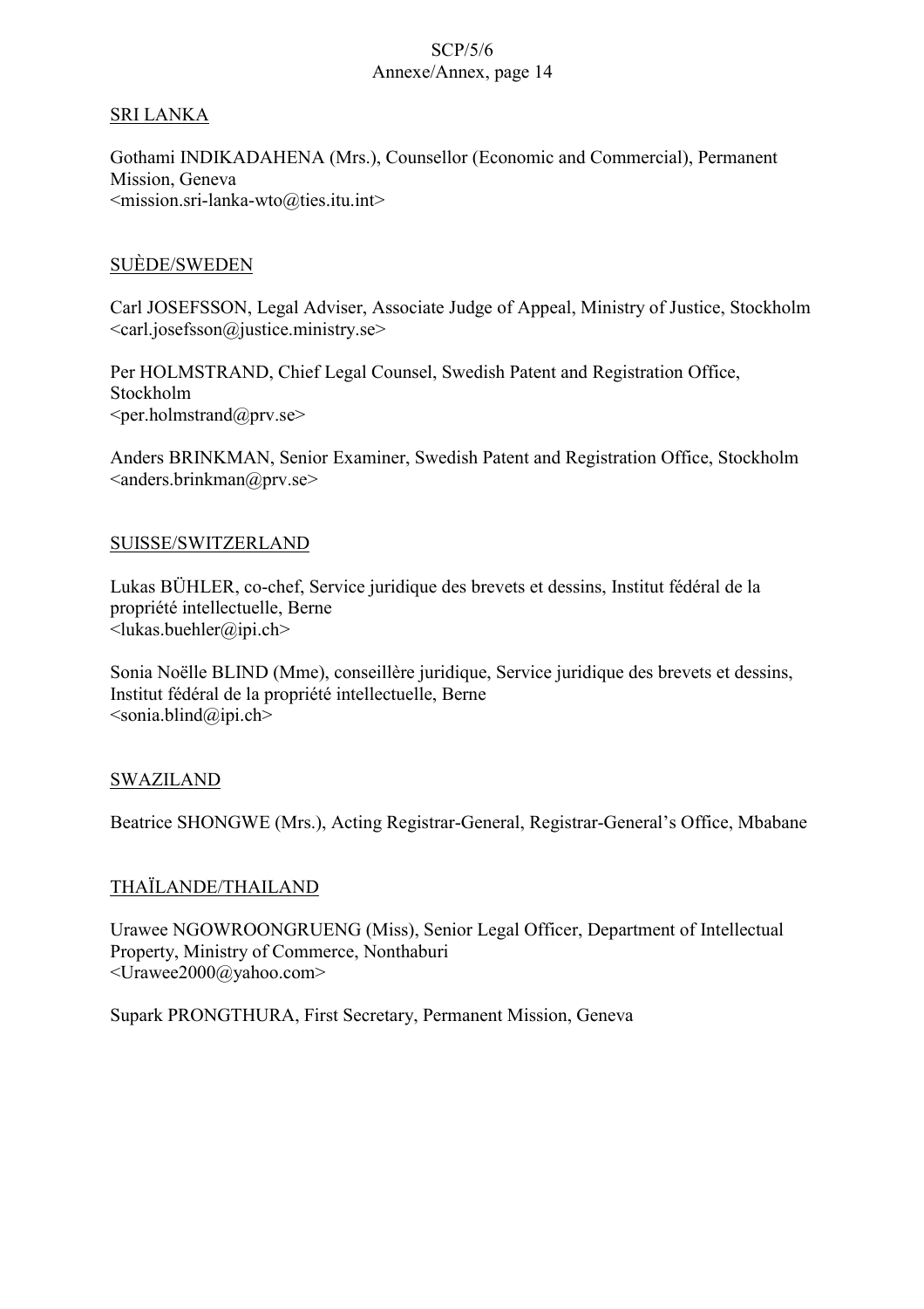SRI LANKA

Gothami INDIKADAHENA (Mrs.), Counsellor (Economic and Commercial), Permanent Mission, Geneva
<mission.sri-lanka-wto@ties.itu.int>

SUÈDE/SWEDEN

Carl JOSEFSSON, Legal Adviser, Associate Judge of Appeal, Ministry of Justice, Stockholm
<carl.josefsson@justice.ministry.se>

Per HOLMSTRAND, Chief Legal Counsel, Swedish Patent and Registration Office, Stockholm
<per.holmstrand@prv.se>

Anders BRINKMAN, Senior Examiner, Swedish Patent and Registration Office, Stockholm
<anders.brinkman@prv.se>

SUISSE/SWITZERLAND

Lukas BÜHLER, co-chef, Service juridique des brevets et dessins, Institut fédéral de la propriété intellectuelle, Berne
<lukas.buehler@ipi.ch>

Sonia Noëlle BLIND (Mme), conseillère juridique, Service juridique des brevets et dessins, Institut fédéral de la propriété intellectuelle, Berne
<sonia.blind@ipi.ch>

SWAZILAND

Beatrice SHONGWE (Mrs.), Acting Registrar-General, Registrar-General's Office, Mbabane

THAÏLANDE/THAILAND

Urawee NGOWROONGRUENG (Miss), Senior Legal Officer, Department of Intellectual Property, Ministry of Commerce, Nonthaburi
<Urawee2000@yahoo.com>

Supark PRONGTHURA, First Secretary, Permanent Mission, Geneva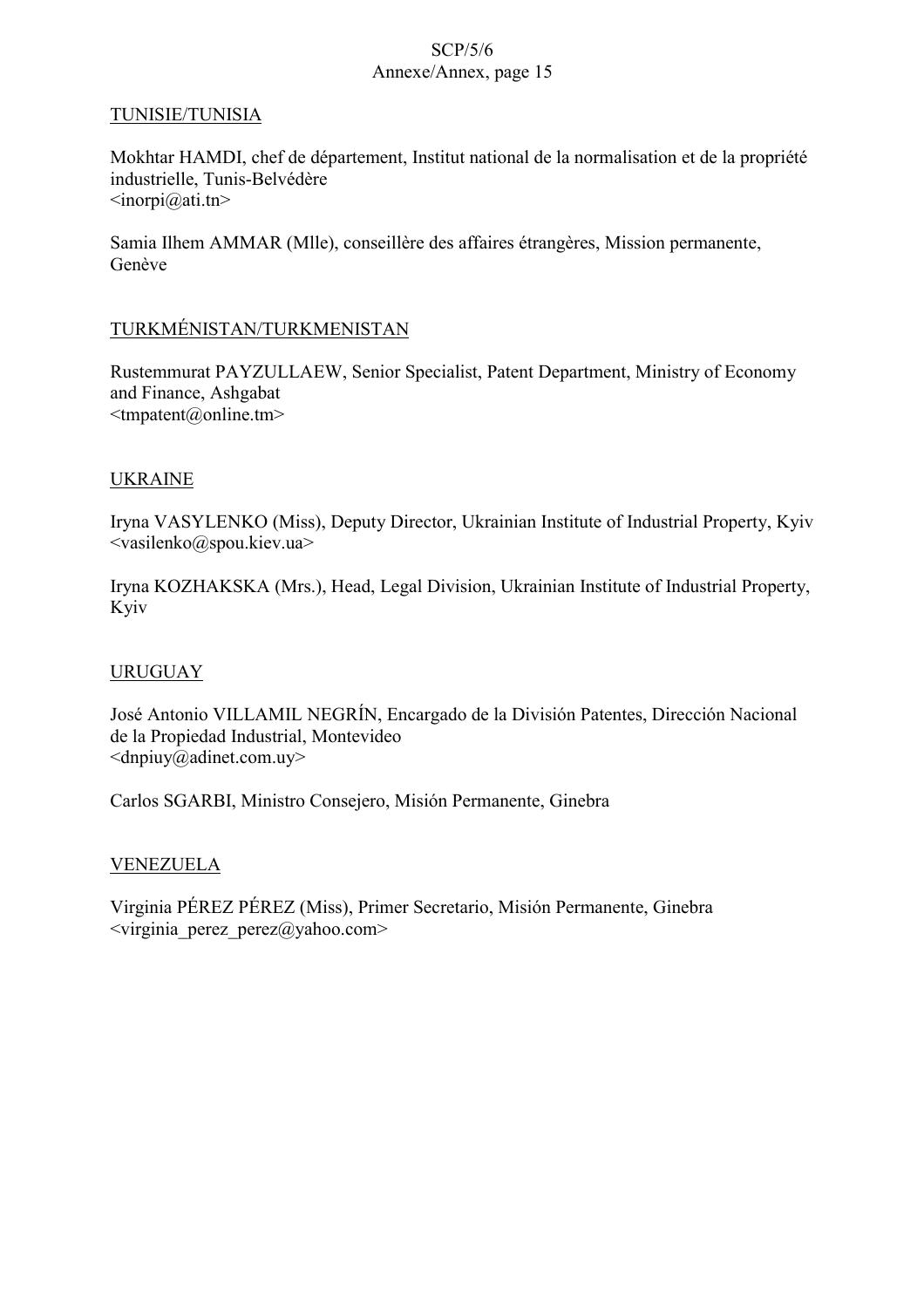<u>TUNISIE/TUNISIA</u>

Mokhtar HAMDI, chef de département, Institut national de la normalisation et de la propriété industrielle, Tunis-Belvédère
<inorpi@ati.tn>

Samia Ilhem AMMAR (Mlle), conseillère des affaires étrangères, Mission permanente, Genève

<u>TURKMÉNISTAN/TURKMENISTAN</u>

Rustemmurat PAYZULLAEW, Senior Specialist, Patent Department, Ministry of Economy and Finance, Ashgabat
<tmpatent@online.tm>

<u>UKRAINE</u>

Iryna VASYLENKO (Miss), Deputy Director, Ukrainian Institute of Industrial Property, Kyiv
<vasilenko@spou.kiev.ua>

Iryna KOZHAKSKA (Mrs.), Head, Legal Division, Ukrainian Institute of Industrial Property, Kyiv

<u>URUGUAY</u>

José Antonio VILLAMIL NEGRÍN, Encargado de la División Patentes, Dirección Nacional de la Propiedad Industrial, Montevideo
<dnpiuy@adinet.com.uy>

Carlos SGARBI, Ministro Consejero, Misión Permanente, Ginebra

<u>VENEZUELA</u>

Virginia PÉREZ PÉREZ (Miss), Primer Secretario, Misión Permanente, Ginebra
<virginia_perez_perez@yahoo.com>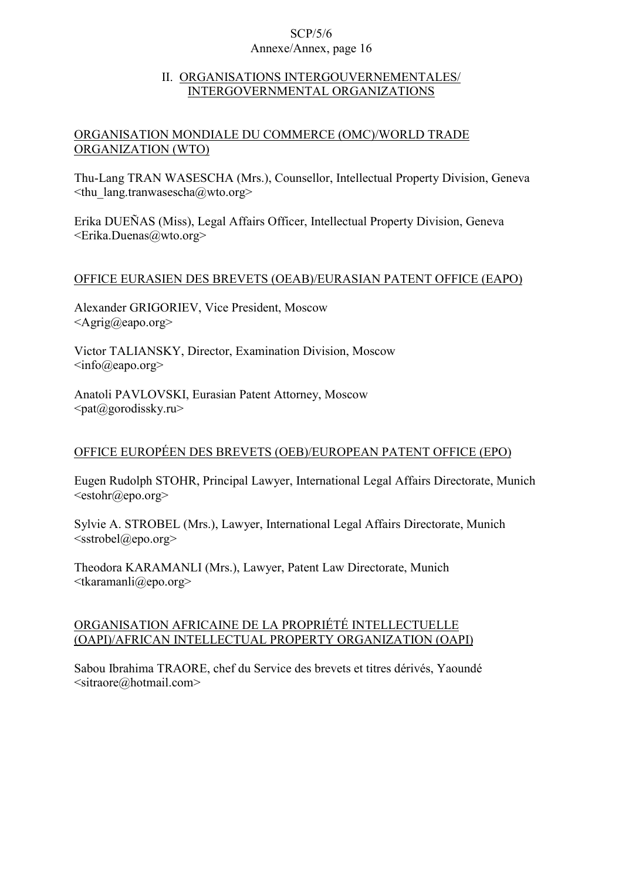## II. ORGANISATIONS INTERGOUVERNEMENTALES/ INTERGOVERNMENTAL ORGANIZATIONS

### ORGANISATION MONDIALE DU COMMERCE (OMC)/WORLD TRADE ORGANIZATION (WTO)

Thu-Lang TRAN WASESCHA (Mrs.), Counsellor, Intellectual Property Division, Geneva
<thu_lang.tranwasescha@wto.org>

Erika DUEÑAS (Miss), Legal Affairs Officer, Intellectual Property Division, Geneva
<Erika.Duenas@wto.org>

### OFFICE EURASIEN DES BREVETS (OEAB)/EURASIAN PATENT OFFICE (EAPO)

Alexander GRIGORIEV, Vice President, Moscow
<Agrig@eapo.org>

Victor TALIANSKY, Director, Examination Division, Moscow
<info@eapo.org>

Anatoli PAVLOVSKI, Eurasian Patent Attorney, Moscow
<pat@gorodissky.ru>

### OFFICE EUROPÉEN DES BREVETS (OEB)/EUROPEAN PATENT OFFICE (EPO)

Eugen Rudolph STOHR, Principal Lawyer, International Legal Affairs Directorate, Munich
<estohr@epo.org>

Sylvie A. STROBEL (Mrs.), Lawyer, International Legal Affairs Directorate, Munich
<sstrobel@epo.org>

Theodora KARAMANLI (Mrs.), Lawyer, Patent Law Directorate, Munich
<tkaramanli@epo.org>

### ORGANISATION AFRICAINE DE LA PROPRIÉTÉ INTELLECTUELLE (OAPI)/AFRICAN INTELLECTUAL PROPERTY ORGANIZATION (OAPI)

Sabou Ibrahima TRAORE, chef du Service des brevets et titres dérivés, Yaoundé
<sitraore@hotmail.com>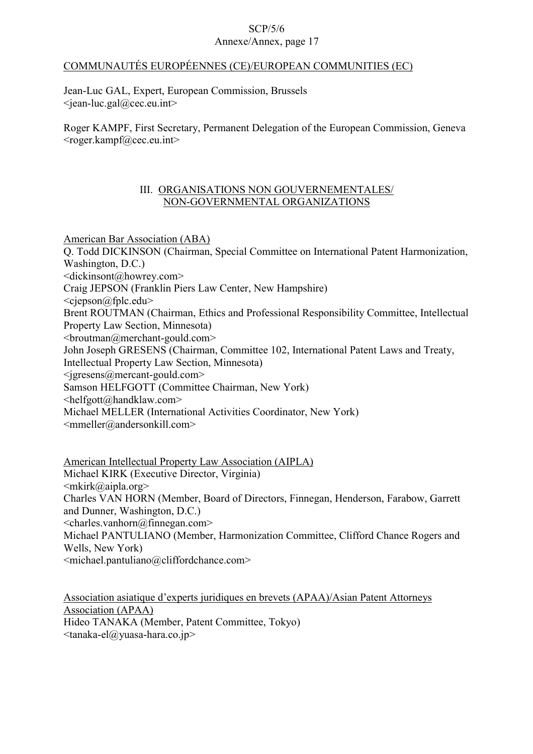COMMUNAUTÉS EUROPÉENNES (CE)/EUROPEAN COMMUNITIES (EC)

Jean-Luc GAL, Expert, European Commission, Brussels
<jean-luc.gal@cec.eu.int>

Roger KAMPF, First Secretary, Permanent Delegation of the European Commission, Geneva
<roger.kampf@cec.eu.int>

## III. ORGANISATIONS NON GOUVERNEMENTALES/ NON-GOVERNMENTAL ORGANIZATIONS

American Bar Association (ABA)
Q. Todd DICKINSON (Chairman, Special Committee on International Patent Harmonization, Washington, D.C.)
<dickinsont@howrey.com>
Craig JEPSON (Franklin Piers Law Center, New Hampshire)
<cjepson@fplc.edu>
Brent ROUTMAN (Chairman, Ethics and Professional Responsibility Committee, Intellectual Property Law Section, Minnesota)
<broutman@merchant-gould.com>
John Joseph GRESENS (Chairman, Committee 102, International Patent Laws and Treaty, Intellectual Property Law Section, Minnesota)
<jgresens@mercant-gould.com>
Samson HELFGOTT (Committee Chairman, New York)
<helfgott@handklaw.com>
Michael MELLER (International Activities Coordinator, New York)
<mmeller@andersonkill.com>

American Intellectual Property Law Association (AIPLA)
Michael KIRK (Executive Director, Virginia)
<mkirk@aipla.org>
Charles VAN HORN (Member, Board of Directors, Finnegan, Henderson, Farabow, Garrett and Dunner, Washington, D.C.)
<charles.vanhorn@finnegan.com>
Michael PANTULIANO (Member, Harmonization Committee, Clifford Chance Rogers and Wells, New York)
<michael.pantuliano@cliffordchance.com>

Association asiatique d'experts juridiques en brevets (APAA)/Asian Patent Attorneys Association (APAA)
Hideo TANAKA (Member, Patent Committee, Tokyo)
<tanaka-el@yuasa-hara.co.jp>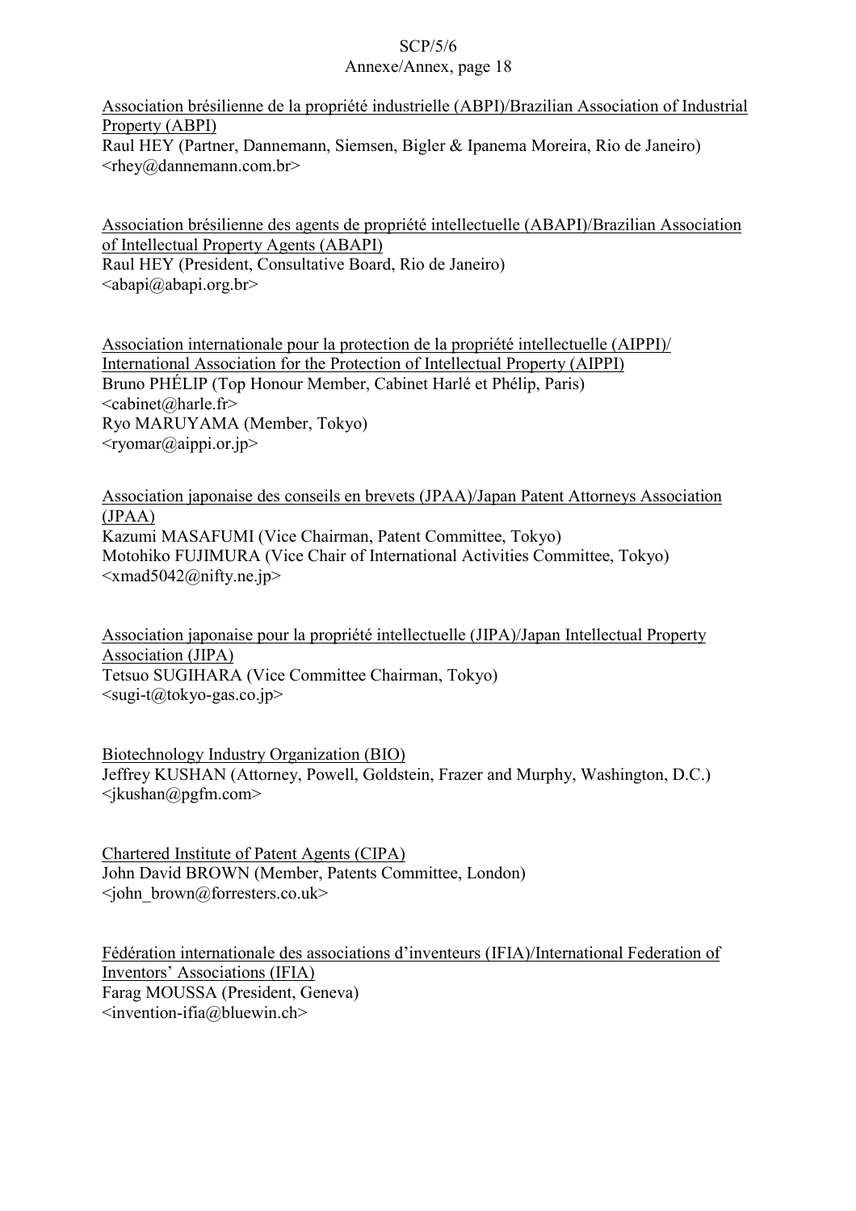Association brésilienne de la propriété industrielle (ABPI)/Brazilian Association of Industrial Property (ABPI)
Raul HEY (Partner, Dannemann, Siemsen, Bigler & Ipanema Moreira, Rio de Janeiro)
<rhey@dannemann.com.br>

Association brésilienne des agents de propriété intellectuelle (ABAPI)/Brazilian Association of Intellectual Property Agents (ABAPI)
Raul HEY (President, Consultative Board, Rio de Janeiro)
<abapi@abapi.org.br>

Association internationale pour la protection de la propriété intellectuelle (AIPPI)/ International Association for the Protection of Intellectual Property (AIPPI)
Bruno PHÉLIP (Top Honour Member, Cabinet Harlé et Phélip, Paris)
<cabinet@harle.fr>
Ryo MARUYAMA (Member, Tokyo)
<ryomar@aippi.or.jp>

Association japonaise des conseils en brevets (JPAA)/Japan Patent Attorneys Association (JPAA)
Kazumi MASAFUMI (Vice Chairman, Patent Committee, Tokyo)
Motohiko FUJIMURA (Vice Chair of International Activities Committee, Tokyo)
<xmad5042@nifty.ne.jp>

Association japonaise pour la propriété intellectuelle (JIPA)/Japan Intellectual Property Association (JIPA)
Tetsuo SUGIHARA (Vice Committee Chairman, Tokyo)
<sugi-t@tokyo-gas.co.jp>

Biotechnology Industry Organization (BIO)
Jeffrey KUSHAN (Attorney, Powell, Goldstein, Frazer and Murphy, Washington, D.C.)
<jkushan@pgfm.com>

Chartered Institute of Patent Agents (CIPA)
John David BROWN (Member, Patents Committee, London)
<john_brown@forresters.co.uk>

Fédération internationale des associations d'inventeurs (IFIA)/International Federation of Inventors' Associations (IFIA)
Farag MOUSSA (President, Geneva)
<invention-ifia@bluewin.ch>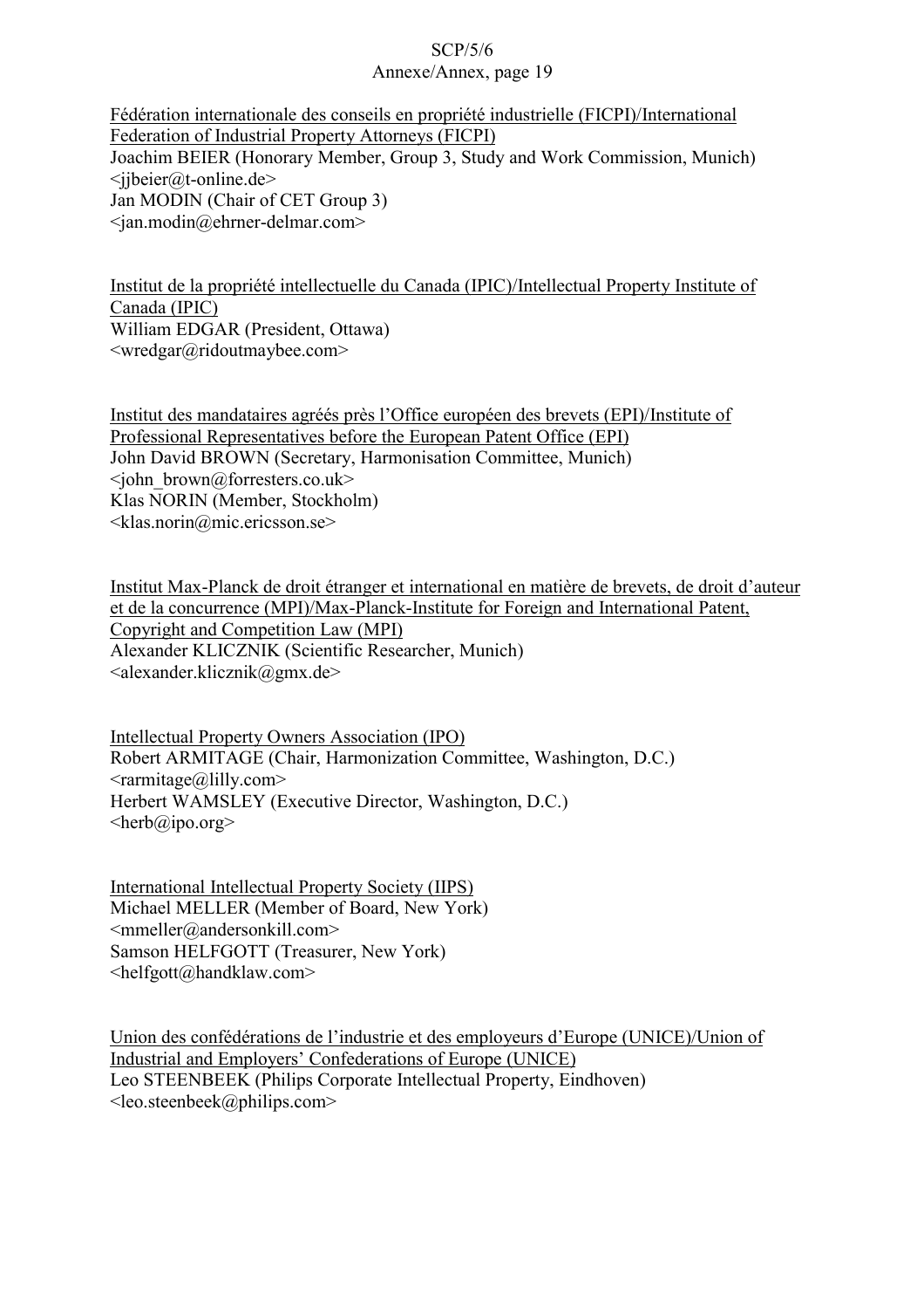Fédération internationale des conseils en propriété industrielle (FICPI)/International Federation of Industrial Property Attorneys (FICPI)
Joachim BEIER (Honorary Member, Group 3, Study and Work Commission, Munich)
<jjbeier@t-online.de>
Jan MODIN (Chair of CET Group 3)
<jan.modin@ehrner-delmar.com>

Institut de la propriété intellectuelle du Canada (IPIC)/Intellectual Property Institute of Canada (IPIC)
William EDGAR (President, Ottawa)
<wredgar@ridoutmaybee.com>

Institut des mandataires agréés près l'Office européen des brevets (EPI)/Institute of Professional Representatives before the European Patent Office (EPI)
John David BROWN (Secretary, Harmonisation Committee, Munich)
<john_brown@forresters.co.uk>
Klas NORIN (Member, Stockholm)
<klas.norin@mic.ericsson.se>

Institut Max-Planck de droit étranger et international en matière de brevets, de droit d'auteur et de la concurrence (MPI)/Max-Planck-Institute for Foreign and International Patent, Copyright and Competition Law (MPI)
Alexander KLICZNIK (Scientific Researcher, Munich)
<alexander.klicznik@gmx.de>

Intellectual Property Owners Association (IPO)
Robert ARMITAGE (Chair, Harmonization Committee, Washington, D.C.)
<rarmitage@lilly.com>
Herbert WAMSLEY (Executive Director, Washington, D.C.)
<herb@ipo.org>

International Intellectual Property Society (IIPS)
Michael MELLER (Member of Board, New York)
<mmeller@andersonkill.com>
Samson HELFGOTT (Treasurer, New York)
<helfgott@handklaw.com>

Union des confédérations de l'industrie et des employeurs d'Europe (UNICE)/Union of Industrial and Employers' Confederations of Europe (UNICE)
Leo STEENBEEK (Philips Corporate Intellectual Property, Eindhoven)
<leo.steenbeek@philips.com>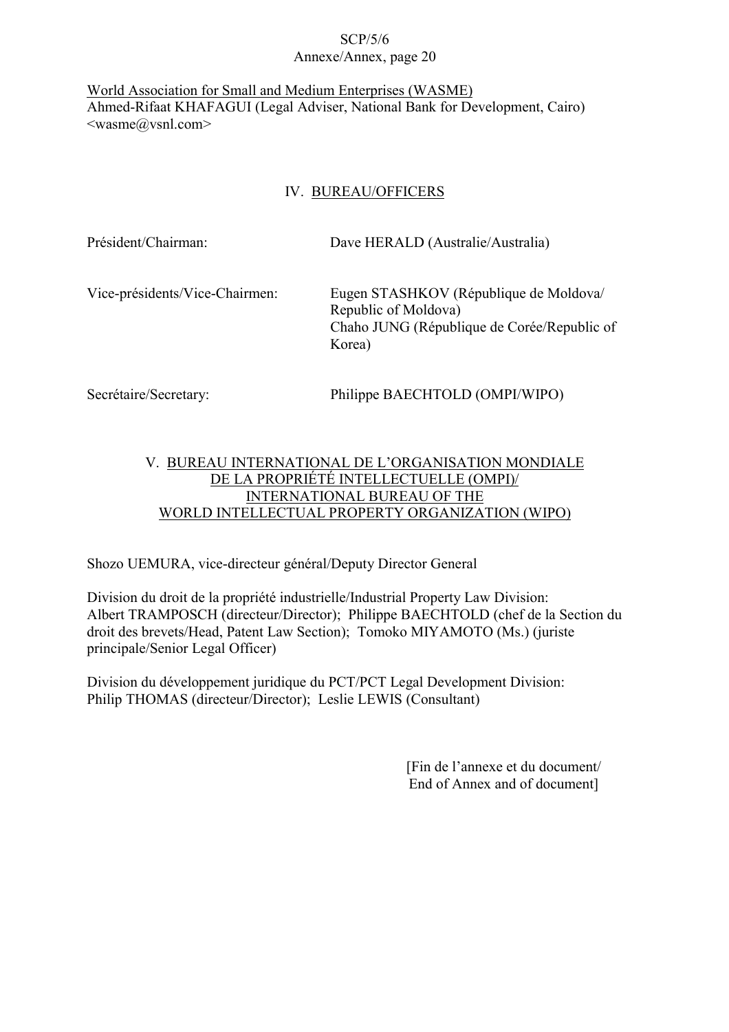World Association for Small and Medium Enterprises (WASME)
Ahmed-Rifaat KHAFAGUI (Legal Adviser, National Bank for Development, Cairo)
<wasme@vsnl.com>

## IV. BUREAU/OFFICERS

| | |
|---|---|
| Président/Chairman: | Dave HERALD (Australie/Australia) |
| Vice-présidents/Vice-Chairmen: | Eugen STASHKOV (République de Moldova/ Republic of Moldova)<br>Chaho JUNG (République de Corée/Republic of Korea) |
| Secrétaire/Secretary: | Philippe BAECHTOLD (OMPI/WIPO) |

## V. BUREAU INTERNATIONAL DE L'ORGANISATION MONDIALE DE LA PROPRIÉTÉ INTELLECTUELLE (OMPI)/ INTERNATIONAL BUREAU OF THE WORLD INTELLECTUAL PROPERTY ORGANIZATION (WIPO)

Shozo UEMURA, vice-directeur général/Deputy Director General

Division du droit de la propriété industrielle/Industrial Property Law Division:
Albert TRAMPOSCH (directeur/Director); Philippe BAECHTOLD (chef de la Section du droit des brevets/Head, Patent Law Section); Tomoko MIYAMOTO (Ms.) (juriste principale/Senior Legal Officer)

Division du développement juridique du PCT/PCT Legal Development Division:
Philip THOMAS (directeur/Director); Leslie LEWIS (Consultant)

[Fin de l'annexe et du document/
End of Annex and of document]